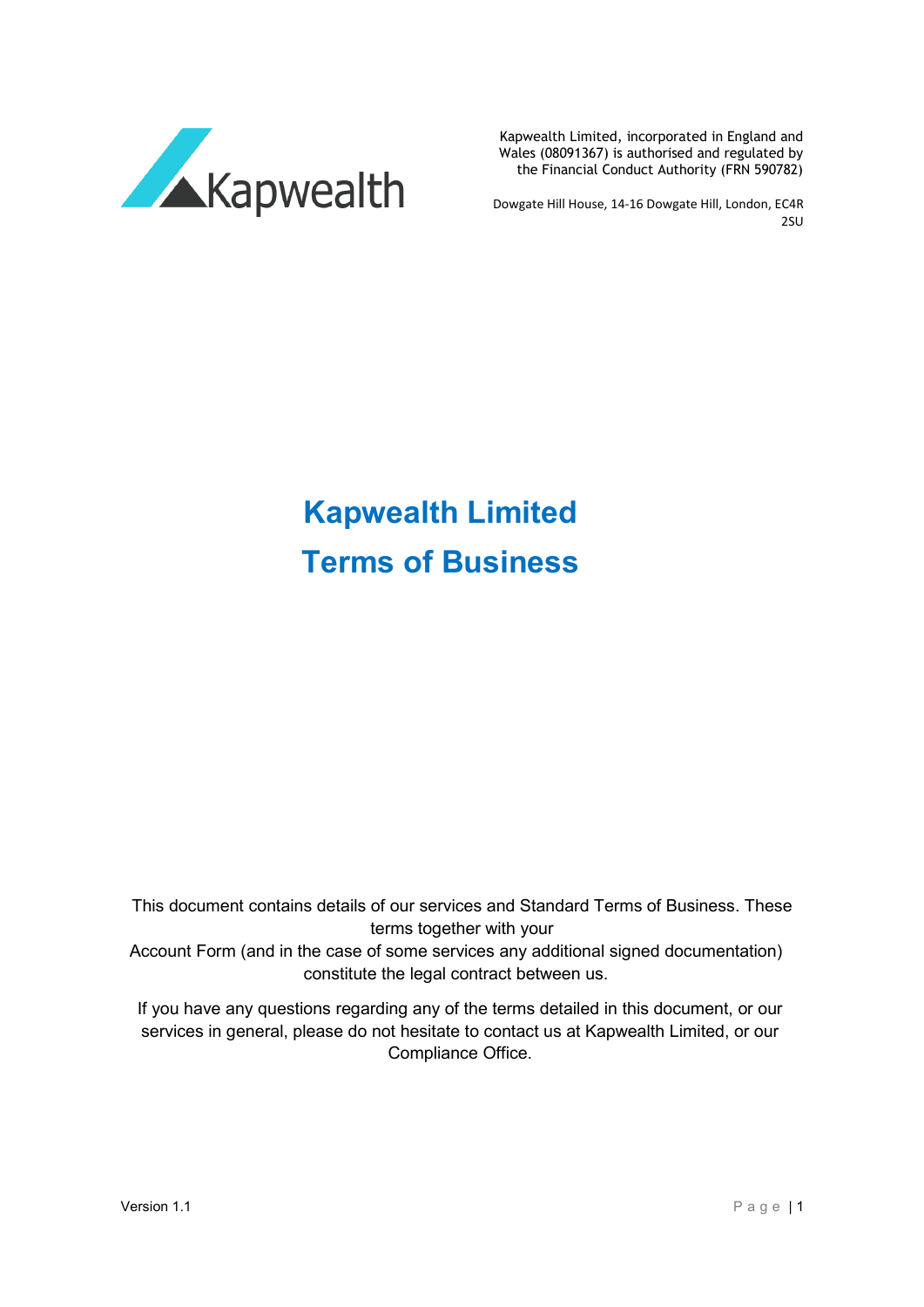Kapwealth Limited, incorporated in England and Wales (08091367) is authorised and regulated by the Financial Conduct Authority (FRN 590782)

Dowgate Hill House, 14-16 Dowgate Hill, London, EC4R 2SU

# Kapwealth Limited
# Terms of Business

This document contains details of our services and Standard Terms of Business. These terms together with your Account Form (and in the case of some services any additional signed documentation) constitute the legal contract between us.

If you have any questions regarding any of the terms detailed in this document, or our services in general, please do not hesitate to contact us at Kapwealth Limited, or our Compliance Office.

Version 1.1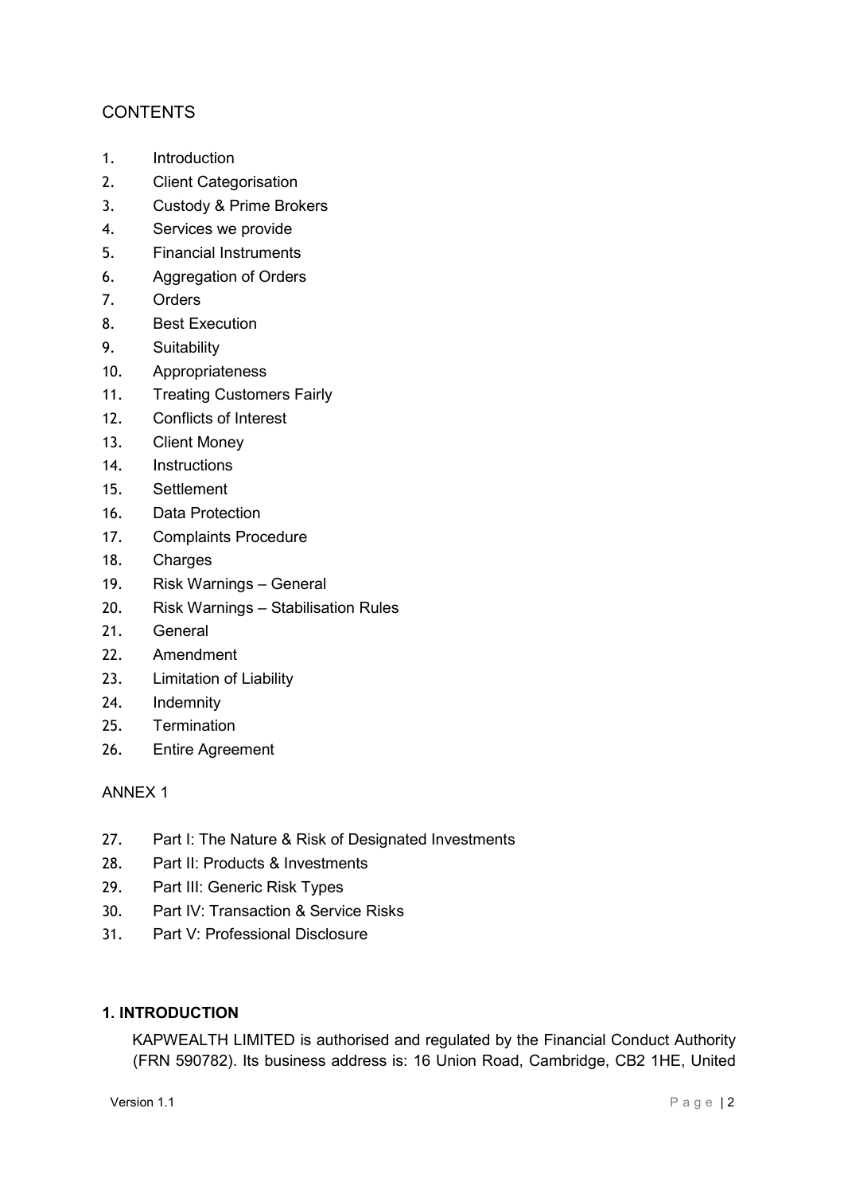# CONTENTS

1. Introduction
2. Client Categorisation
3. Custody & Prime Brokers
4. Services we provide
5. Financial Instruments
6. Aggregation of Orders
7. Orders
8. Best Execution
9. Suitability
10. Appropriateness
11. Treating Customers Fairly
12. Conflicts of Interest
13. Client Money
14. Instructions
15. Settlement
16. Data Protection
17. Complaints Procedure
18. Charges
19. Risk Warnings – General
20. Risk Warnings – Stabilisation Rules
21. General
22. Amendment
23. Limitation of Liability
24. Indemnity
25. Termination
26. Entire Agreement

ANNEX 1

27. Part I: The Nature & Risk of Designated Investments
28. Part II: Products & Investments
29. Part III: Generic Risk Types
30. Part IV: Transaction & Service Risks
31. Part V: Professional Disclosure

## 1. INTRODUCTION

KAPWEALTH LIMITED is authorised and regulated by the Financial Conduct Authority (FRN 590782). Its business address is: 16 Union Road, Cambridge, CB2 1HE, United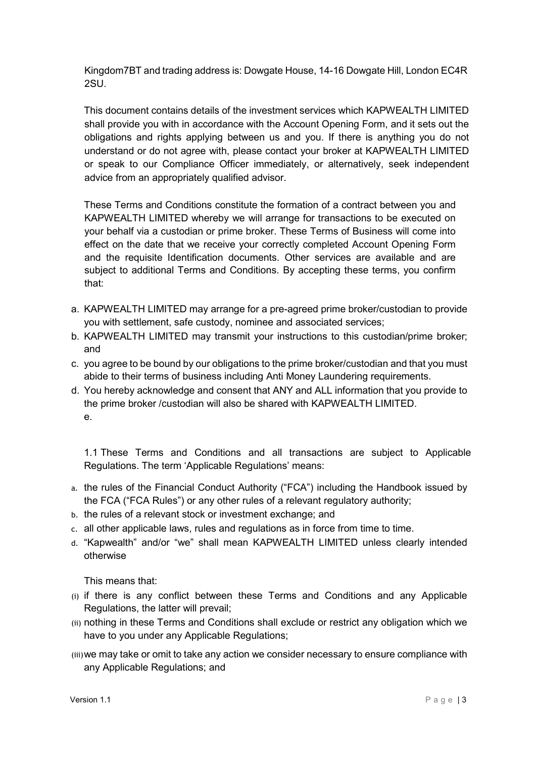Kingdom7BT and trading address is: Dowgate House, 14-16 Dowgate Hill, London EC4R 2SU.

This document contains details of the investment services which KAPWEALTH LIMITED shall provide you with in accordance with the Account Opening Form, and it sets out the obligations and rights applying between us and you. If there is anything you do not understand or do not agree with, please contact your broker at KAPWEALTH LIMITED or speak to our Compliance Officer immediately, or alternatively, seek independent advice from an appropriately qualified advisor.

These Terms and Conditions constitute the formation of a contract between you and KAPWEALTH LIMITED whereby we will arrange for transactions to be executed on your behalf via a custodian or prime broker. These Terms of Business will come into effect on the date that we receive your correctly completed Account Opening Form and the requisite Identification documents. Other services are available and are subject to additional Terms and Conditions. By accepting these terms, you confirm that:

a. KAPWEALTH LIMITED may arrange for a pre-agreed prime broker/custodian to provide you with settlement, safe custody, nominee and associated services;
b. KAPWEALTH LIMITED may transmit your instructions to this custodian/prime broker; and
c. you agree to be bound by our obligations to the prime broker/custodian and that you must abide to their terms of business including Anti Money Laundering requirements.
d. You hereby acknowledge and consent that ANY and ALL information that you provide to the prime broker /custodian will also be shared with KAPWEALTH LIMITED.
e.

1.1 These Terms and Conditions and all transactions are subject to Applicable Regulations. The term 'Applicable Regulations' means:

a. the rules of the Financial Conduct Authority ("FCA") including the Handbook issued by the FCA ("FCA Rules") or any other rules of a relevant regulatory authority;
b. the rules of a relevant stock or investment exchange; and
c. all other applicable laws, rules and regulations as in force from time to time.
d. "Kapwealth" and/or "we" shall mean KAPWEALTH LIMITED unless clearly intended otherwise

This means that:

(i) if there is any conflict between these Terms and Conditions and any Applicable Regulations, the latter will prevail;
(ii) nothing in these Terms and Conditions shall exclude or restrict any obligation which we have to you under any Applicable Regulations;
(iii) we may take or omit to take any action we consider necessary to ensure compliance with any Applicable Regulations; and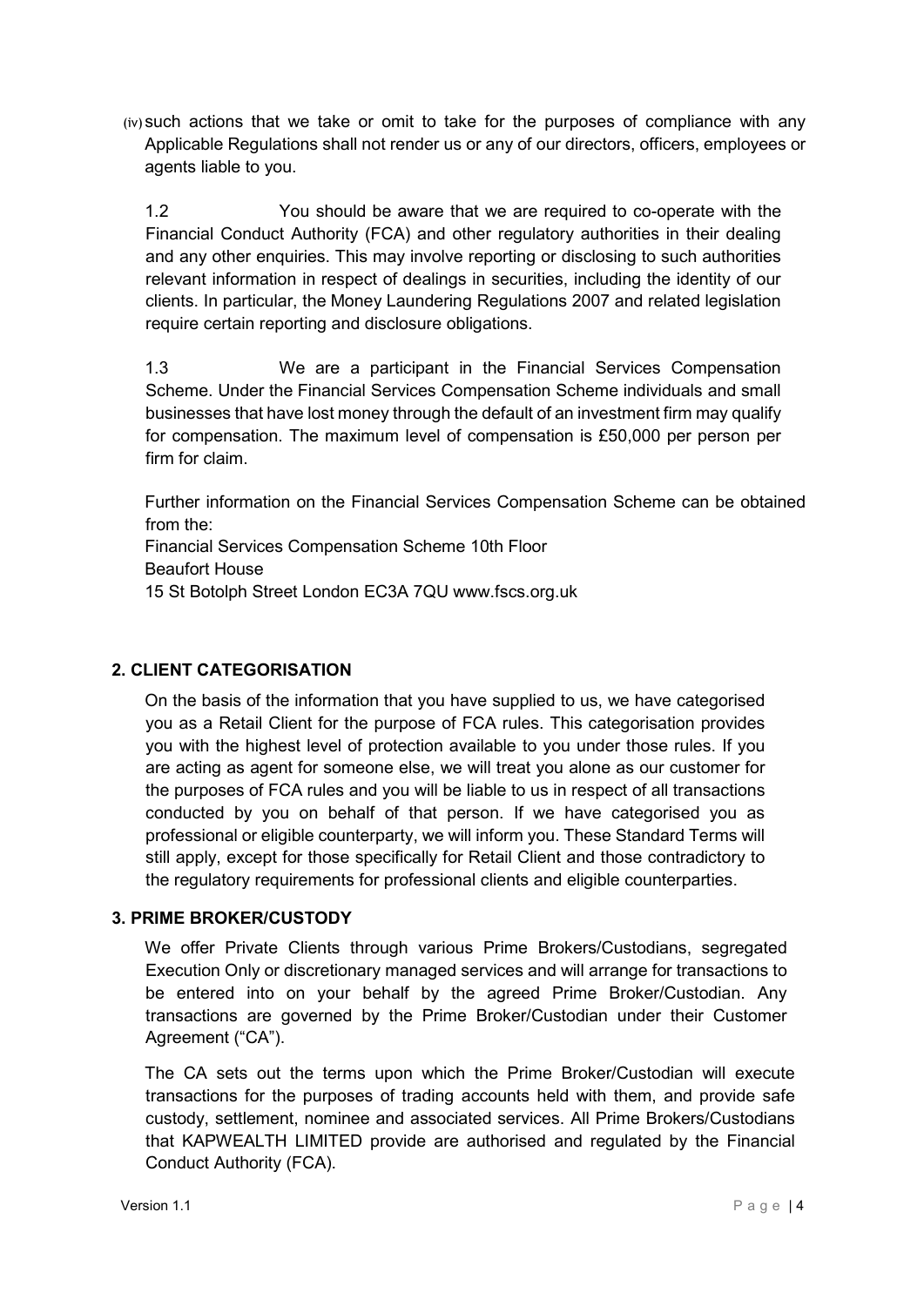(iv) such actions that we take or omit to take for the purposes of compliance with any Applicable Regulations shall not render us or any of our directors, officers, employees or agents liable to you.

1.2 You should be aware that we are required to co-operate with the Financial Conduct Authority (FCA) and other regulatory authorities in their dealing and any other enquiries. This may involve reporting or disclosing to such authorities relevant information in respect of dealings in securities, including the identity of our clients. In particular, the Money Laundering Regulations 2007 and related legislation require certain reporting and disclosure obligations.

1.3 We are a participant in the Financial Services Compensation Scheme. Under the Financial Services Compensation Scheme individuals and small businesses that have lost money through the default of an investment firm may qualify for compensation. The maximum level of compensation is £50,000 per person per firm for claim.

Further information on the Financial Services Compensation Scheme can be obtained from the:
Financial Services Compensation Scheme 10th Floor
Beaufort House
15 St Botolph Street London EC3A 7QU www.fscs.org.uk

## 2. CLIENT CATEGORISATION

On the basis of the information that you have supplied to us, we have categorised you as a Retail Client for the purpose of FCA rules. This categorisation provides you with the highest level of protection available to you under those rules. If you are acting as agent for someone else, we will treat you alone as our customer for the purposes of FCA rules and you will be liable to us in respect of all transactions conducted by you on behalf of that person. If we have categorised you as professional or eligible counterparty, we will inform you. These Standard Terms will still apply, except for those specifically for Retail Client and those contradictory to the regulatory requirements for professional clients and eligible counterparties.

## 3. PRIME BROKER/CUSTODY

We offer Private Clients through various Prime Brokers/Custodians, segregated Execution Only or discretionary managed services and will arrange for transactions to be entered into on your behalf by the agreed Prime Broker/Custodian. Any transactions are governed by the Prime Broker/Custodian under their Customer Agreement ("CA").

The CA sets out the terms upon which the Prime Broker/Custodian will execute transactions for the purposes of trading accounts held with them, and provide safe custody, settlement, nominee and associated services. All Prime Brokers/Custodians that KAPWEALTH LIMITED provide are authorised and regulated by the Financial Conduct Authority (FCA).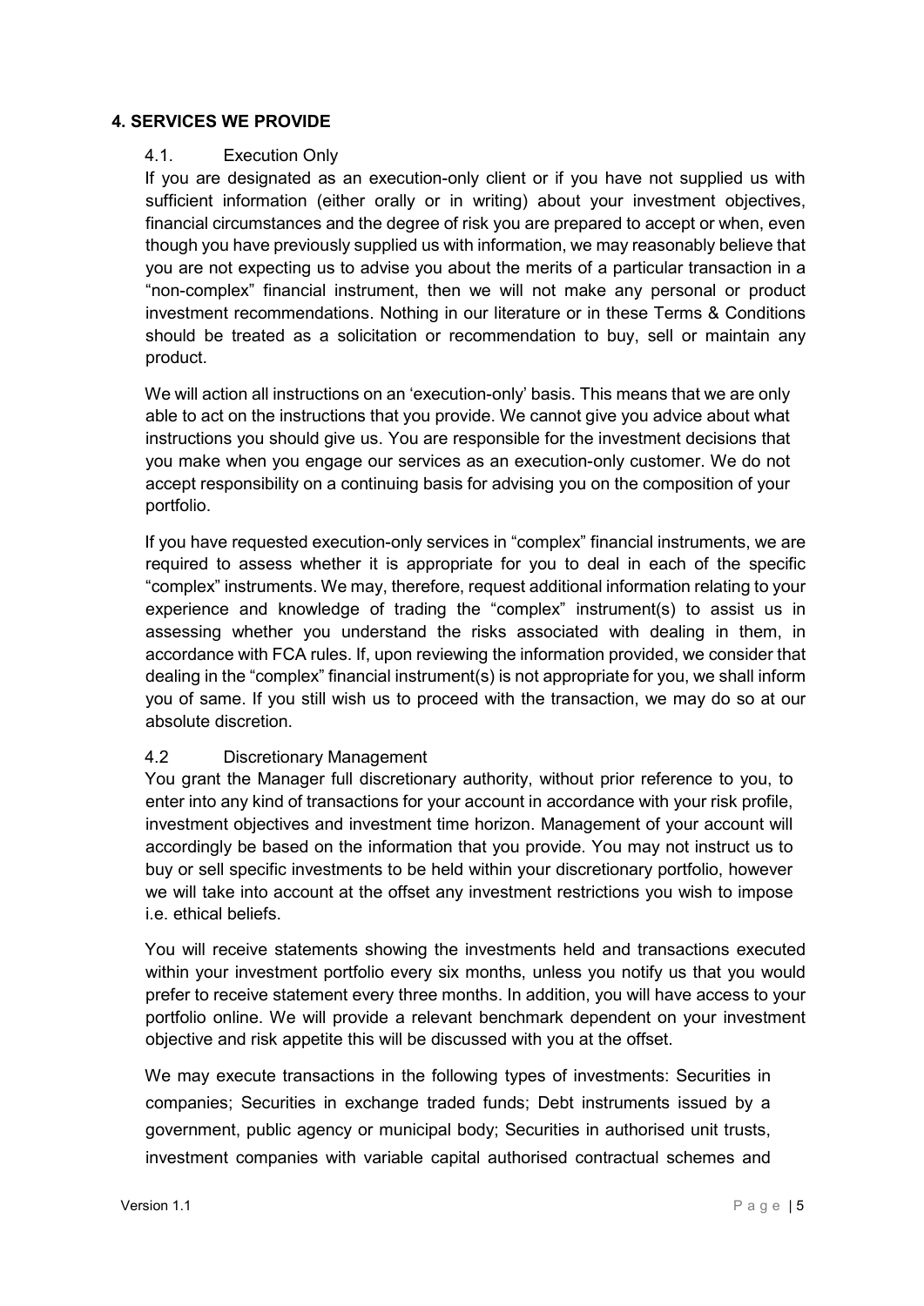## 4. SERVICES WE PROVIDE

### 4.1. Execution Only

If you are designated as an execution-only client or if you have not supplied us with sufficient information (either orally or in writing) about your investment objectives, financial circumstances and the degree of risk you are prepared to accept or when, even though you have previously supplied us with information, we may reasonably believe that you are not expecting us to advise you about the merits of a particular transaction in a "non-complex" financial instrument, then we will not make any personal or product investment recommendations. Nothing in our literature or in these Terms & Conditions should be treated as a solicitation or recommendation to buy, sell or maintain any product.

We will action all instructions on an 'execution-only' basis. This means that we are only able to act on the instructions that you provide. We cannot give you advice about what instructions you should give us. You are responsible for the investment decisions that you make when you engage our services as an execution-only customer. We do not accept responsibility on a continuing basis for advising you on the composition of your portfolio.

If you have requested execution-only services in "complex" financial instruments, we are required to assess whether it is appropriate for you to deal in each of the specific "complex" instruments. We may, therefore, request additional information relating to your experience and knowledge of trading the "complex" instrument(s) to assist us in assessing whether you understand the risks associated with dealing in them, in accordance with FCA rules. If, upon reviewing the information provided, we consider that dealing in the "complex" financial instrument(s) is not appropriate for you, we shall inform you of same. If you still wish us to proceed with the transaction, we may do so at our absolute discretion.

### 4.2 Discretionary Management

You grant the Manager full discretionary authority, without prior reference to you, to enter into any kind of transactions for your account in accordance with your risk profile, investment objectives and investment time horizon. Management of your account will accordingly be based on the information that you provide. You may not instruct us to buy or sell specific investments to be held within your discretionary portfolio, however we will take into account at the offset any investment restrictions you wish to impose i.e. ethical beliefs.

You will receive statements showing the investments held and transactions executed within your investment portfolio every six months, unless you notify us that you would prefer to receive statement every three months. In addition, you will have access to your portfolio online. We will provide a relevant benchmark dependent on your investment objective and risk appetite this will be discussed with you at the offset.

We may execute transactions in the following types of investments: Securities in companies; Securities in exchange traded funds; Debt instruments issued by a government, public agency or municipal body; Securities in authorised unit trusts, investment companies with variable capital authorised contractual schemes and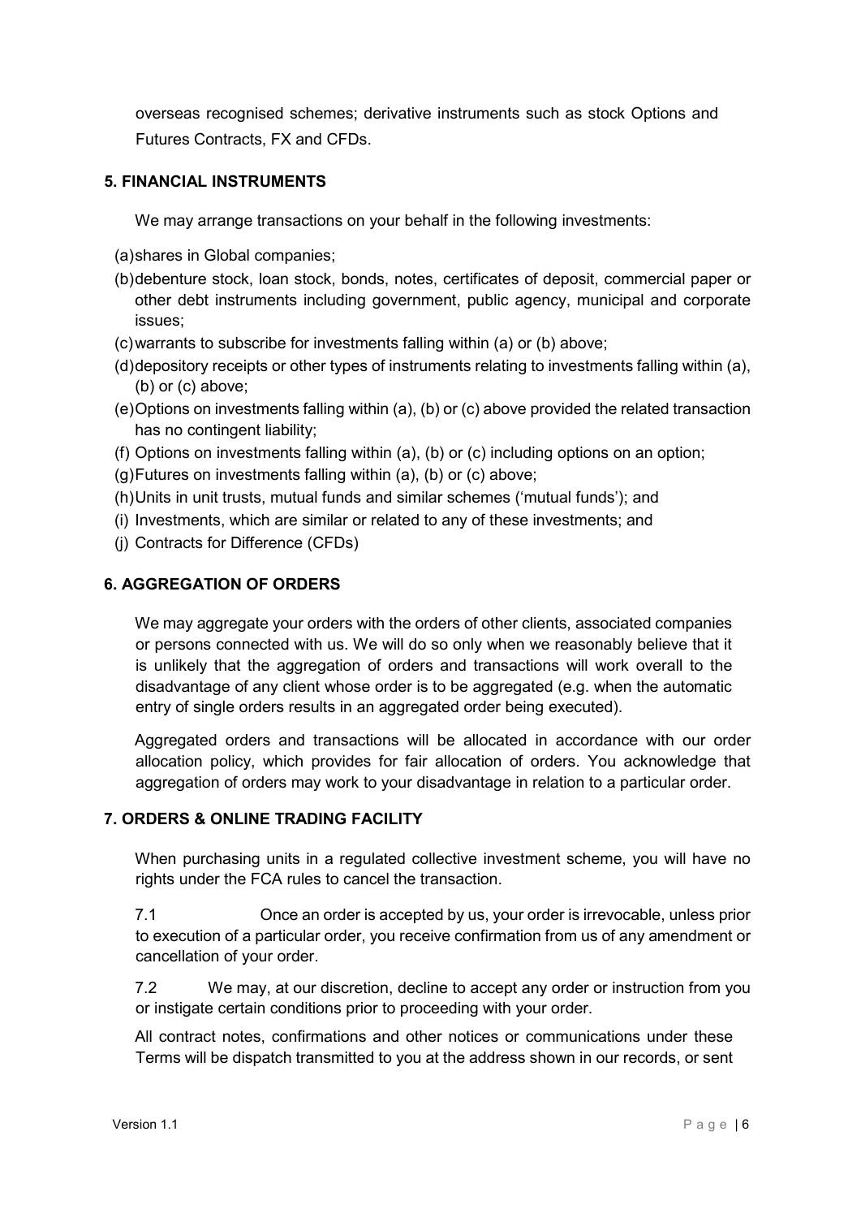overseas recognised schemes; derivative instruments such as stock Options and Futures Contracts, FX and CFDs.

## 5. FINANCIAL INSTRUMENTS

We may arrange transactions on your behalf in the following investments:

(a) shares in Global companies;

(b) debenture stock, loan stock, bonds, notes, certificates of deposit, commercial paper or other debt instruments including government, public agency, municipal and corporate issues;

(c) warrants to subscribe for investments falling within (a) or (b) above;

(d) depository receipts or other types of instruments relating to investments falling within (a), (b) or (c) above;

(e) Options on investments falling within (a), (b) or (c) above provided the related transaction has no contingent liability;

(f) Options on investments falling within (a), (b) or (c) including options on an option;

(g) Futures on investments falling within (a), (b) or (c) above;

(h) Units in unit trusts, mutual funds and similar schemes ('mutual funds'); and

(i) Investments, which are similar or related to any of these investments; and

(j) Contracts for Difference (CFDs)

## 6. AGGREGATION OF ORDERS

We may aggregate your orders with the orders of other clients, associated companies or persons connected with us. We will do so only when we reasonably believe that it is unlikely that the aggregation of orders and transactions will work overall to the disadvantage of any client whose order is to be aggregated (e.g. when the automatic entry of single orders results in an aggregated order being executed).

Aggregated orders and transactions will be allocated in accordance with our order allocation policy, which provides for fair allocation of orders. You acknowledge that aggregation of orders may work to your disadvantage in relation to a particular order.

## 7. ORDERS & ONLINE TRADING FACILITY

When purchasing units in a regulated collective investment scheme, you will have no rights under the FCA rules to cancel the transaction.

7.1 Once an order is accepted by us, your order is irrevocable, unless prior to execution of a particular order, you receive confirmation from us of any amendment or cancellation of your order.

7.2 We may, at our discretion, decline to accept any order or instruction from you or instigate certain conditions prior to proceeding with your order.

All contract notes, confirmations and other notices or communications under these Terms will be dispatch transmitted to you at the address shown in our records, or sent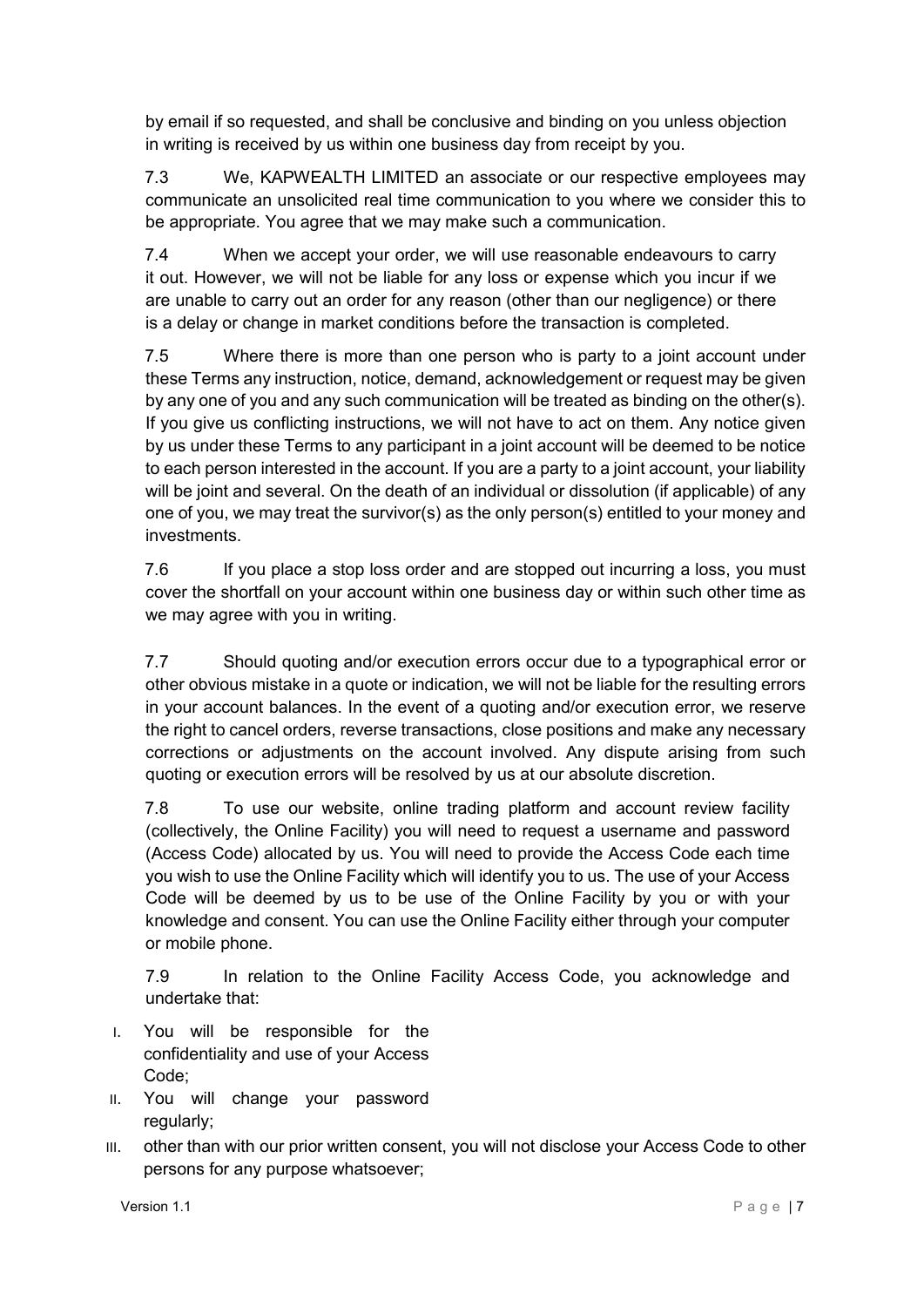by email if so requested, and shall be conclusive and binding on you unless objection in writing is received by us within one business day from receipt by you.

7.3 We, KAPWEALTH LIMITED an associate or our respective employees may communicate an unsolicited real time communication to you where we consider this to be appropriate. You agree that we may make such a communication.

7.4 When we accept your order, we will use reasonable endeavours to carry it out. However, we will not be liable for any loss or expense which you incur if we are unable to carry out an order for any reason (other than our negligence) or there is a delay or change in market conditions before the transaction is completed.

7.5 Where there is more than one person who is party to a joint account under these Terms any instruction, notice, demand, acknowledgement or request may be given by any one of you and any such communication will be treated as binding on the other(s). If you give us conflicting instructions, we will not have to act on them. Any notice given by us under these Terms to any participant in a joint account will be deemed to be notice to each person interested in the account. If you are a party to a joint account, your liability will be joint and several. On the death of an individual or dissolution (if applicable) of any one of you, we may treat the survivor(s) as the only person(s) entitled to your money and investments.

7.6 If you place a stop loss order and are stopped out incurring a loss, you must cover the shortfall on your account within one business day or within such other time as we may agree with you in writing.

7.7 Should quoting and/or execution errors occur due to a typographical error or other obvious mistake in a quote or indication, we will not be liable for the resulting errors in your account balances. In the event of a quoting and/or execution error, we reserve the right to cancel orders, reverse transactions, close positions and make any necessary corrections or adjustments on the account involved. Any dispute arising from such quoting or execution errors will be resolved by us at our absolute discretion.

7.8 To use our website, online trading platform and account review facility (collectively, the Online Facility) you will need to request a username and password (Access Code) allocated by us. You will need to provide the Access Code each time you wish to use the Online Facility which will identify you to us. The use of your Access Code will be deemed by us to be use of the Online Facility by you or with your knowledge and consent. You can use the Online Facility either through your computer or mobile phone.

7.9 In relation to the Online Facility Access Code, you acknowledge and undertake that:

I. You will be responsible for the confidentiality and use of your Access Code;
II. You will change your password regularly;
III. other than with our prior written consent, you will not disclose your Access Code to other persons for any purpose whatsoever;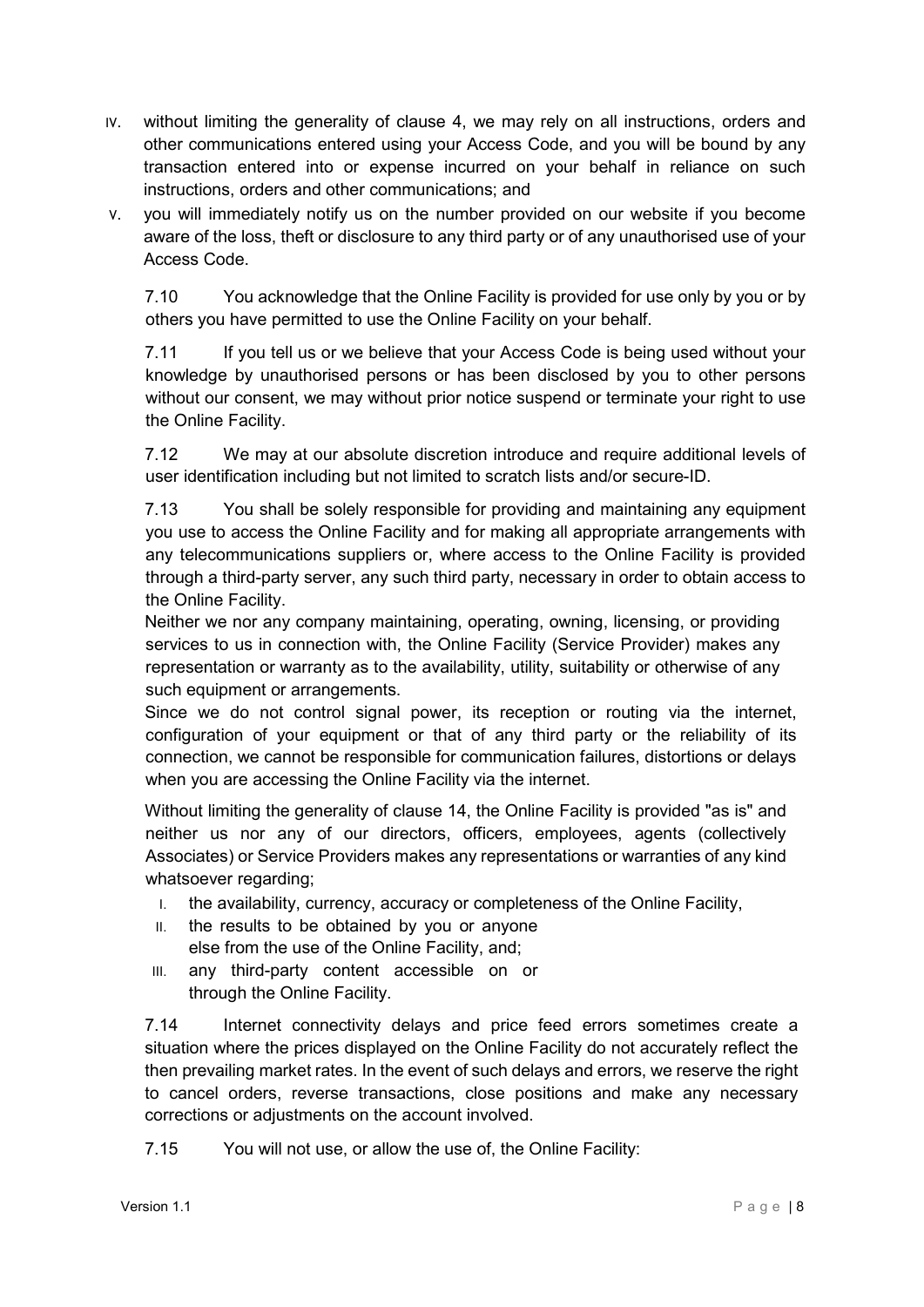iv. without limiting the generality of clause 4, we may rely on all instructions, orders and other communications entered using your Access Code, and you will be bound by any transaction entered into or expense incurred on your behalf in reliance on such instructions, orders and other communications; and
v. you will immediately notify us on the number provided on our website if you become aware of the loss, theft or disclosure to any third party or of any unauthorised use of your Access Code.

7.10 You acknowledge that the Online Facility is provided for use only by you or by others you have permitted to use the Online Facility on your behalf.

7.11 If you tell us or we believe that your Access Code is being used without your knowledge by unauthorised persons or has been disclosed by you to other persons without our consent, we may without prior notice suspend or terminate your right to use the Online Facility.

7.12 We may at our absolute discretion introduce and require additional levels of user identification including but not limited to scratch lists and/or secure-ID.

7.13 You shall be solely responsible for providing and maintaining any equipment you use to access the Online Facility and for making all appropriate arrangements with any telecommunications suppliers or, where access to the Online Facility is provided through a third-party server, any such third party, necessary in order to obtain access to the Online Facility.

Neither we nor any company maintaining, operating, owning, licensing, or providing services to us in connection with, the Online Facility (Service Provider) makes any representation or warranty as to the availability, utility, suitability or otherwise of any such equipment or arrangements.

Since we do not control signal power, its reception or routing via the internet, configuration of your equipment or that of any third party or the reliability of its connection, we cannot be responsible for communication failures, distortions or delays when you are accessing the Online Facility via the internet.

Without limiting the generality of clause 14, the Online Facility is provided "as is" and neither us nor any of our directors, officers, employees, agents (collectively Associates) or Service Providers makes any representations or warranties of any kind whatsoever regarding;

i. the availability, currency, accuracy or completeness of the Online Facility,
ii. the results to be obtained by you or anyone else from the use of the Online Facility, and;
iii. any third-party content accessible on or through the Online Facility.

7.14 Internet connectivity delays and price feed errors sometimes create a situation where the prices displayed on the Online Facility do not accurately reflect the then prevailing market rates. In the event of such delays and errors, we reserve the right to cancel orders, reverse transactions, close positions and make any necessary corrections or adjustments on the account involved.

7.15 You will not use, or allow the use of, the Online Facility: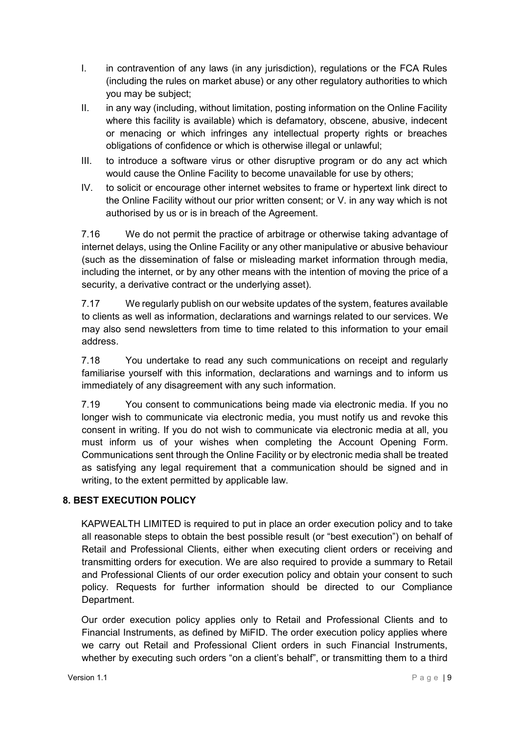I. in contravention of any laws (in any jurisdiction), regulations or the FCA Rules (including the rules on market abuse) or any other regulatory authorities to which you may be subject;

II. in any way (including, without limitation, posting information on the Online Facility where this facility is available) which is defamatory, obscene, abusive, indecent or menacing or which infringes any intellectual property rights or breaches obligations of confidence or which is otherwise illegal or unlawful;

III. to introduce a software virus or other disruptive program or do any act which would cause the Online Facility to become unavailable for use by others;

IV. to solicit or encourage other internet websites to frame or hypertext link direct to the Online Facility without our prior written consent; or V. in any way which is not authorised by us or is in breach of the Agreement.

7.16 We do not permit the practice of arbitrage or otherwise taking advantage of internet delays, using the Online Facility or any other manipulative or abusive behaviour (such as the dissemination of false or misleading market information through media, including the internet, or by any other means with the intention of moving the price of a security, a derivative contract or the underlying asset).

7.17 We regularly publish on our website updates of the system, features available to clients as well as information, declarations and warnings related to our services. We may also send newsletters from time to time related to this information to your email address.

7.18 You undertake to read any such communications on receipt and regularly familiarise yourself with this information, declarations and warnings and to inform us immediately of any disagreement with any such information.

7.19 You consent to communications being made via electronic media. If you no longer wish to communicate via electronic media, you must notify us and revoke this consent in writing. If you do not wish to communicate via electronic media at all, you must inform us of your wishes when completing the Account Opening Form. Communications sent through the Online Facility or by electronic media shall be treated as satisfying any legal requirement that a communication should be signed and in writing, to the extent permitted by applicable law.

## 8. BEST EXECUTION POLICY

KAPWEALTH LIMITED is required to put in place an order execution policy and to take all reasonable steps to obtain the best possible result (or "best execution") on behalf of Retail and Professional Clients, either when executing client orders or receiving and transmitting orders for execution. We are also required to provide a summary to Retail and Professional Clients of our order execution policy and obtain your consent to such policy. Requests for further information should be directed to our Compliance Department.

Our order execution policy applies only to Retail and Professional Clients and to Financial Instruments, as defined by MiFID. The order execution policy applies where we carry out Retail and Professional Client orders in such Financial Instruments, whether by executing such orders "on a client's behalf", or transmitting them to a third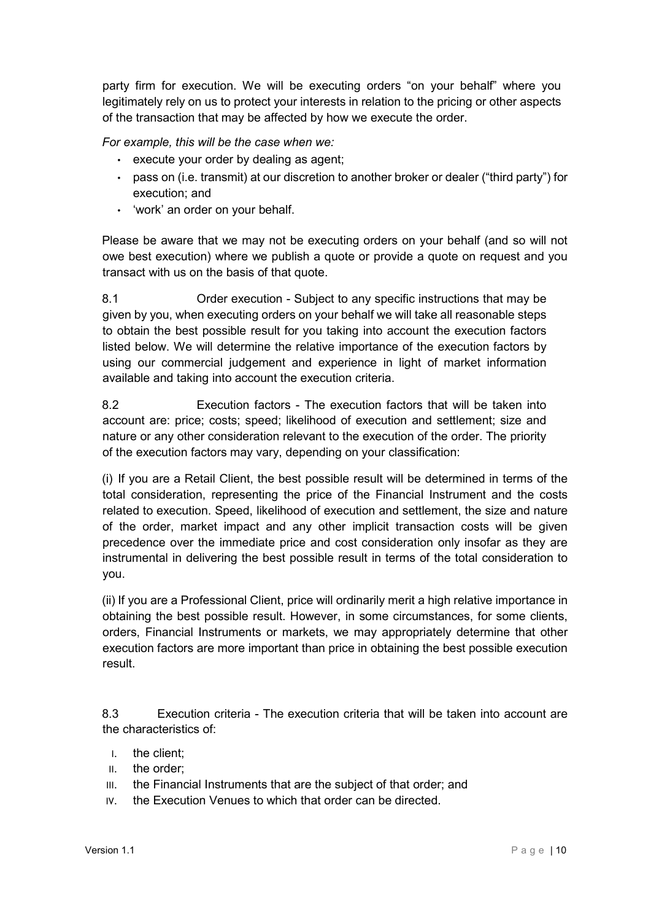party firm for execution. We will be executing orders "on your behalf" where you legitimately rely on us to protect your interests in relation to the pricing or other aspects of the transaction that may be affected by how we execute the order.

*For example, this will be the case when we:*

- execute your order by dealing as agent;
- pass on (i.e. transmit) at our discretion to another broker or dealer ("third party") for execution; and
- 'work' an order on your behalf.

Please be aware that we may not be executing orders on your behalf (and so will not owe best execution) where we publish a quote or provide a quote on request and you transact with us on the basis of that quote.

8.1 Order execution - Subject to any specific instructions that may be given by you, when executing orders on your behalf we will take all reasonable steps to obtain the best possible result for you taking into account the execution factors listed below. We will determine the relative importance of the execution factors by using our commercial judgement and experience in light of market information available and taking into account the execution criteria.

8.2 Execution factors - The execution factors that will be taken into account are: price; costs; speed; likelihood of execution and settlement; size and nature or any other consideration relevant to the execution of the order. The priority of the execution factors may vary, depending on your classification:

(i) If you are a Retail Client, the best possible result will be determined in terms of the total consideration, representing the price of the Financial Instrument and the costs related to execution. Speed, likelihood of execution and settlement, the size and nature of the order, market impact and any other implicit transaction costs will be given precedence over the immediate price and cost consideration only insofar as they are instrumental in delivering the best possible result in terms of the total consideration to you.

(ii) If you are a Professional Client, price will ordinarily merit a high relative importance in obtaining the best possible result. However, in some circumstances, for some clients, orders, Financial Instruments or markets, we may appropriately determine that other execution factors are more important than price in obtaining the best possible execution result.

8.3 Execution criteria - The execution criteria that will be taken into account are the characteristics of:

I. the client;
II. the order;
III. the Financial Instruments that are the subject of that order; and
IV. the Execution Venues to which that order can be directed.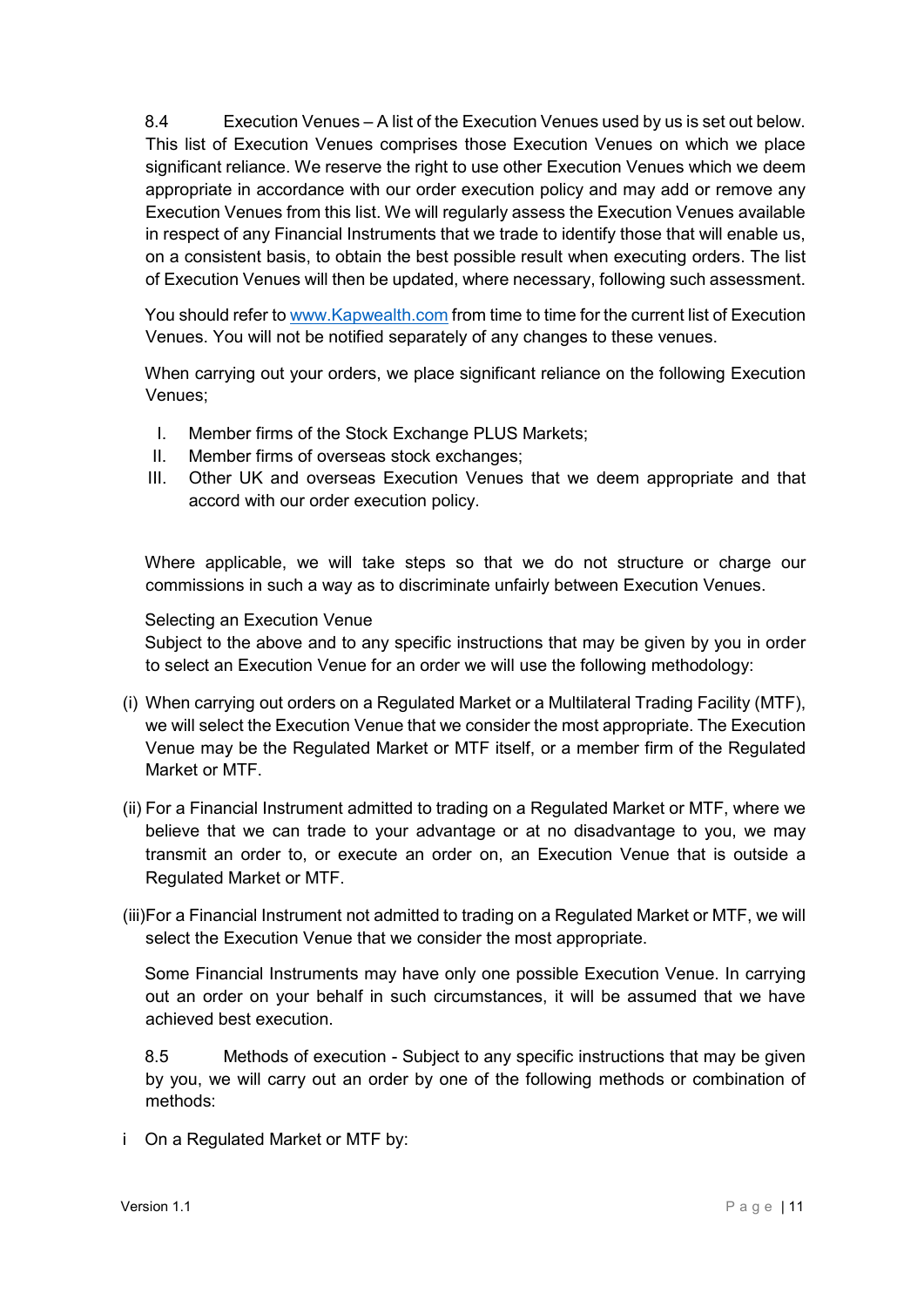8.4 Execution Venues – A list of the Execution Venues used by us is set out below. This list of Execution Venues comprises those Execution Venues on which we place significant reliance. We reserve the right to use other Execution Venues which we deem appropriate in accordance with our order execution policy and may add or remove any Execution Venues from this list. We will regularly assess the Execution Venues available in respect of any Financial Instruments that we trade to identify those that will enable us, on a consistent basis, to obtain the best possible result when executing orders. The list of Execution Venues will then be updated, where necessary, following such assessment.

You should refer to [www.Kapwealth.com](http://www.Kapwealth.com) from time to time for the current list of Execution Venues. You will not be notified separately of any changes to these venues.

When carrying out your orders, we place significant reliance on the following Execution Venues;

I. Member firms of the Stock Exchange PLUS Markets;
II. Member firms of overseas stock exchanges;
III. Other UK and overseas Execution Venues that we deem appropriate and that accord with our order execution policy.

Where applicable, we will take steps so that we do not structure or charge our commissions in such a way as to discriminate unfairly between Execution Venues.

Selecting an Execution Venue

Subject to the above and to any specific instructions that may be given by you in order to select an Execution Venue for an order we will use the following methodology:

(i) When carrying out orders on a Regulated Market or a Multilateral Trading Facility (MTF), we will select the Execution Venue that we consider the most appropriate. The Execution Venue may be the Regulated Market or MTF itself, or a member firm of the Regulated Market or MTF.

(ii) For a Financial Instrument admitted to trading on a Regulated Market or MTF, where we believe that we can trade to your advantage or at no disadvantage to you, we may transmit an order to, or execute an order on, an Execution Venue that is outside a Regulated Market or MTF.

(iii) For a Financial Instrument not admitted to trading on a Regulated Market or MTF, we will select the Execution Venue that we consider the most appropriate.

Some Financial Instruments may have only one possible Execution Venue. In carrying out an order on your behalf in such circumstances, it will be assumed that we have achieved best execution.

8.5 Methods of execution - Subject to any specific instructions that may be given by you, we will carry out an order by one of the following methods or combination of methods:

i On a Regulated Market or MTF by: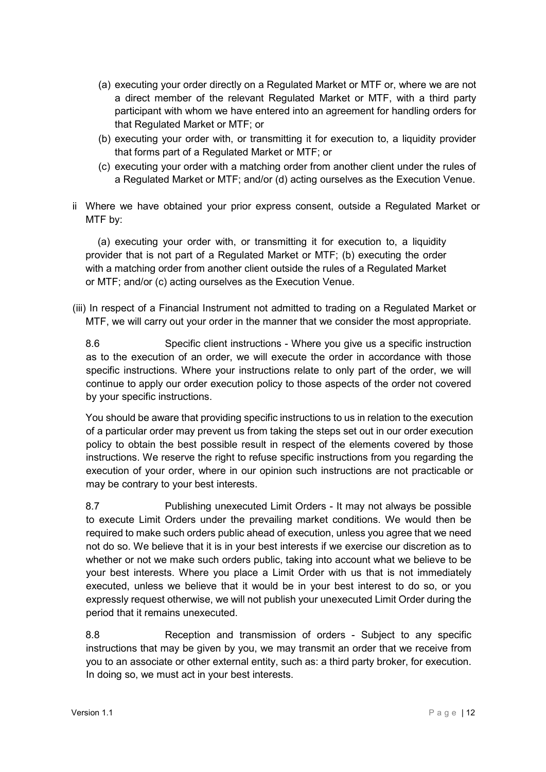(a) executing your order directly on a Regulated Market or MTF or, where we are not a direct member of the relevant Regulated Market or MTF, with a third party participant with whom we have entered into an agreement for handling orders for that Regulated Market or MTF; or

(b) executing your order with, or transmitting it for execution to, a liquidity provider that forms part of a Regulated Market or MTF; or

(c) executing your order with a matching order from another client under the rules of a Regulated Market or MTF; and/or (d) acting ourselves as the Execution Venue.

ii Where we have obtained your prior express consent, outside a Regulated Market or MTF by:

(a) executing your order with, or transmitting it for execution to, a liquidity provider that is not part of a Regulated Market or MTF; (b) executing the order with a matching order from another client outside the rules of a Regulated Market or MTF; and/or (c) acting ourselves as the Execution Venue.

(iii) In respect of a Financial Instrument not admitted to trading on a Regulated Market or MTF, we will carry out your order in the manner that we consider the most appropriate.

8.6 Specific client instructions - Where you give us a specific instruction as to the execution of an order, we will execute the order in accordance with those specific instructions. Where your instructions relate to only part of the order, we will continue to apply our order execution policy to those aspects of the order not covered by your specific instructions.

You should be aware that providing specific instructions to us in relation to the execution of a particular order may prevent us from taking the steps set out in our order execution policy to obtain the best possible result in respect of the elements covered by those instructions. We reserve the right to refuse specific instructions from you regarding the execution of your order, where in our opinion such instructions are not practicable or may be contrary to your best interests.

8.7 Publishing unexecuted Limit Orders - It may not always be possible to execute Limit Orders under the prevailing market conditions. We would then be required to make such orders public ahead of execution, unless you agree that we need not do so. We believe that it is in your best interests if we exercise our discretion as to whether or not we make such orders public, taking into account what we believe to be your best interests. Where you place a Limit Order with us that is not immediately executed, unless we believe that it would be in your best interest to do so, or you expressly request otherwise, we will not publish your unexecuted Limit Order during the period that it remains unexecuted.

8.8 Reception and transmission of orders - Subject to any specific instructions that may be given by you, we may transmit an order that we receive from you to an associate or other external entity, such as: a third party broker, for execution. In doing so, we must act in your best interests.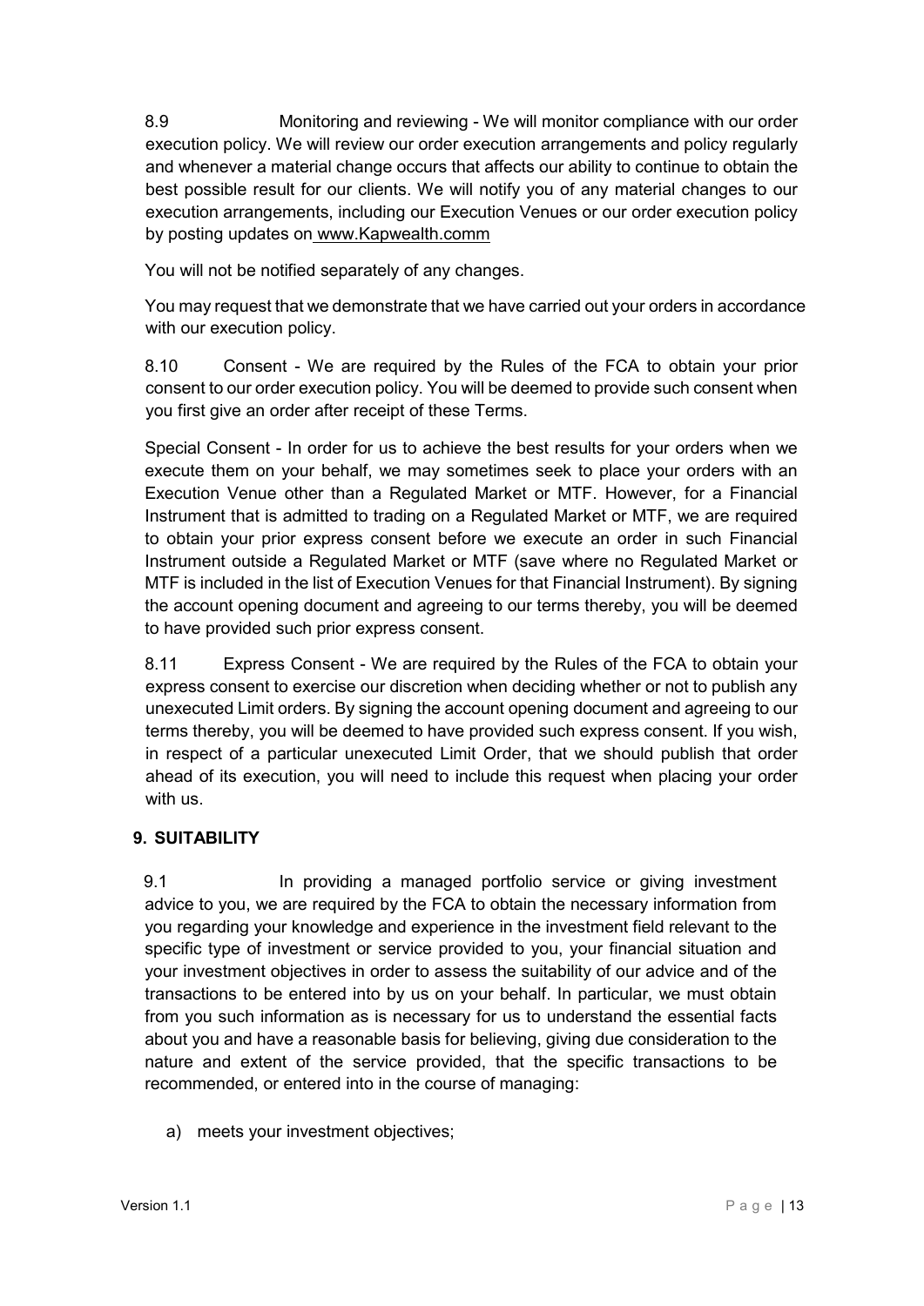8.9 Monitoring and reviewing - We will monitor compliance with our order execution policy. We will review our order execution arrangements and policy regularly and whenever a material change occurs that affects our ability to continue to obtain the best possible result for our clients. We will notify you of any material changes to our execution arrangements, including our Execution Venues or our order execution policy by posting updates on www.Kapwealth.comm

You will not be notified separately of any changes.

You may request that we demonstrate that we have carried out your orders in accordance with our execution policy.

8.10 Consent - We are required by the Rules of the FCA to obtain your prior consent to our order execution policy. You will be deemed to provide such consent when you first give an order after receipt of these Terms.

Special Consent - In order for us to achieve the best results for your orders when we execute them on your behalf, we may sometimes seek to place your orders with an Execution Venue other than a Regulated Market or MTF. However, for a Financial Instrument that is admitted to trading on a Regulated Market or MTF, we are required to obtain your prior express consent before we execute an order in such Financial Instrument outside a Regulated Market or MTF (save where no Regulated Market or MTF is included in the list of Execution Venues for that Financial Instrument). By signing the account opening document and agreeing to our terms thereby, you will be deemed to have provided such prior express consent.

8.11 Express Consent - We are required by the Rules of the FCA to obtain your express consent to exercise our discretion when deciding whether or not to publish any unexecuted Limit orders. By signing the account opening document and agreeing to our terms thereby, you will be deemed to have provided such express consent. If you wish, in respect of a particular unexecuted Limit Order, that we should publish that order ahead of its execution, you will need to include this request when placing your order with us.

## 9. SUITABILITY

9.1 In providing a managed portfolio service or giving investment advice to you, we are required by the FCA to obtain the necessary information from you regarding your knowledge and experience in the investment field relevant to the specific type of investment or service provided to you, your financial situation and your investment objectives in order to assess the suitability of our advice and of the transactions to be entered into by us on your behalf. In particular, we must obtain from you such information as is necessary for us to understand the essential facts about you and have a reasonable basis for believing, giving due consideration to the nature and extent of the service provided, that the specific transactions to be recommended, or entered into in the course of managing:

a) meets your investment objectives;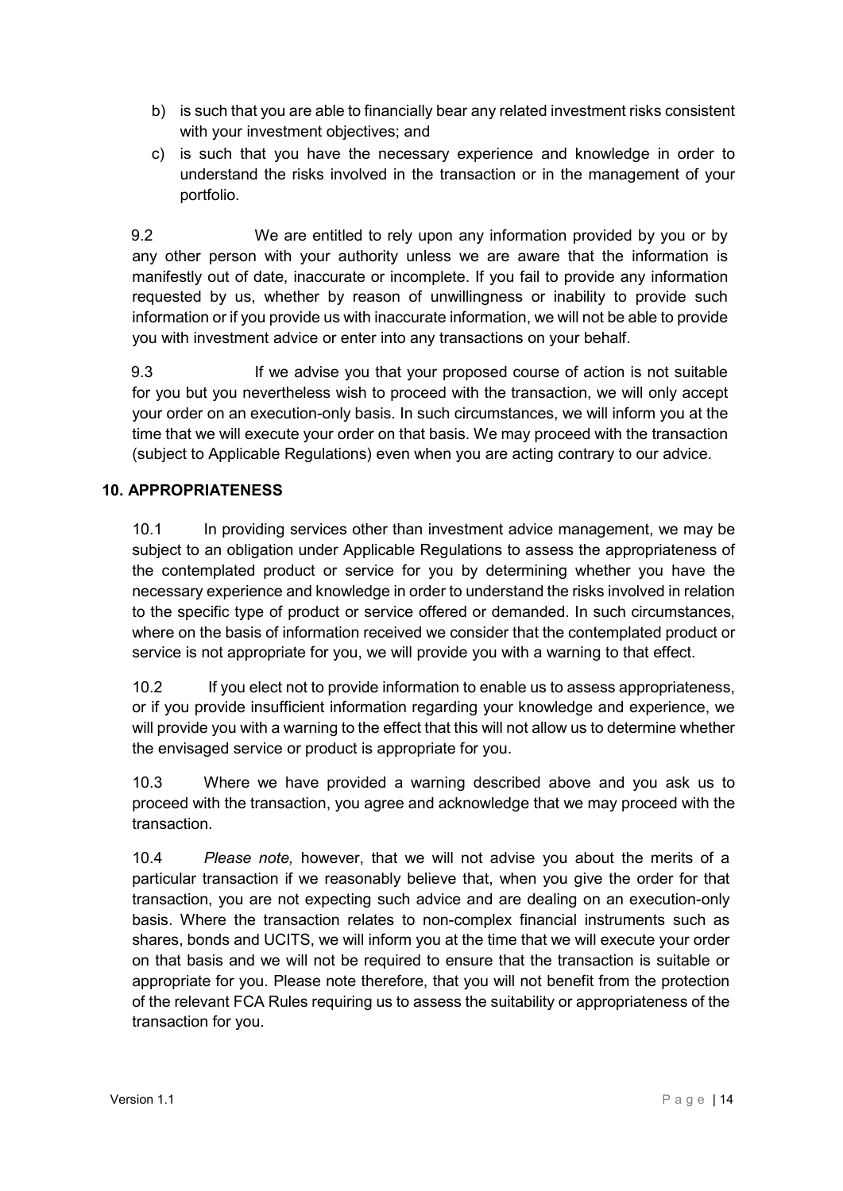b) is such that you are able to financially bear any related investment risks consistent with your investment objectives; and

c) is such that you have the necessary experience and knowledge in order to understand the risks involved in the transaction or in the management of your portfolio.

9.2 We are entitled to rely upon any information provided by you or by any other person with your authority unless we are aware that the information is manifestly out of date, inaccurate or incomplete. If you fail to provide any information requested by us, whether by reason of unwillingness or inability to provide such information or if you provide us with inaccurate information, we will not be able to provide you with investment advice or enter into any transactions on your behalf.

9.3 If we advise you that your proposed course of action is not suitable for you but you nevertheless wish to proceed with the transaction, we will only accept your order on an execution-only basis. In such circumstances, we will inform you at the time that we will execute your order on that basis. We may proceed with the transaction (subject to Applicable Regulations) even when you are acting contrary to our advice.

## 10. APPROPRIATENESS

10.1 In providing services other than investment advice management, we may be subject to an obligation under Applicable Regulations to assess the appropriateness of the contemplated product or service for you by determining whether you have the necessary experience and knowledge in order to understand the risks involved in relation to the specific type of product or service offered or demanded. In such circumstances, where on the basis of information received we consider that the contemplated product or service is not appropriate for you, we will provide you with a warning to that effect.

10.2 If you elect not to provide information to enable us to assess appropriateness, or if you provide insufficient information regarding your knowledge and experience, we will provide you with a warning to the effect that this will not allow us to determine whether the envisaged service or product is appropriate for you.

10.3 Where we have provided a warning described above and you ask us to proceed with the transaction, you agree and acknowledge that we may proceed with the transaction.

10.4 *Please note,* however, that we will not advise you about the merits of a particular transaction if we reasonably believe that, when you give the order for that transaction, you are not expecting such advice and are dealing on an execution-only basis. Where the transaction relates to non-complex financial instruments such as shares, bonds and UCITS, we will inform you at the time that we will execute your order on that basis and we will not be required to ensure that the transaction is suitable or appropriate for you. Please note therefore, that you will not benefit from the protection of the relevant FCA Rules requiring us to assess the suitability or appropriateness of the transaction for you.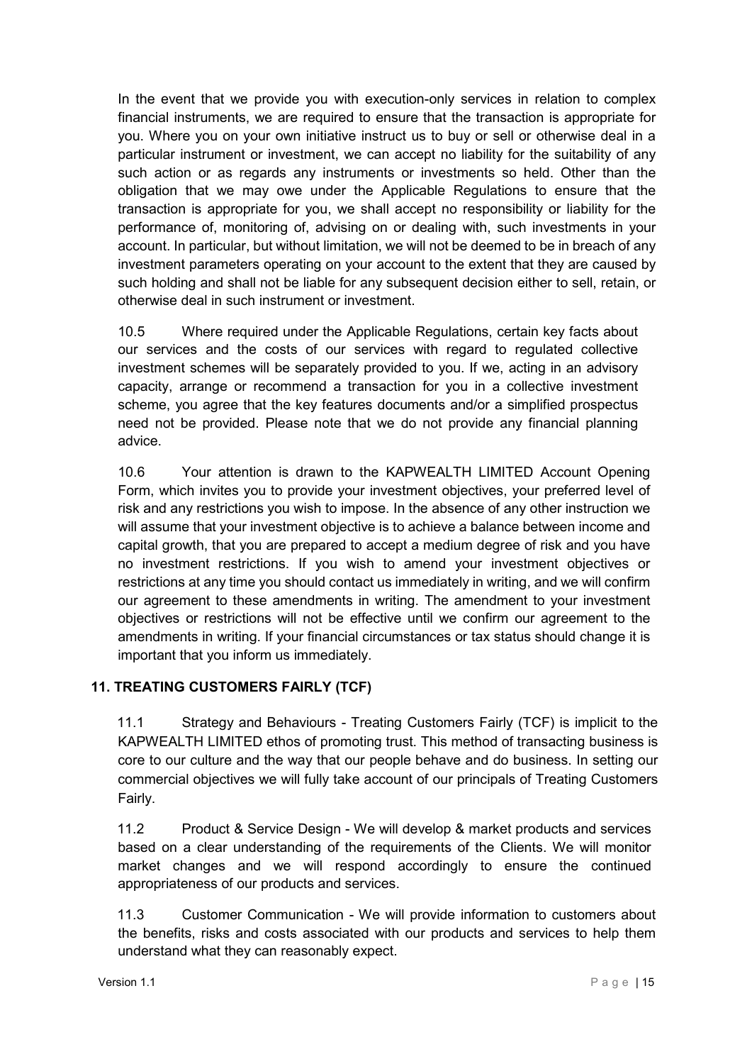In the event that we provide you with execution-only services in relation to complex financial instruments, we are required to ensure that the transaction is appropriate for you. Where you on your own initiative instruct us to buy or sell or otherwise deal in a particular instrument or investment, we can accept no liability for the suitability of any such action or as regards any instruments or investments so held. Other than the obligation that we may owe under the Applicable Regulations to ensure that the transaction is appropriate for you, we shall accept no responsibility or liability for the performance of, monitoring of, advising on or dealing with, such investments in your account. In particular, but without limitation, we will not be deemed to be in breach of any investment parameters operating on your account to the extent that they are caused by such holding and shall not be liable for any subsequent decision either to sell, retain, or otherwise deal in such instrument or investment.

10.5 Where required under the Applicable Regulations, certain key facts about our services and the costs of our services with regard to regulated collective investment schemes will be separately provided to you. If we, acting in an advisory capacity, arrange or recommend a transaction for you in a collective investment scheme, you agree that the key features documents and/or a simplified prospectus need not be provided. Please note that we do not provide any financial planning advice.

10.6 Your attention is drawn to the KAPWEALTH LIMITED Account Opening Form, which invites you to provide your investment objectives, your preferred level of risk and any restrictions you wish to impose. In the absence of any other instruction we will assume that your investment objective is to achieve a balance between income and capital growth, that you are prepared to accept a medium degree of risk and you have no investment restrictions. If you wish to amend your investment objectives or restrictions at any time you should contact us immediately in writing, and we will confirm our agreement to these amendments in writing. The amendment to your investment objectives or restrictions will not be effective until we confirm our agreement to the amendments in writing. If your financial circumstances or tax status should change it is important that you inform us immediately.

## 11. TREATING CUSTOMERS FAIRLY (TCF)

11.1 Strategy and Behaviours - Treating Customers Fairly (TCF) is implicit to the KAPWEALTH LIMITED ethos of promoting trust. This method of transacting business is core to our culture and the way that our people behave and do business. In setting our commercial objectives we will fully take account of our principals of Treating Customers Fairly.

11.2 Product & Service Design - We will develop & market products and services based on a clear understanding of the requirements of the Clients. We will monitor market changes and we will respond accordingly to ensure the continued appropriateness of our products and services.

11.3 Customer Communication - We will provide information to customers about the benefits, risks and costs associated with our products and services to help them understand what they can reasonably expect.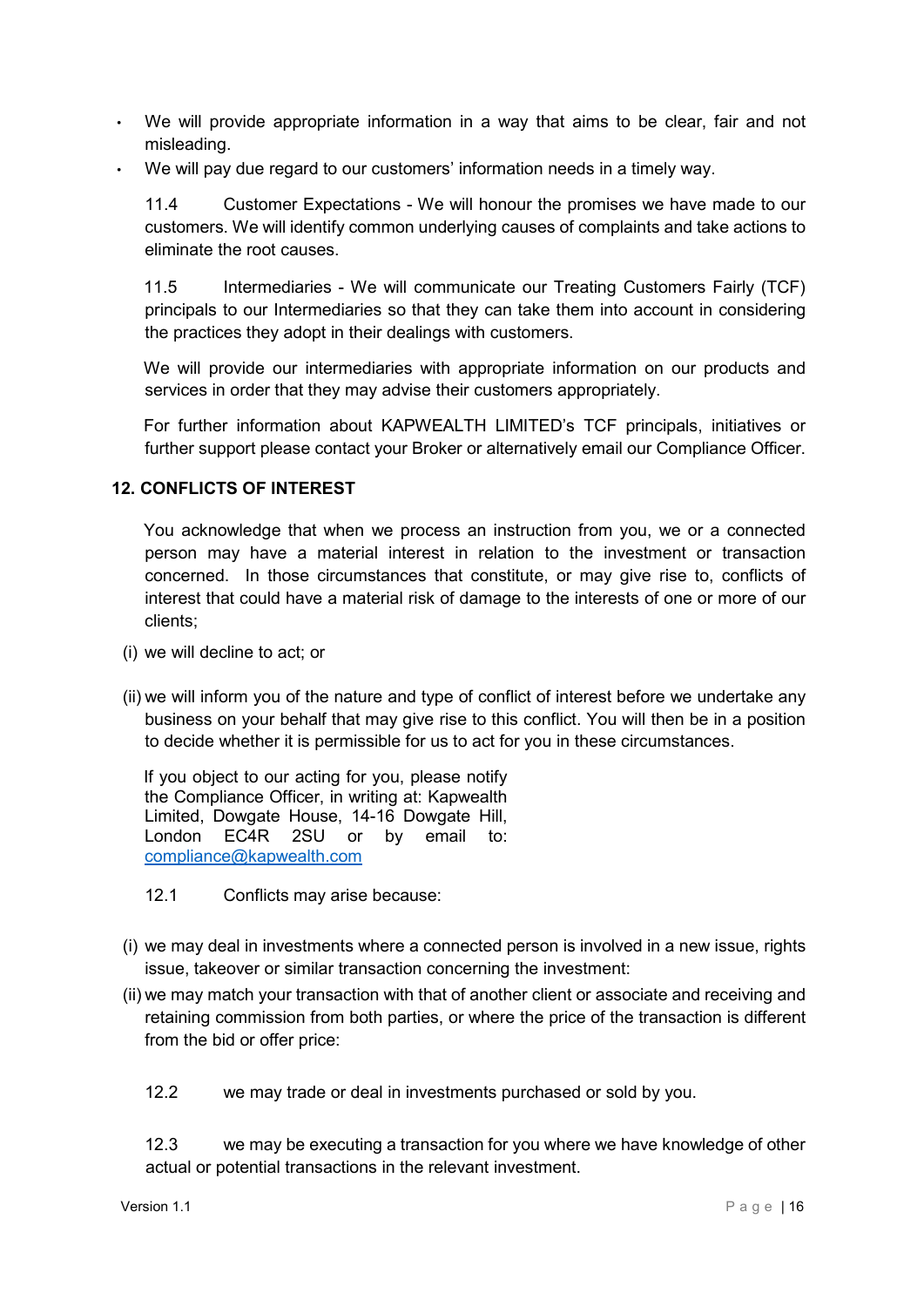- We will provide appropriate information in a way that aims to be clear, fair and not misleading.
- We will pay due regard to our customers' information needs in a timely way.

11.4 Customer Expectations - We will honour the promises we have made to our customers. We will identify common underlying causes of complaints and take actions to eliminate the root causes.

11.5 Intermediaries - We will communicate our Treating Customers Fairly (TCF) principals to our Intermediaries so that they can take them into account in considering the practices they adopt in their dealings with customers.

We will provide our intermediaries with appropriate information on our products and services in order that they may advise their customers appropriately.

For further information about KAPWEALTH LIMITED's TCF principals, initiatives or further support please contact your Broker or alternatively email our Compliance Officer.

## 12. CONFLICTS OF INTEREST

You acknowledge that when we process an instruction from you, we or a connected person may have a material interest in relation to the investment or transaction concerned. In those circumstances that constitute, or may give rise to, conflicts of interest that could have a material risk of damage to the interests of one or more of our clients;

(i) we will decline to act; or

(ii) we will inform you of the nature and type of conflict of interest before we undertake any business on your behalf that may give rise to this conflict. You will then be in a position to decide whether it is permissible for us to act for you in these circumstances.

If you object to our acting for you, please notify the Compliance Officer, in writing at: Kapwealth Limited, Dowgate House, 14-16 Dowgate Hill, London EC4R 2SU or by email to: compliance@kapwealth.com

12.1 Conflicts may arise because:

(i) we may deal in investments where a connected person is involved in a new issue, rights issue, takeover or similar transaction concerning the investment:

(ii) we may match your transaction with that of another client or associate and receiving and retaining commission from both parties, or where the price of the transaction is different from the bid or offer price:

12.2 we may trade or deal in investments purchased or sold by you.

12.3 we may be executing a transaction for you where we have knowledge of other actual or potential transactions in the relevant investment.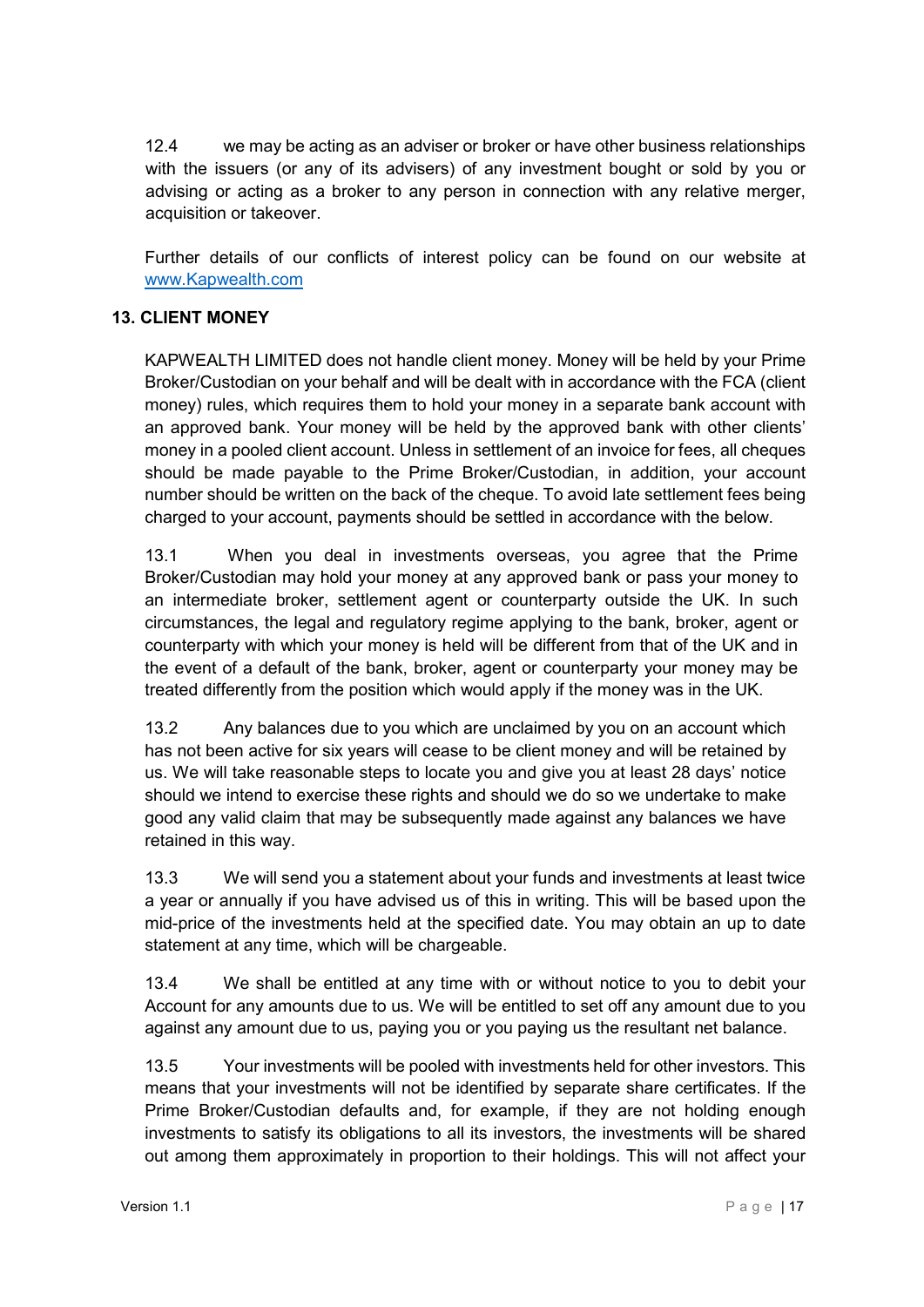12.4 we may be acting as an adviser or broker or have other business relationships with the issuers (or any of its advisers) of any investment bought or sold by you or advising or acting as a broker to any person in connection with any relative merger, acquisition or takeover.

Further details of our conflicts of interest policy can be found on our website at [www.Kapwealth.com](http://www.Kapwealth.com)

## 13. CLIENT MONEY

KAPWEALTH LIMITED does not handle client money. Money will be held by your Prime Broker/Custodian on your behalf and will be dealt with in accordance with the FCA (client money) rules, which requires them to hold your money in a separate bank account with an approved bank. Your money will be held by the approved bank with other clients' money in a pooled client account. Unless in settlement of an invoice for fees, all cheques should be made payable to the Prime Broker/Custodian, in addition, your account number should be written on the back of the cheque. To avoid late settlement fees being charged to your account, payments should be settled in accordance with the below.

13.1 When you deal in investments overseas, you agree that the Prime Broker/Custodian may hold your money at any approved bank or pass your money to an intermediate broker, settlement agent or counterparty outside the UK. In such circumstances, the legal and regulatory regime applying to the bank, broker, agent or counterparty with which your money is held will be different from that of the UK and in the event of a default of the bank, broker, agent or counterparty your money may be treated differently from the position which would apply if the money was in the UK.

13.2 Any balances due to you which are unclaimed by you on an account which has not been active for six years will cease to be client money and will be retained by us. We will take reasonable steps to locate you and give you at least 28 days' notice should we intend to exercise these rights and should we do so we undertake to make good any valid claim that may be subsequently made against any balances we have retained in this way.

13.3 We will send you a statement about your funds and investments at least twice a year or annually if you have advised us of this in writing. This will be based upon the mid-price of the investments held at the specified date. You may obtain an up to date statement at any time, which will be chargeable.

13.4 We shall be entitled at any time with or without notice to you to debit your Account for any amounts due to us. We will be entitled to set off any amount due to you against any amount due to us, paying you or you paying us the resultant net balance.

13.5 Your investments will be pooled with investments held for other investors. This means that your investments will not be identified by separate share certificates. If the Prime Broker/Custodian defaults and, for example, if they are not holding enough investments to satisfy its obligations to all its investors, the investments will be shared out among them approximately in proportion to their holdings. This will not affect your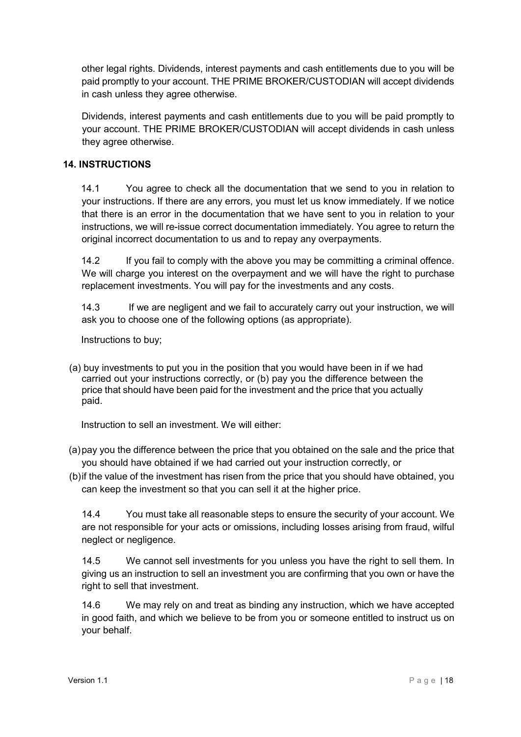other legal rights. Dividends, interest payments and cash entitlements due to you will be paid promptly to your account. THE PRIME BROKER/CUSTODIAN will accept dividends in cash unless they agree otherwise.

Dividends, interest payments and cash entitlements due to you will be paid promptly to your account. THE PRIME BROKER/CUSTODIAN will accept dividends in cash unless they agree otherwise.

## 14. INSTRUCTIONS

14.1 You agree to check all the documentation that we send to you in relation to your instructions. If there are any errors, you must let us know immediately. If we notice that there is an error in the documentation that we have sent to you in relation to your instructions, we will re-issue correct documentation immediately. You agree to return the original incorrect documentation to us and to repay any overpayments.

14.2 If you fail to comply with the above you may be committing a criminal offence. We will charge you interest on the overpayment and we will have the right to purchase replacement investments. You will pay for the investments and any costs.

14.3 If we are negligent and we fail to accurately carry out your instruction, we will ask you to choose one of the following options (as appropriate).

Instructions to buy;

(a) buy investments to put you in the position that you would have been in if we had carried out your instructions correctly, or (b) pay you the difference between the price that should have been paid for the investment and the price that you actually paid.

Instruction to sell an investment. We will either:

(a) pay you the difference between the price that you obtained on the sale and the price that you should have obtained if we had carried out your instruction correctly, or

(b) if the value of the investment has risen from the price that you should have obtained, you can keep the investment so that you can sell it at the higher price.

14.4 You must take all reasonable steps to ensure the security of your account. We are not responsible for your acts or omissions, including losses arising from fraud, wilful neglect or negligence.

14.5 We cannot sell investments for you unless you have the right to sell them. In giving us an instruction to sell an investment you are confirming that you own or have the right to sell that investment.

14.6 We may rely on and treat as binding any instruction, which we have accepted in good faith, and which we believe to be from you or someone entitled to instruct us on your behalf.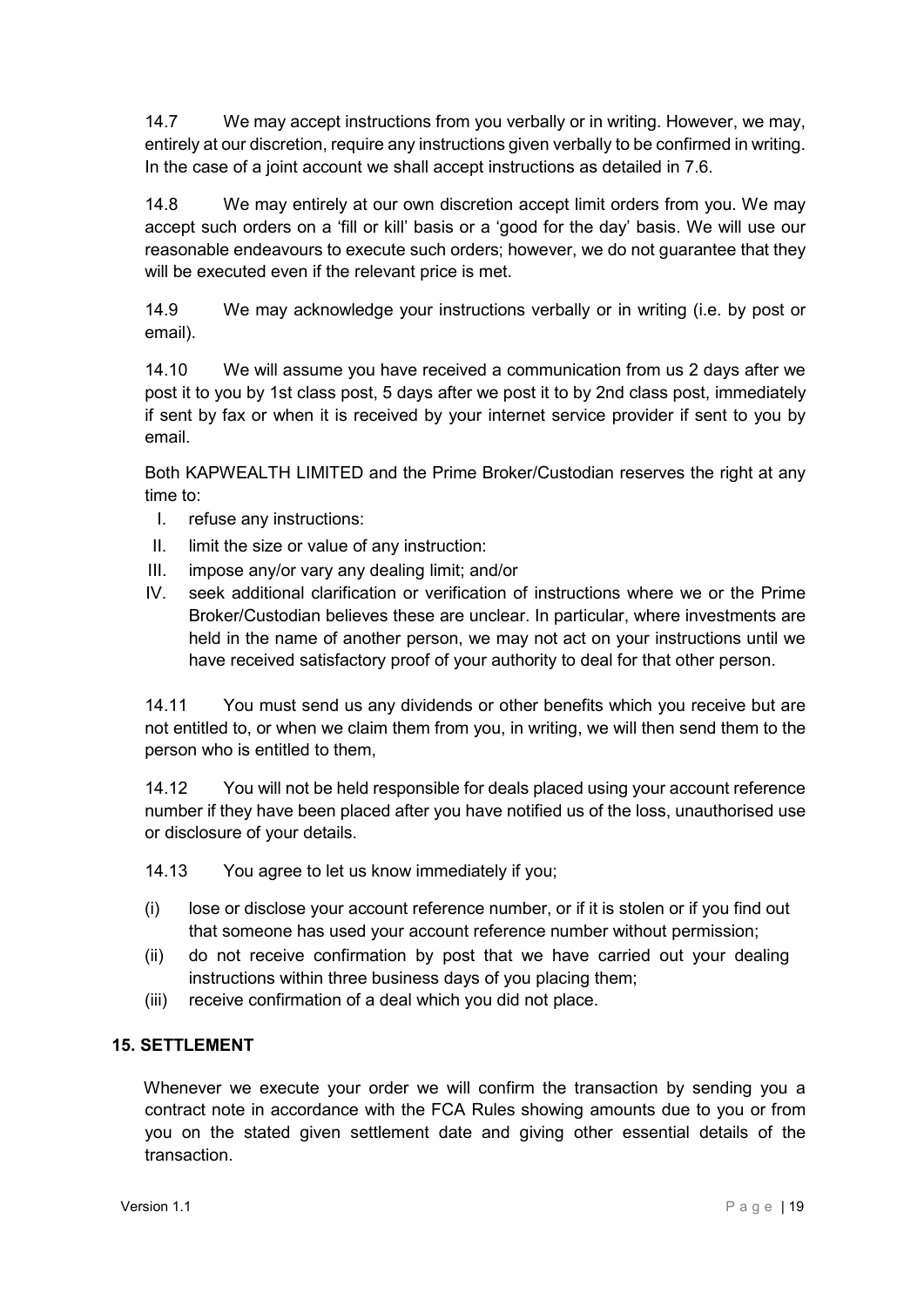14.7 We may accept instructions from you verbally or in writing. However, we may, entirely at our discretion, require any instructions given verbally to be confirmed in writing. In the case of a joint account we shall accept instructions as detailed in 7.6.

14.8 We may entirely at our own discretion accept limit orders from you. We may accept such orders on a 'fill or kill' basis or a 'good for the day' basis. We will use our reasonable endeavours to execute such orders; however, we do not guarantee that they will be executed even if the relevant price is met.

14.9 We may acknowledge your instructions verbally or in writing (i.e. by post or email).

14.10 We will assume you have received a communication from us 2 days after we post it to you by 1st class post, 5 days after we post it to by 2nd class post, immediately if sent by fax or when it is received by your internet service provider if sent to you by email.

Both KAPWEALTH LIMITED and the Prime Broker/Custodian reserves the right at any time to:

I. refuse any instructions:
II. limit the size or value of any instruction:
III. impose any/or vary any dealing limit; and/or
IV. seek additional clarification or verification of instructions where we or the Prime Broker/Custodian believes these are unclear. In particular, where investments are held in the name of another person, we may not act on your instructions until we have received satisfactory proof of your authority to deal for that other person.

14.11 You must send us any dividends or other benefits which you receive but are not entitled to, or when we claim them from you, in writing, we will then send them to the person who is entitled to them,

14.12 You will not be held responsible for deals placed using your account reference number if they have been placed after you have notified us of the loss, unauthorised use or disclosure of your details.

14.13 You agree to let us know immediately if you;

(i) lose or disclose your account reference number, or if it is stolen or if you find out that someone has used your account reference number without permission;
(ii) do not receive confirmation by post that we have carried out your dealing instructions within three business days of you placing them;
(iii) receive confirmation of a deal which you did not place.

## 15. SETTLEMENT

Whenever we execute your order we will confirm the transaction by sending you a contract note in accordance with the FCA Rules showing amounts due to you or from you on the stated given settlement date and giving other essential details of the transaction.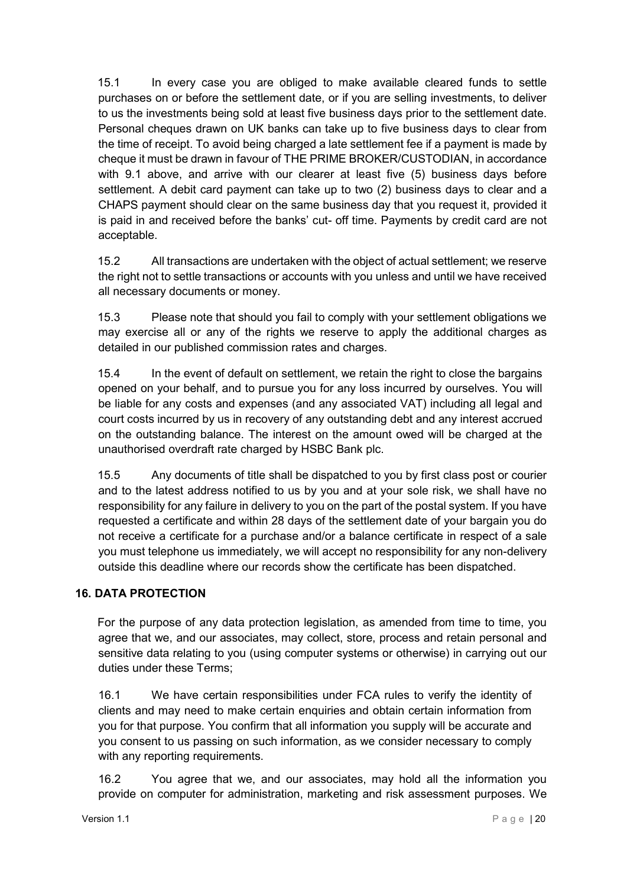15.1 In every case you are obliged to make available cleared funds to settle purchases on or before the settlement date, or if you are selling investments, to deliver to us the investments being sold at least five business days prior to the settlement date. Personal cheques drawn on UK banks can take up to five business days to clear from the time of receipt. To avoid being charged a late settlement fee if a payment is made by cheque it must be drawn in favour of THE PRIME BROKER/CUSTODIAN, in accordance with 9.1 above, and arrive with our clearer at least five (5) business days before settlement. A debit card payment can take up to two (2) business days to clear and a CHAPS payment should clear on the same business day that you request it, provided it is paid in and received before the banks' cut- off time. Payments by credit card are not acceptable.

15.2 All transactions are undertaken with the object of actual settlement; we reserve the right not to settle transactions or accounts with you unless and until we have received all necessary documents or money.

15.3 Please note that should you fail to comply with your settlement obligations we may exercise all or any of the rights we reserve to apply the additional charges as detailed in our published commission rates and charges.

15.4 In the event of default on settlement, we retain the right to close the bargains opened on your behalf, and to pursue you for any loss incurred by ourselves. You will be liable for any costs and expenses (and any associated VAT) including all legal and court costs incurred by us in recovery of any outstanding debt and any interest accrued on the outstanding balance. The interest on the amount owed will be charged at the unauthorised overdraft rate charged by HSBC Bank plc.

15.5 Any documents of title shall be dispatched to you by first class post or courier and to the latest address notified to us by you and at your sole risk, we shall have no responsibility for any failure in delivery to you on the part of the postal system. If you have requested a certificate and within 28 days of the settlement date of your bargain you do not receive a certificate for a purchase and/or a balance certificate in respect of a sale you must telephone us immediately, we will accept no responsibility for any non-delivery outside this deadline where our records show the certificate has been dispatched.

## 16. DATA PROTECTION

For the purpose of any data protection legislation, as amended from time to time, you agree that we, and our associates, may collect, store, process and retain personal and sensitive data relating to you (using computer systems or otherwise) in carrying out our duties under these Terms;

16.1 We have certain responsibilities under FCA rules to verify the identity of clients and may need to make certain enquiries and obtain certain information from you for that purpose. You confirm that all information you supply will be accurate and you consent to us passing on such information, as we consider necessary to comply with any reporting requirements.

16.2 You agree that we, and our associates, may hold all the information you provide on computer for administration, marketing and risk assessment purposes. We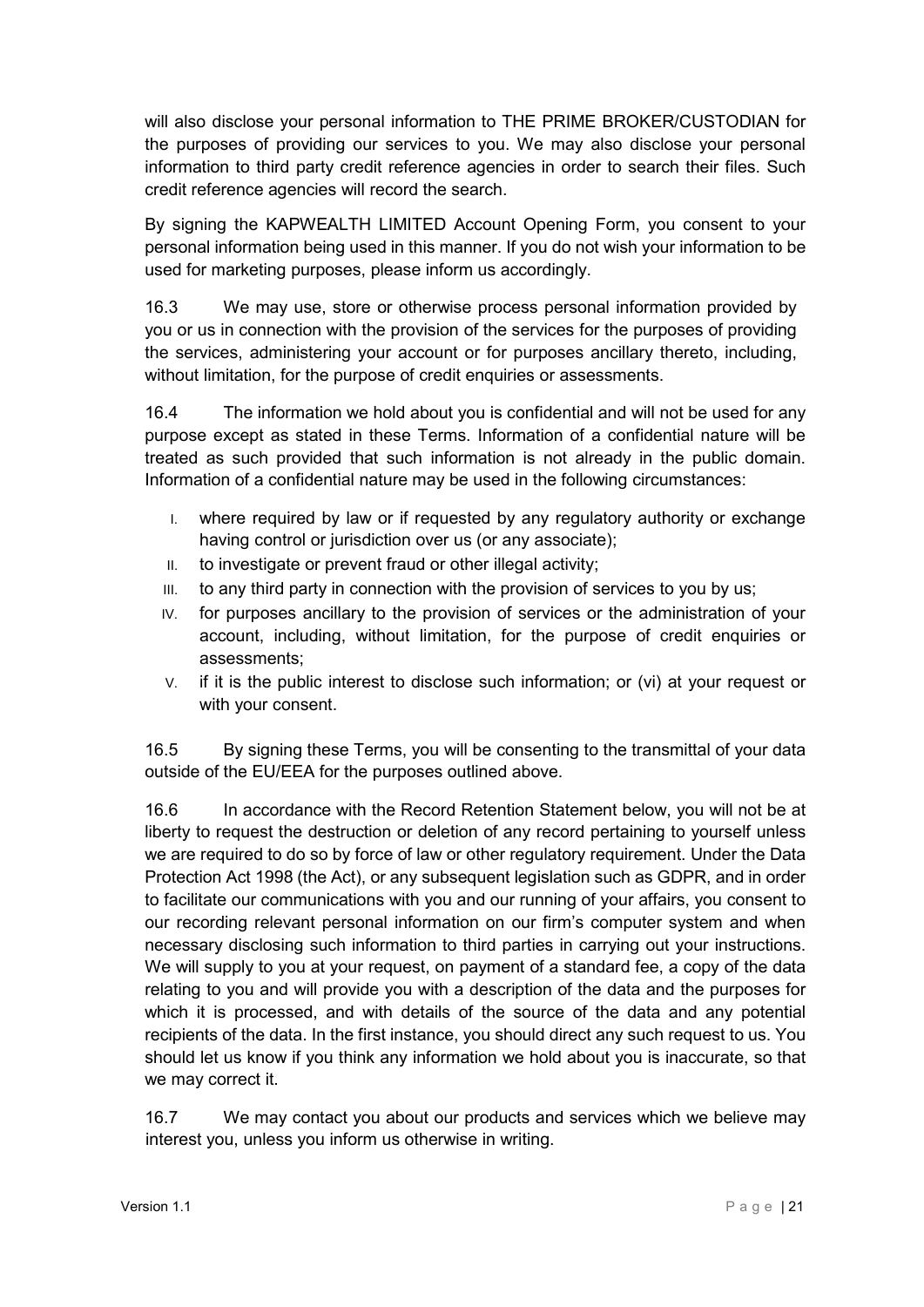will also disclose your personal information to THE PRIME BROKER/CUSTODIAN for the purposes of providing our services to you. We may also disclose your personal information to third party credit reference agencies in order to search their files. Such credit reference agencies will record the search.

By signing the KAPWEALTH LIMITED Account Opening Form, you consent to your personal information being used in this manner. If you do not wish your information to be used for marketing purposes, please inform us accordingly.

16.3 We may use, store or otherwise process personal information provided by you or us in connection with the provision of the services for the purposes of providing the services, administering your account or for purposes ancillary thereto, including, without limitation, for the purpose of credit enquiries or assessments.

16.4 The information we hold about you is confidential and will not be used for any purpose except as stated in these Terms. Information of a confidential nature will be treated as such provided that such information is not already in the public domain. Information of a confidential nature may be used in the following circumstances:

I. where required by law or if requested by any regulatory authority or exchange having control or jurisdiction over us (or any associate);
II. to investigate or prevent fraud or other illegal activity;
III. to any third party in connection with the provision of services to you by us;
IV. for purposes ancillary to the provision of services or the administration of your account, including, without limitation, for the purpose of credit enquiries or assessments;
V. if it is the public interest to disclose such information; or (vi) at your request or with your consent.

16.5 By signing these Terms, you will be consenting to the transmittal of your data outside of the EU/EEA for the purposes outlined above.

16.6 In accordance with the Record Retention Statement below, you will not be at liberty to request the destruction or deletion of any record pertaining to yourself unless we are required to do so by force of law or other regulatory requirement. Under the Data Protection Act 1998 (the Act), or any subsequent legislation such as GDPR, and in order to facilitate our communications with you and our running of your affairs, you consent to our recording relevant personal information on our firm's computer system and when necessary disclosing such information to third parties in carrying out your instructions. We will supply to you at your request, on payment of a standard fee, a copy of the data relating to you and will provide you with a description of the data and the purposes for which it is processed, and with details of the source of the data and any potential recipients of the data. In the first instance, you should direct any such request to us. You should let us know if you think any information we hold about you is inaccurate, so that we may correct it.

16.7 We may contact you about our products and services which we believe may interest you, unless you inform us otherwise in writing.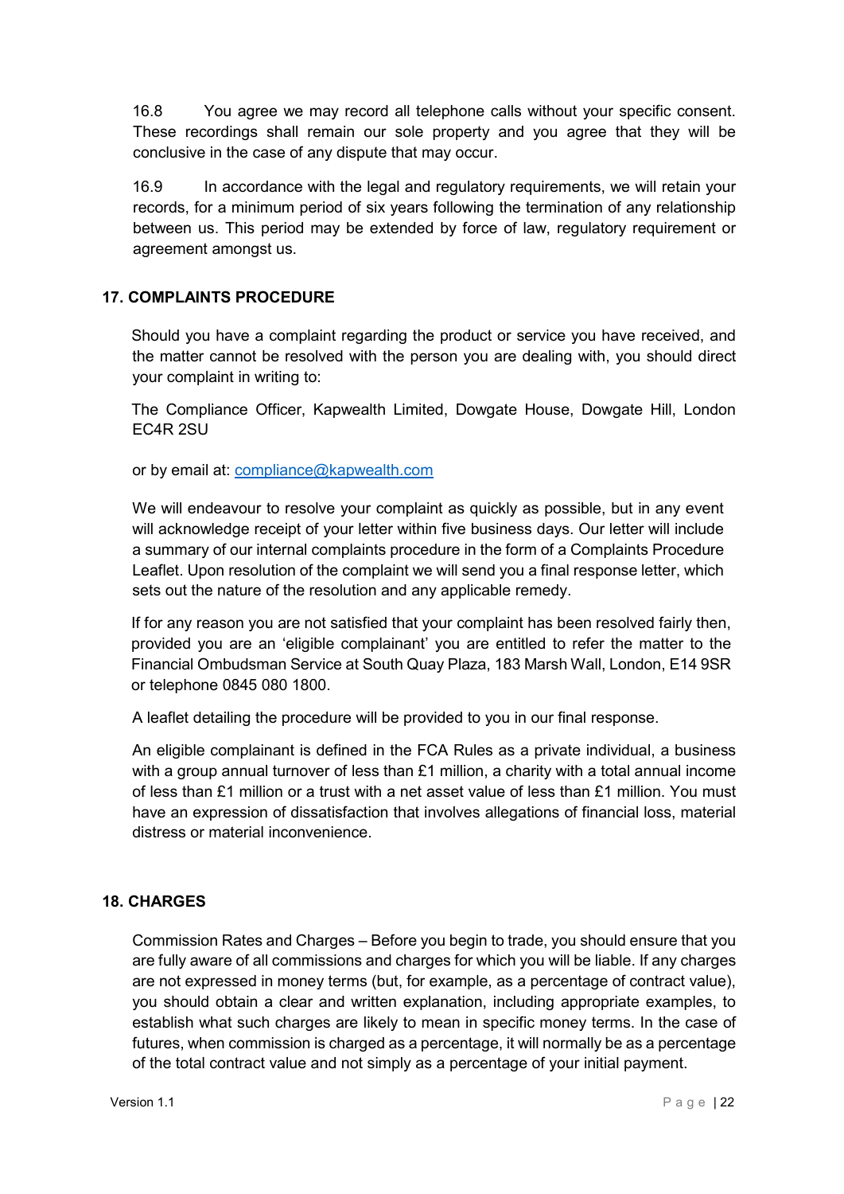16.8 You agree we may record all telephone calls without your specific consent. These recordings shall remain our sole property and you agree that they will be conclusive in the case of any dispute that may occur.

16.9 In accordance with the legal and regulatory requirements, we will retain your records, for a minimum period of six years following the termination of any relationship between us. This period may be extended by force of law, regulatory requirement or agreement amongst us.

## 17. COMPLAINTS PROCEDURE

Should you have a complaint regarding the product or service you have received, and the matter cannot be resolved with the person you are dealing with, you should direct your complaint in writing to:

The Compliance Officer, Kapwealth Limited, Dowgate House, Dowgate Hill, London EC4R 2SU

or by email at: compliance@kapwealth.com

We will endeavour to resolve your complaint as quickly as possible, but in any event will acknowledge receipt of your letter within five business days. Our letter will include a summary of our internal complaints procedure in the form of a Complaints Procedure Leaflet. Upon resolution of the complaint we will send you a final response letter, which sets out the nature of the resolution and any applicable remedy.

If for any reason you are not satisfied that your complaint has been resolved fairly then, provided you are an 'eligible complainant' you are entitled to refer the matter to the Financial Ombudsman Service at South Quay Plaza, 183 Marsh Wall, London, E14 9SR or telephone 0845 080 1800.

A leaflet detailing the procedure will be provided to you in our final response.

An eligible complainant is defined in the FCA Rules as a private individual, a business with a group annual turnover of less than £1 million, a charity with a total annual income of less than £1 million or a trust with a net asset value of less than £1 million. You must have an expression of dissatisfaction that involves allegations of financial loss, material distress or material inconvenience.

## 18. CHARGES

Commission Rates and Charges – Before you begin to trade, you should ensure that you are fully aware of all commissions and charges for which you will be liable. If any charges are not expressed in money terms (but, for example, as a percentage of contract value), you should obtain a clear and written explanation, including appropriate examples, to establish what such charges are likely to mean in specific money terms. In the case of futures, when commission is charged as a percentage, it will normally be as a percentage of the total contract value and not simply as a percentage of your initial payment.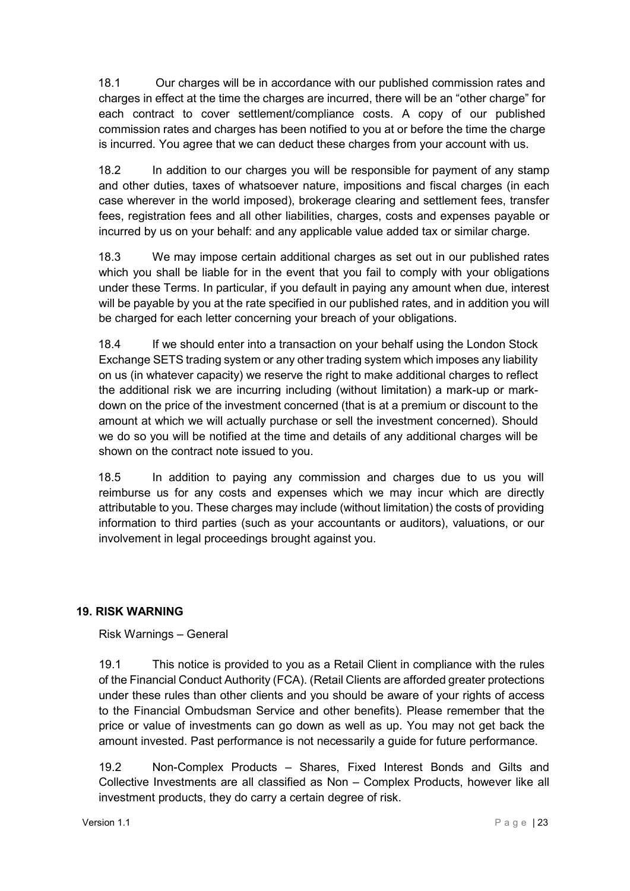18.1 Our charges will be in accordance with our published commission rates and charges in effect at the time the charges are incurred, there will be an "other charge" for each contract to cover settlement/compliance costs. A copy of our published commission rates and charges has been notified to you at or before the time the charge is incurred. You agree that we can deduct these charges from your account with us.

18.2 In addition to our charges you will be responsible for payment of any stamp and other duties, taxes of whatsoever nature, impositions and fiscal charges (in each case wherever in the world imposed), brokerage clearing and settlement fees, transfer fees, registration fees and all other liabilities, charges, costs and expenses payable or incurred by us on your behalf: and any applicable value added tax or similar charge.

18.3 We may impose certain additional charges as set out in our published rates which you shall be liable for in the event that you fail to comply with your obligations under these Terms. In particular, if you default in paying any amount when due, interest will be payable by you at the rate specified in our published rates, and in addition you will be charged for each letter concerning your breach of your obligations.

18.4 If we should enter into a transaction on your behalf using the London Stock Exchange SETS trading system or any other trading system which imposes any liability on us (in whatever capacity) we reserve the right to make additional charges to reflect the additional risk we are incurring including (without limitation) a mark-up or mark-down on the price of the investment concerned (that is at a premium or discount to the amount at which we will actually purchase or sell the investment concerned). Should we do so you will be notified at the time and details of any additional charges will be shown on the contract note issued to you.

18.5 In addition to paying any commission and charges due to us you will reimburse us for any costs and expenses which we may incur which are directly attributable to you. These charges may include (without limitation) the costs of providing information to third parties (such as your accountants or auditors), valuations, or our involvement in legal proceedings brought against you.

## 19. RISK WARNING

Risk Warnings – General

19.1 This notice is provided to you as a Retail Client in compliance with the rules of the Financial Conduct Authority (FCA). (Retail Clients are afforded greater protections under these rules than other clients and you should be aware of your rights of access to the Financial Ombudsman Service and other benefits). Please remember that the price or value of investments can go down as well as up. You may not get back the amount invested. Past performance is not necessarily a guide for future performance.

19.2 Non-Complex Products – Shares, Fixed Interest Bonds and Gilts and Collective Investments are all classified as Non – Complex Products, however like all investment products, they do carry a certain degree of risk.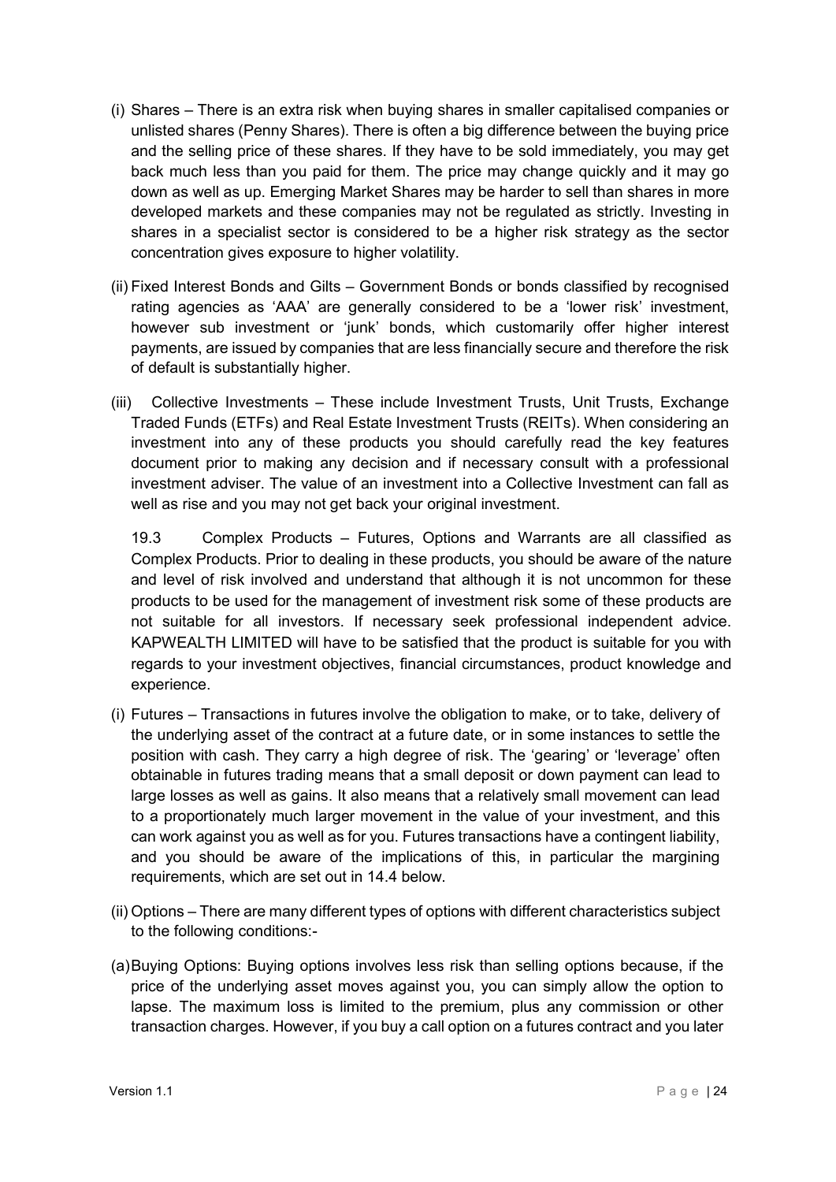(i) Shares – There is an extra risk when buying shares in smaller capitalised companies or unlisted shares (Penny Shares). There is often a big difference between the buying price and the selling price of these shares. If they have to be sold immediately, you may get back much less than you paid for them. The price may change quickly and it may go down as well as up. Emerging Market Shares may be harder to sell than shares in more developed markets and these companies may not be regulated as strictly. Investing in shares in a specialist sector is considered to be a higher risk strategy as the sector concentration gives exposure to higher volatility.

(ii) Fixed Interest Bonds and Gilts – Government Bonds or bonds classified by recognised rating agencies as 'AAA' are generally considered to be a 'lower risk' investment, however sub investment or 'junk' bonds, which customarily offer higher interest payments, are issued by companies that are less financially secure and therefore the risk of default is substantially higher.

(iii) Collective Investments – These include Investment Trusts, Unit Trusts, Exchange Traded Funds (ETFs) and Real Estate Investment Trusts (REITs). When considering an investment into any of these products you should carefully read the key features document prior to making any decision and if necessary consult with a professional investment adviser. The value of an investment into a Collective Investment can fall as well as rise and you may not get back your original investment.

19.3 Complex Products – Futures, Options and Warrants are all classified as Complex Products. Prior to dealing in these products, you should be aware of the nature and level of risk involved and understand that although it is not uncommon for these products to be used for the management of investment risk some of these products are not suitable for all investors. If necessary seek professional independent advice. KAPWEALTH LIMITED will have to be satisfied that the product is suitable for you with regards to your investment objectives, financial circumstances, product knowledge and experience.

(i) Futures – Transactions in futures involve the obligation to make, or to take, delivery of the underlying asset of the contract at a future date, or in some instances to settle the position with cash. They carry a high degree of risk. The 'gearing' or 'leverage' often obtainable in futures trading means that a small deposit or down payment can lead to large losses as well as gains. It also means that a relatively small movement can lead to a proportionately much larger movement in the value of your investment, and this can work against you as well as for you. Futures transactions have a contingent liability, and you should be aware of the implications of this, in particular the margining requirements, which are set out in 14.4 below.

(ii) Options – There are many different types of options with different characteristics subject to the following conditions:-

(a) Buying Options: Buying options involves less risk than selling options because, if the price of the underlying asset moves against you, you can simply allow the option to lapse. The maximum loss is limited to the premium, plus any commission or other transaction charges. However, if you buy a call option on a futures contract and you later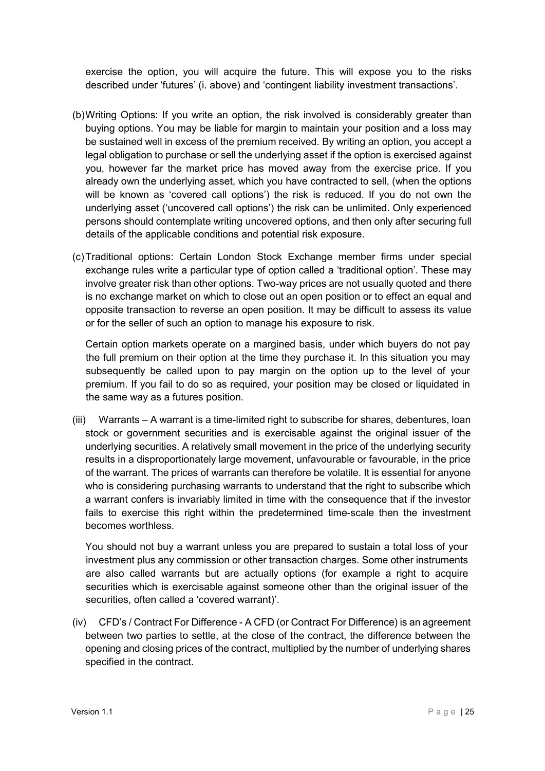exercise the option, you will acquire the future. This will expose you to the risks described under 'futures' (i. above) and 'contingent liability investment transactions'.

(b) Writing Options: If you write an option, the risk involved is considerably greater than buying options. You may be liable for margin to maintain your position and a loss may be sustained well in excess of the premium received. By writing an option, you accept a legal obligation to purchase or sell the underlying asset if the option is exercised against you, however far the market price has moved away from the exercise price. If you already own the underlying asset, which you have contracted to sell, (when the options will be known as 'covered call options') the risk is reduced. If you do not own the underlying asset ('uncovered call options') the risk can be unlimited. Only experienced persons should contemplate writing uncovered options, and then only after securing full details of the applicable conditions and potential risk exposure.

(c) Traditional options: Certain London Stock Exchange member firms under special exchange rules write a particular type of option called a 'traditional option'. These may involve greater risk than other options. Two-way prices are not usually quoted and there is no exchange market on which to close out an open position or to effect an equal and opposite transaction to reverse an open position. It may be difficult to assess its value or for the seller of such an option to manage his exposure to risk.

Certain option markets operate on a margined basis, under which buyers do not pay the full premium on their option at the time they purchase it. In this situation you may subsequently be called upon to pay margin on the option up to the level of your premium. If you fail to do so as required, your position may be closed or liquidated in the same way as a futures position.

(iii) Warrants – A warrant is a time-limited right to subscribe for shares, debentures, loan stock or government securities and is exercisable against the original issuer of the underlying securities. A relatively small movement in the price of the underlying security results in a disproportionately large movement, unfavourable or favourable, in the price of the warrant. The prices of warrants can therefore be volatile. It is essential for anyone who is considering purchasing warrants to understand that the right to subscribe which a warrant confers is invariably limited in time with the consequence that if the investor fails to exercise this right within the predetermined time-scale then the investment becomes worthless.

You should not buy a warrant unless you are prepared to sustain a total loss of your investment plus any commission or other transaction charges. Some other instruments are also called warrants but are actually options (for example a right to acquire securities which is exercisable against someone other than the original issuer of the securities, often called a 'covered warrant)'.

(iv) CFD's / Contract For Difference - A CFD (or Contract For Difference) is an agreement between two parties to settle, at the close of the contract, the difference between the opening and closing prices of the contract, multiplied by the number of underlying shares specified in the contract.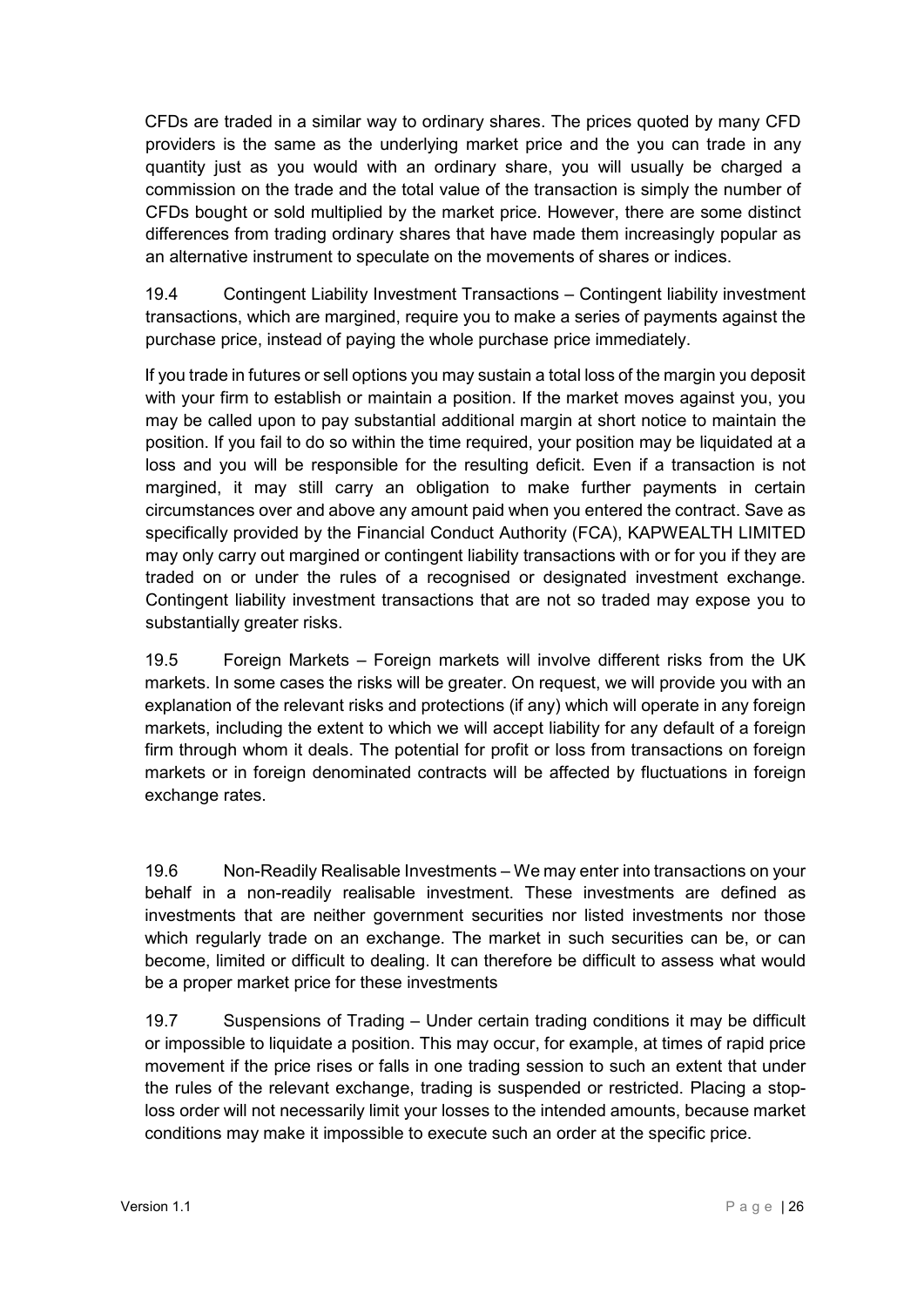CFDs are traded in a similar way to ordinary shares. The prices quoted by many CFD providers is the same as the underlying market price and the you can trade in any quantity just as you would with an ordinary share, you will usually be charged a commission on the trade and the total value of the transaction is simply the number of CFDs bought or sold multiplied by the market price. However, there are some distinct differences from trading ordinary shares that have made them increasingly popular as an alternative instrument to speculate on the movements of shares or indices.

19.4 Contingent Liability Investment Transactions – Contingent liability investment transactions, which are margined, require you to make a series of payments against the purchase price, instead of paying the whole purchase price immediately.

If you trade in futures or sell options you may sustain a total loss of the margin you deposit with your firm to establish or maintain a position. If the market moves against you, you may be called upon to pay substantial additional margin at short notice to maintain the position. If you fail to do so within the time required, your position may be liquidated at a loss and you will be responsible for the resulting deficit. Even if a transaction is not margined, it may still carry an obligation to make further payments in certain circumstances over and above any amount paid when you entered the contract. Save as specifically provided by the Financial Conduct Authority (FCA), KAPWEALTH LIMITED may only carry out margined or contingent liability transactions with or for you if they are traded on or under the rules of a recognised or designated investment exchange. Contingent liability investment transactions that are not so traded may expose you to substantially greater risks.

19.5 Foreign Markets – Foreign markets will involve different risks from the UK markets. In some cases the risks will be greater. On request, we will provide you with an explanation of the relevant risks and protections (if any) which will operate in any foreign markets, including the extent to which we will accept liability for any default of a foreign firm through whom it deals. The potential for profit or loss from transactions on foreign markets or in foreign denominated contracts will be affected by fluctuations in foreign exchange rates.

19.6 Non-Readily Realisable Investments – We may enter into transactions on your behalf in a non-readily realisable investment. These investments are defined as investments that are neither government securities nor listed investments nor those which regularly trade on an exchange. The market in such securities can be, or can become, limited or difficult to dealing. It can therefore be difficult to assess what would be a proper market price for these investments

19.7 Suspensions of Trading – Under certain trading conditions it may be difficult or impossible to liquidate a position. This may occur, for example, at times of rapid price movement if the price rises or falls in one trading session to such an extent that under the rules of the relevant exchange, trading is suspended or restricted. Placing a stop-loss order will not necessarily limit your losses to the intended amounts, because market conditions may make it impossible to execute such an order at the specific price.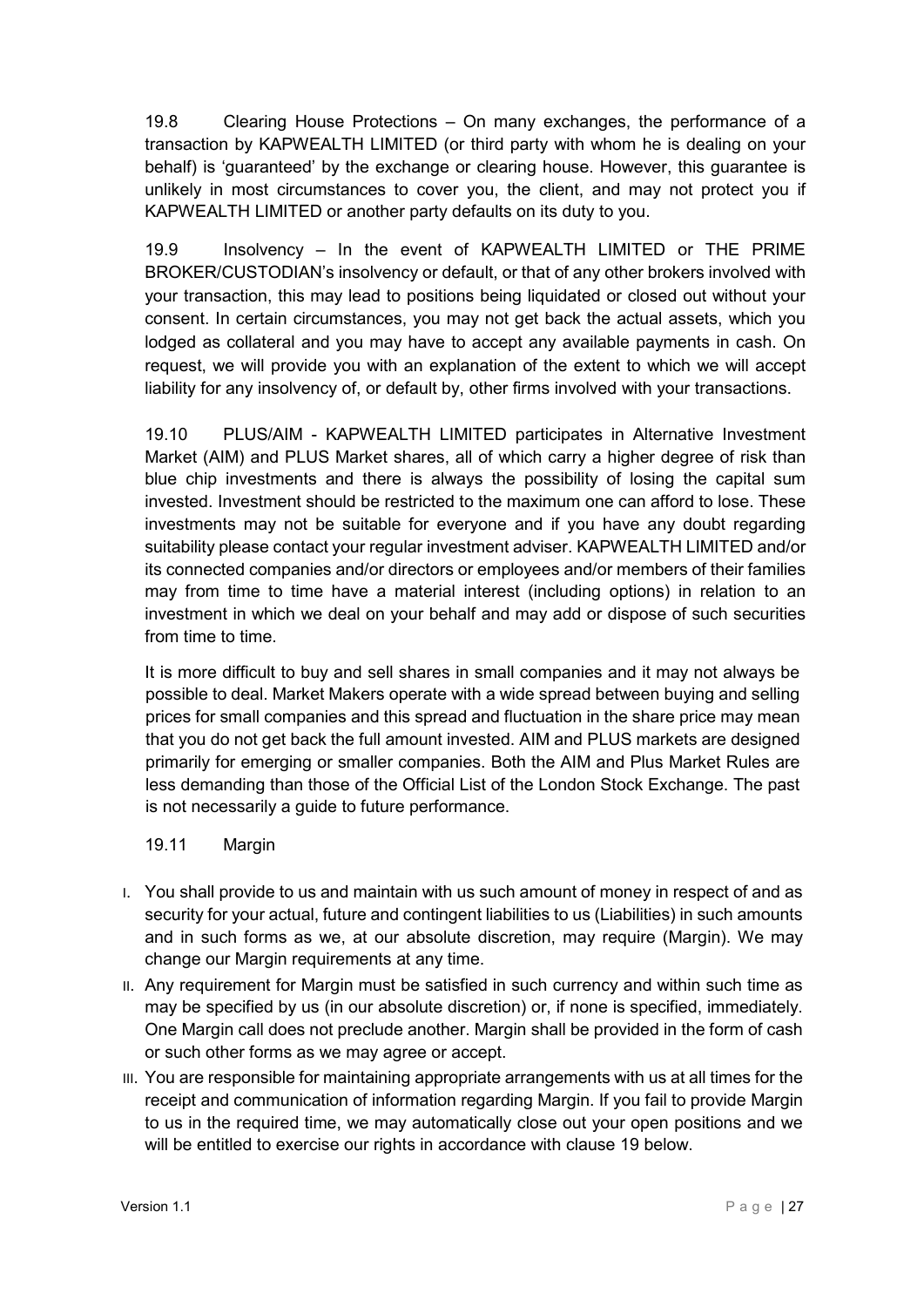19.8 Clearing House Protections – On many exchanges, the performance of a transaction by KAPWEALTH LIMITED (or third party with whom he is dealing on your behalf) is 'guaranteed' by the exchange or clearing house. However, this guarantee is unlikely in most circumstances to cover you, the client, and may not protect you if KAPWEALTH LIMITED or another party defaults on its duty to you.

19.9 Insolvency – In the event of KAPWEALTH LIMITED or THE PRIME BROKER/CUSTODIAN's insolvency or default, or that of any other brokers involved with your transaction, this may lead to positions being liquidated or closed out without your consent. In certain circumstances, you may not get back the actual assets, which you lodged as collateral and you may have to accept any available payments in cash. On request, we will provide you with an explanation of the extent to which we will accept liability for any insolvency of, or default by, other firms involved with your transactions.

19.10 PLUS/AIM - KAPWEALTH LIMITED participates in Alternative Investment Market (AIM) and PLUS Market shares, all of which carry a higher degree of risk than blue chip investments and there is always the possibility of losing the capital sum invested. Investment should be restricted to the maximum one can afford to lose. These investments may not be suitable for everyone and if you have any doubt regarding suitability please contact your regular investment adviser. KAPWEALTH LIMITED and/or its connected companies and/or directors or employees and/or members of their families may from time to time have a material interest (including options) in relation to an investment in which we deal on your behalf and may add or dispose of such securities from time to time.

It is more difficult to buy and sell shares in small companies and it may not always be possible to deal. Market Makers operate with a wide spread between buying and selling prices for small companies and this spread and fluctuation in the share price may mean that you do not get back the full amount invested. AIM and PLUS markets are designed primarily for emerging or smaller companies. Both the AIM and Plus Market Rules are less demanding than those of the Official List of the London Stock Exchange. The past is not necessarily a guide to future performance.

19.11 Margin

I. You shall provide to us and maintain with us such amount of money in respect of and as security for your actual, future and contingent liabilities to us (Liabilities) in such amounts and in such forms as we, at our absolute discretion, may require (Margin). We may change our Margin requirements at any time.

II. Any requirement for Margin must be satisfied in such currency and within such time as may be specified by us (in our absolute discretion) or, if none is specified, immediately. One Margin call does not preclude another. Margin shall be provided in the form of cash or such other forms as we may agree or accept.

III. You are responsible for maintaining appropriate arrangements with us at all times for the receipt and communication of information regarding Margin. If you fail to provide Margin to us in the required time, we may automatically close out your open positions and we will be entitled to exercise our rights in accordance with clause 19 below.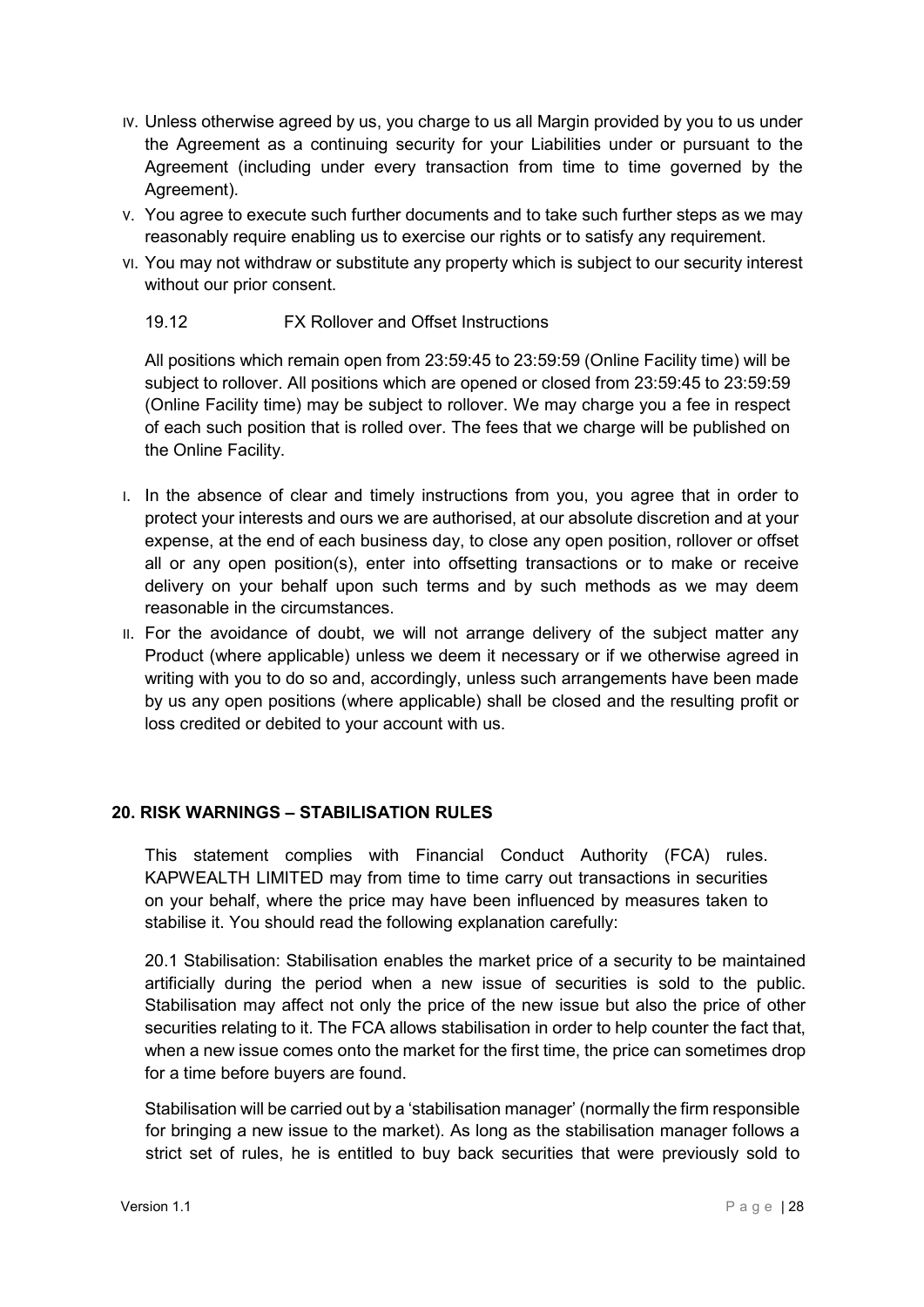IV. Unless otherwise agreed by us, you charge to us all Margin provided by you to us under the Agreement as a continuing security for your Liabilities under or pursuant to the Agreement (including under every transaction from time to time governed by the Agreement).

V. You agree to execute such further documents and to take such further steps as we may reasonably require enabling us to exercise our rights or to satisfy any requirement.

VI. You may not withdraw or substitute any property which is subject to our security interest without our prior consent.

19.12 FX Rollover and Offset Instructions

All positions which remain open from 23:59:45 to 23:59:59 (Online Facility time) will be subject to rollover. All positions which are opened or closed from 23:59:45 to 23:59:59 (Online Facility time) may be subject to rollover. We may charge you a fee in respect of each such position that is rolled over. The fees that we charge will be published on the Online Facility.

I. In the absence of clear and timely instructions from you, you agree that in order to protect your interests and ours we are authorised, at our absolute discretion and at your expense, at the end of each business day, to close any open position, rollover or offset all or any open position(s), enter into offsetting transactions or to make or receive delivery on your behalf upon such terms and by such methods as we may deem reasonable in the circumstances.

II. For the avoidance of doubt, we will not arrange delivery of the subject matter any Product (where applicable) unless we deem it necessary or if we otherwise agreed in writing with you to do so and, accordingly, unless such arrangements have been made by us any open positions (where applicable) shall be closed and the resulting profit or loss credited or debited to your account with us.

## 20. RISK WARNINGS – STABILISATION RULES

This statement complies with Financial Conduct Authority (FCA) rules. KAPWEALTH LIMITED may from time to time carry out transactions in securities on your behalf, where the price may have been influenced by measures taken to stabilise it. You should read the following explanation carefully:

20.1 Stabilisation: Stabilisation enables the market price of a security to be maintained artificially during the period when a new issue of securities is sold to the public. Stabilisation may affect not only the price of the new issue but also the price of other securities relating to it. The FCA allows stabilisation in order to help counter the fact that, when a new issue comes onto the market for the first time, the price can sometimes drop for a time before buyers are found.

Stabilisation will be carried out by a 'stabilisation manager' (normally the firm responsible for bringing a new issue to the market). As long as the stabilisation manager follows a strict set of rules, he is entitled to buy back securities that were previously sold to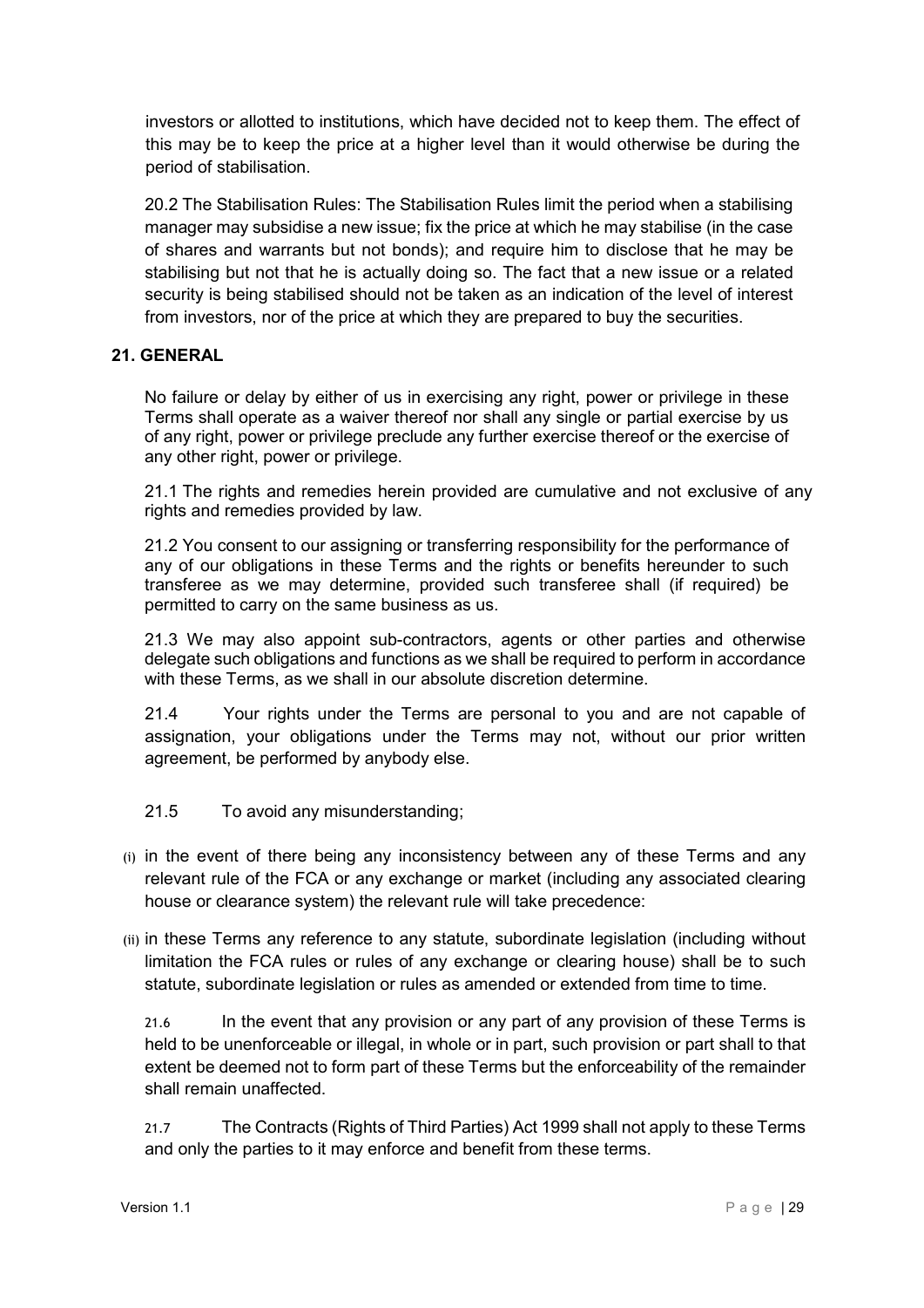investors or allotted to institutions, which have decided not to keep them. The effect of this may be to keep the price at a higher level than it would otherwise be during the period of stabilisation.

20.2 The Stabilisation Rules: The Stabilisation Rules limit the period when a stabilising manager may subsidise a new issue; fix the price at which he may stabilise (in the case of shares and warrants but not bonds); and require him to disclose that he may be stabilising but not that he is actually doing so. The fact that a new issue or a related security is being stabilised should not be taken as an indication of the level of interest from investors, nor of the price at which they are prepared to buy the securities.

## 21. GENERAL

No failure or delay by either of us in exercising any right, power or privilege in these Terms shall operate as a waiver thereof nor shall any single or partial exercise by us of any right, power or privilege preclude any further exercise thereof or the exercise of any other right, power or privilege.

21.1 The rights and remedies herein provided are cumulative and not exclusive of any rights and remedies provided by law.

21.2 You consent to our assigning or transferring responsibility for the performance of any of our obligations in these Terms and the rights or benefits hereunder to such transferee as we may determine, provided such transferee shall (if required) be permitted to carry on the same business as us.

21.3 We may also appoint sub-contractors, agents or other parties and otherwise delegate such obligations and functions as we shall be required to perform in accordance with these Terms, as we shall in our absolute discretion determine.

21.4 Your rights under the Terms are personal to you and are not capable of assignation, your obligations under the Terms may not, without our prior written agreement, be performed by anybody else.

21.5 To avoid any misunderstanding;

(i) in the event of there being any inconsistency between any of these Terms and any relevant rule of the FCA or any exchange or market (including any associated clearing house or clearance system) the relevant rule will take precedence:

(ii) in these Terms any reference to any statute, subordinate legislation (including without limitation the FCA rules or rules of any exchange or clearing house) shall be to such statute, subordinate legislation or rules as amended or extended from time to time.

21.6 In the event that any provision or any part of any provision of these Terms is held to be unenforceable or illegal, in whole or in part, such provision or part shall to that extent be deemed not to form part of these Terms but the enforceability of the remainder shall remain unaffected.

21.7 The Contracts (Rights of Third Parties) Act 1999 shall not apply to these Terms and only the parties to it may enforce and benefit from these terms.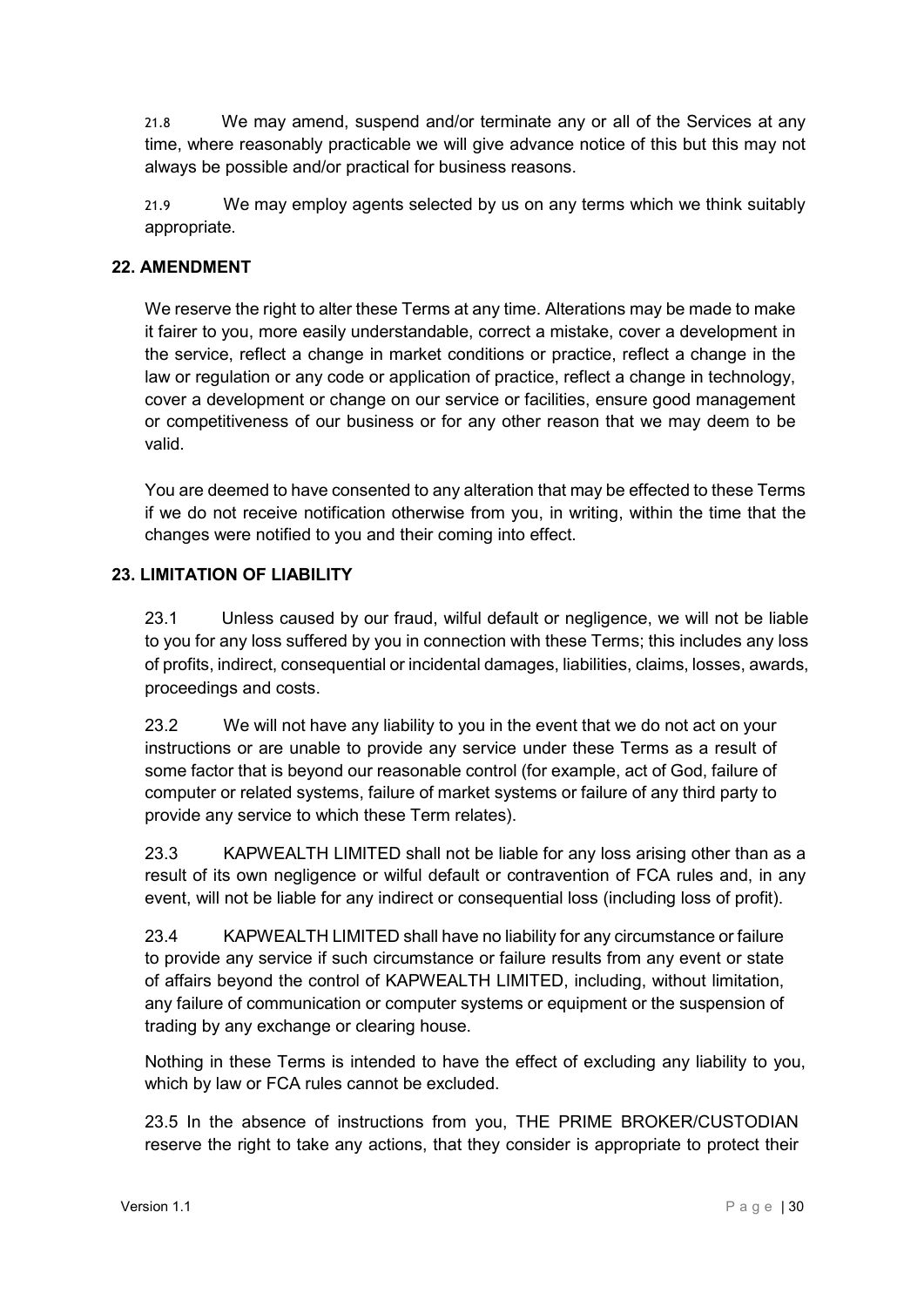21.8 We may amend, suspend and/or terminate any or all of the Services at any time, where reasonably practicable we will give advance notice of this but this may not always be possible and/or practical for business reasons.

21.9 We may employ agents selected by us on any terms which we think suitably appropriate.

## 22. AMENDMENT

We reserve the right to alter these Terms at any time. Alterations may be made to make it fairer to you, more easily understandable, correct a mistake, cover a development in the service, reflect a change in market conditions or practice, reflect a change in the law or regulation or any code or application of practice, reflect a change in technology, cover a development or change on our service or facilities, ensure good management or competitiveness of our business or for any other reason that we may deem to be valid.

You are deemed to have consented to any alteration that may be effected to these Terms if we do not receive notification otherwise from you, in writing, within the time that the changes were notified to you and their coming into effect.

## 23. LIMITATION OF LIABILITY

23.1 Unless caused by our fraud, wilful default or negligence, we will not be liable to you for any loss suffered by you in connection with these Terms; this includes any loss of profits, indirect, consequential or incidental damages, liabilities, claims, losses, awards, proceedings and costs.

23.2 We will not have any liability to you in the event that we do not act on your instructions or are unable to provide any service under these Terms as a result of some factor that is beyond our reasonable control (for example, act of God, failure of computer or related systems, failure of market systems or failure of any third party to provide any service to which these Term relates).

23.3 KAPWEALTH LIMITED shall not be liable for any loss arising other than as a result of its own negligence or wilful default or contravention of FCA rules and, in any event, will not be liable for any indirect or consequential loss (including loss of profit).

23.4 KAPWEALTH LIMITED shall have no liability for any circumstance or failure to provide any service if such circumstance or failure results from any event or state of affairs beyond the control of KAPWEALTH LIMITED, including, without limitation, any failure of communication or computer systems or equipment or the suspension of trading by any exchange or clearing house.

Nothing in these Terms is intended to have the effect of excluding any liability to you, which by law or FCA rules cannot be excluded.

23.5 In the absence of instructions from you, THE PRIME BROKER/CUSTODIAN reserve the right to take any actions, that they consider is appropriate to protect their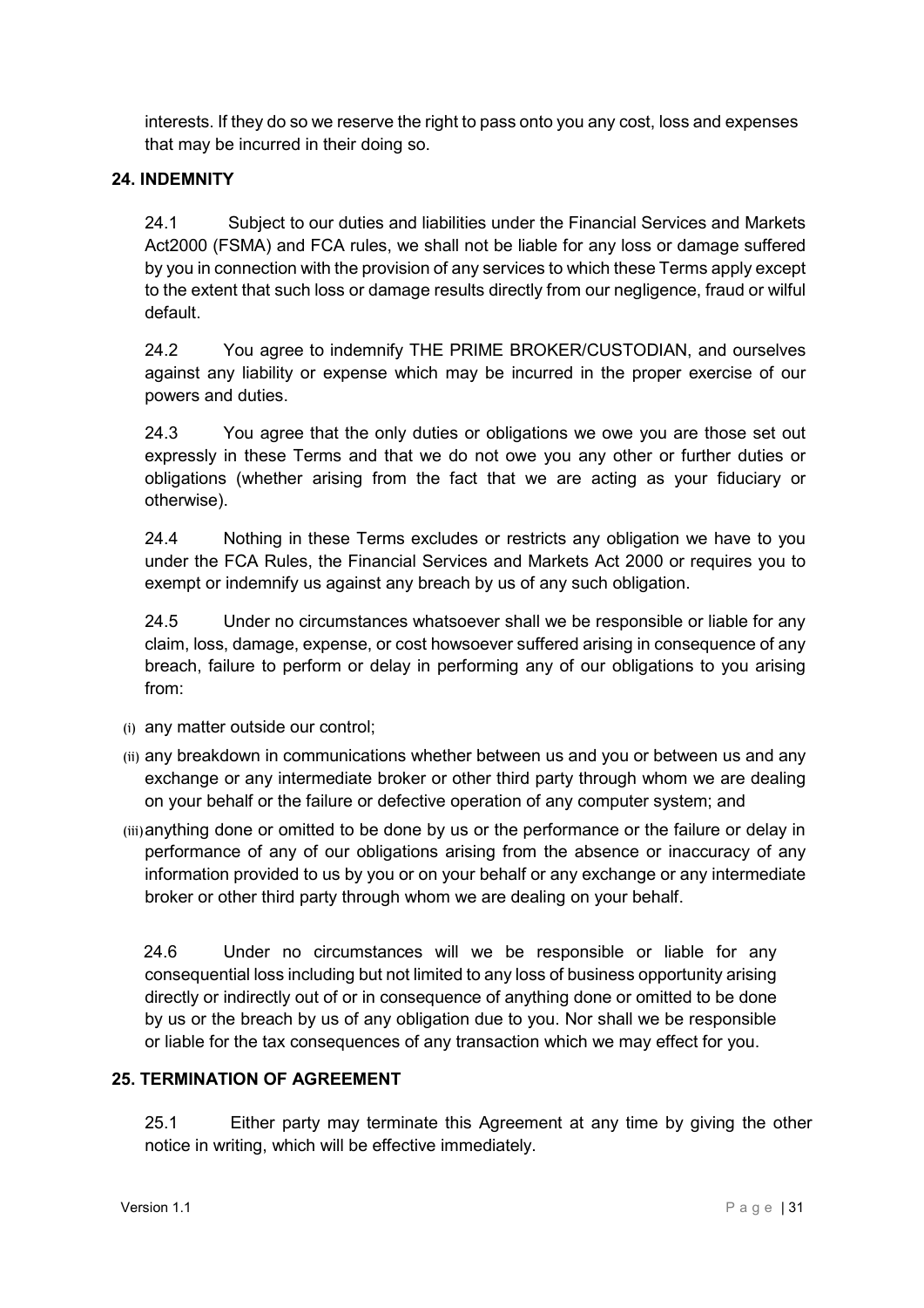interests. If they do so we reserve the right to pass onto you any cost, loss and expenses that may be incurred in their doing so.

## 24. INDEMNITY

24.1 Subject to our duties and liabilities under the Financial Services and Markets Act2000 (FSMA) and FCA rules, we shall not be liable for any loss or damage suffered by you in connection with the provision of any services to which these Terms apply except to the extent that such loss or damage results directly from our negligence, fraud or wilful default.

24.2 You agree to indemnify THE PRIME BROKER/CUSTODIAN, and ourselves against any liability or expense which may be incurred in the proper exercise of our powers and duties.

24.3 You agree that the only duties or obligations we owe you are those set out expressly in these Terms and that we do not owe you any other or further duties or obligations (whether arising from the fact that we are acting as your fiduciary or otherwise).

24.4 Nothing in these Terms excludes or restricts any obligation we have to you under the FCA Rules, the Financial Services and Markets Act 2000 or requires you to exempt or indemnify us against any breach by us of any such obligation.

24.5 Under no circumstances whatsoever shall we be responsible or liable for any claim, loss, damage, expense, or cost howsoever suffered arising in consequence of any breach, failure to perform or delay in performing any of our obligations to you arising from:

(i) any matter outside our control;

(ii) any breakdown in communications whether between us and you or between us and any exchange or any intermediate broker or other third party through whom we are dealing on your behalf or the failure or defective operation of any computer system; and

(iii) anything done or omitted to be done by us or the performance or the failure or delay in performance of any of our obligations arising from the absence or inaccuracy of any information provided to us by you or on your behalf or any exchange or any intermediate broker or other third party through whom we are dealing on your behalf.

24.6 Under no circumstances will we be responsible or liable for any consequential loss including but not limited to any loss of business opportunity arising directly or indirectly out of or in consequence of anything done or omitted to be done by us or the breach by us of any obligation due to you. Nor shall we be responsible or liable for the tax consequences of any transaction which we may effect for you.

## 25. TERMINATION OF AGREEMENT

25.1 Either party may terminate this Agreement at any time by giving the other notice in writing, which will be effective immediately.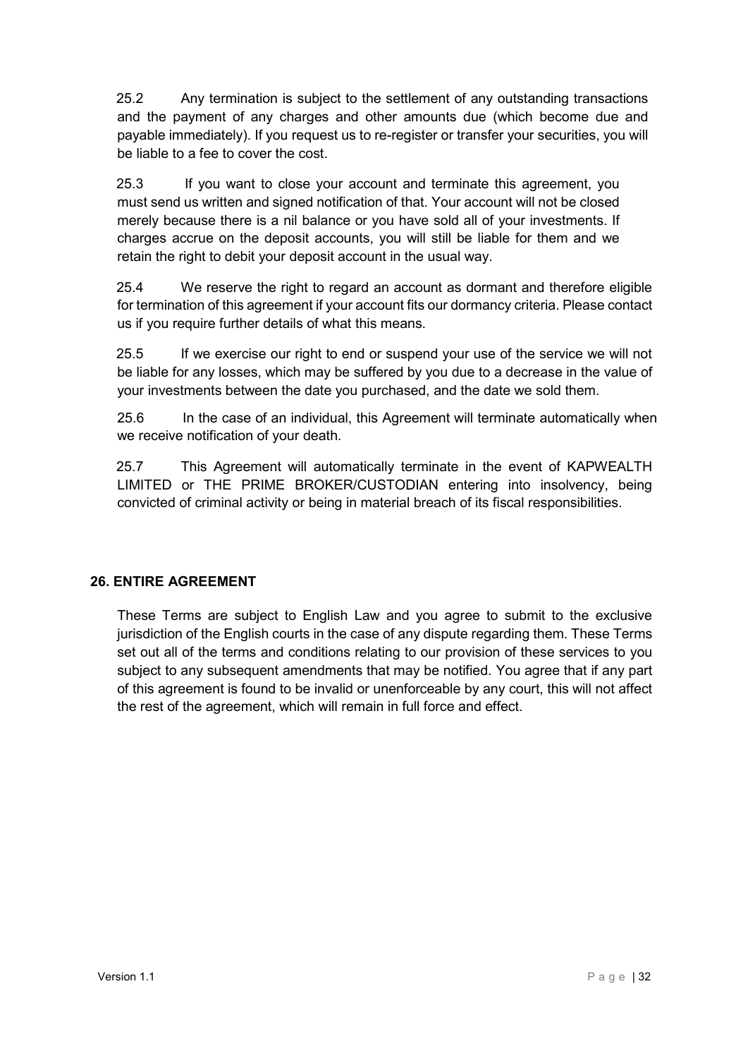25.2 Any termination is subject to the settlement of any outstanding transactions and the payment of any charges and other amounts due (which become due and payable immediately). If you request us to re-register or transfer your securities, you will be liable to a fee to cover the cost.

25.3 If you want to close your account and terminate this agreement, you must send us written and signed notification of that. Your account will not be closed merely because there is a nil balance or you have sold all of your investments. If charges accrue on the deposit accounts, you will still be liable for them and we retain the right to debit your deposit account in the usual way.

25.4 We reserve the right to regard an account as dormant and therefore eligible for termination of this agreement if your account fits our dormancy criteria. Please contact us if you require further details of what this means.

25.5 If we exercise our right to end or suspend your use of the service we will not be liable for any losses, which may be suffered by you due to a decrease in the value of your investments between the date you purchased, and the date we sold them.

25.6 In the case of an individual, this Agreement will terminate automatically when we receive notification of your death.

25.7 This Agreement will automatically terminate in the event of KAPWEALTH LIMITED or THE PRIME BROKER/CUSTODIAN entering into insolvency, being convicted of criminal activity or being in material breach of its fiscal responsibilities.

## 26. ENTIRE AGREEMENT

These Terms are subject to English Law and you agree to submit to the exclusive jurisdiction of the English courts in the case of any dispute regarding them. These Terms set out all of the terms and conditions relating to our provision of these services to you subject to any subsequent amendments that may be notified. You agree that if any part of this agreement is found to be invalid or unenforceable by any court, this will not affect the rest of the agreement, which will remain in full force and effect.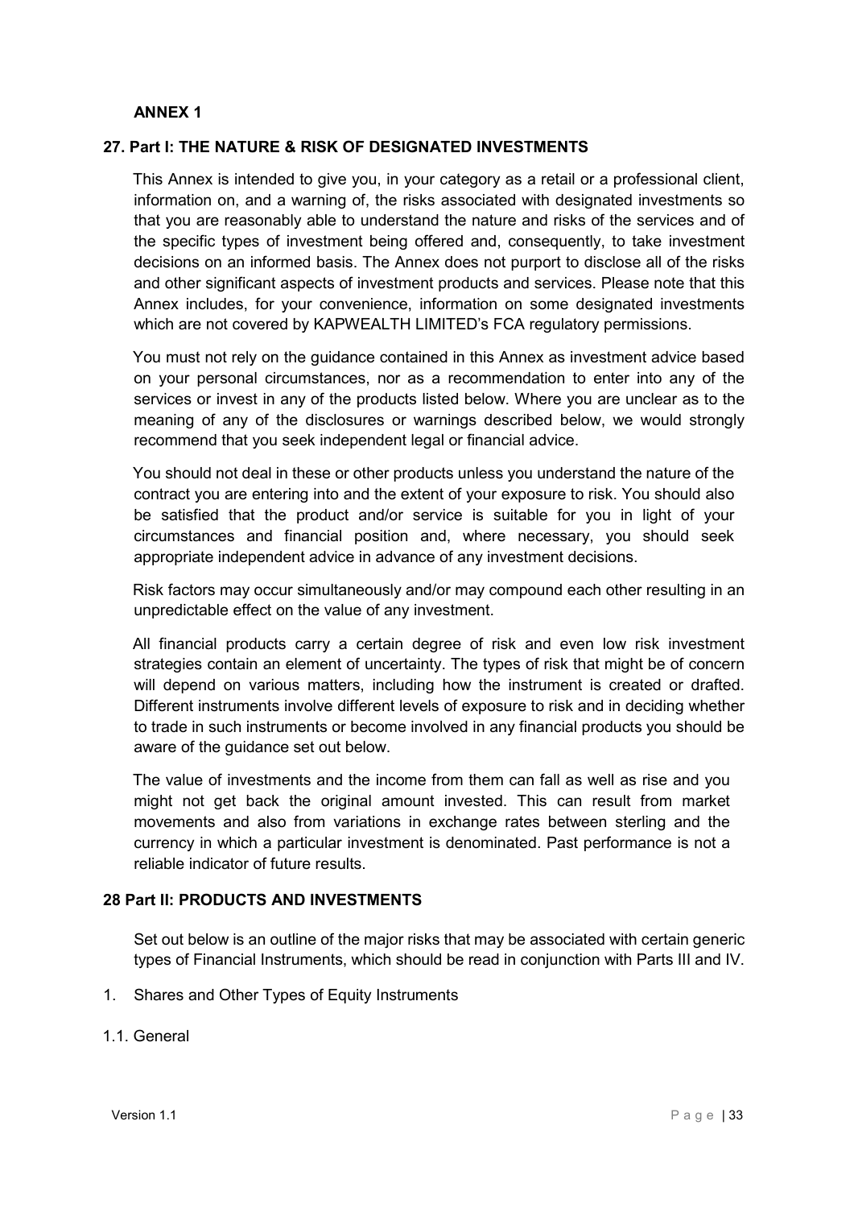## ANNEX 1

### 27. Part I: THE NATURE & RISK OF DESIGNATED INVESTMENTS

This Annex is intended to give you, in your category as a retail or a professional client, information on, and a warning of, the risks associated with designated investments so that you are reasonably able to understand the nature and risks of the services and of the specific types of investment being offered and, consequently, to take investment decisions on an informed basis. The Annex does not purport to disclose all of the risks and other significant aspects of investment products and services. Please note that this Annex includes, for your convenience, information on some designated investments which are not covered by KAPWEALTH LIMITED's FCA regulatory permissions.

You must not rely on the guidance contained in this Annex as investment advice based on your personal circumstances, nor as a recommendation to enter into any of the services or invest in any of the products listed below. Where you are unclear as to the meaning of any of the disclosures or warnings described below, we would strongly recommend that you seek independent legal or financial advice.

You should not deal in these or other products unless you understand the nature of the contract you are entering into and the extent of your exposure to risk. You should also be satisfied that the product and/or service is suitable for you in light of your circumstances and financial position and, where necessary, you should seek appropriate independent advice in advance of any investment decisions.

Risk factors may occur simultaneously and/or may compound each other resulting in an unpredictable effect on the value of any investment.

All financial products carry a certain degree of risk and even low risk investment strategies contain an element of uncertainty. The types of risk that might be of concern will depend on various matters, including how the instrument is created or drafted. Different instruments involve different levels of exposure to risk and in deciding whether to trade in such instruments or become involved in any financial products you should be aware of the guidance set out below.

The value of investments and the income from them can fall as well as rise and you might not get back the original amount invested. This can result from market movements and also from variations in exchange rates between sterling and the currency in which a particular investment is denominated. Past performance is not a reliable indicator of future results.

### 28 Part II: PRODUCTS AND INVESTMENTS

Set out below is an outline of the major risks that may be associated with certain generic types of Financial Instruments, which should be read in conjunction with Parts III and IV.

1. Shares and Other Types of Equity Instruments

1.1. General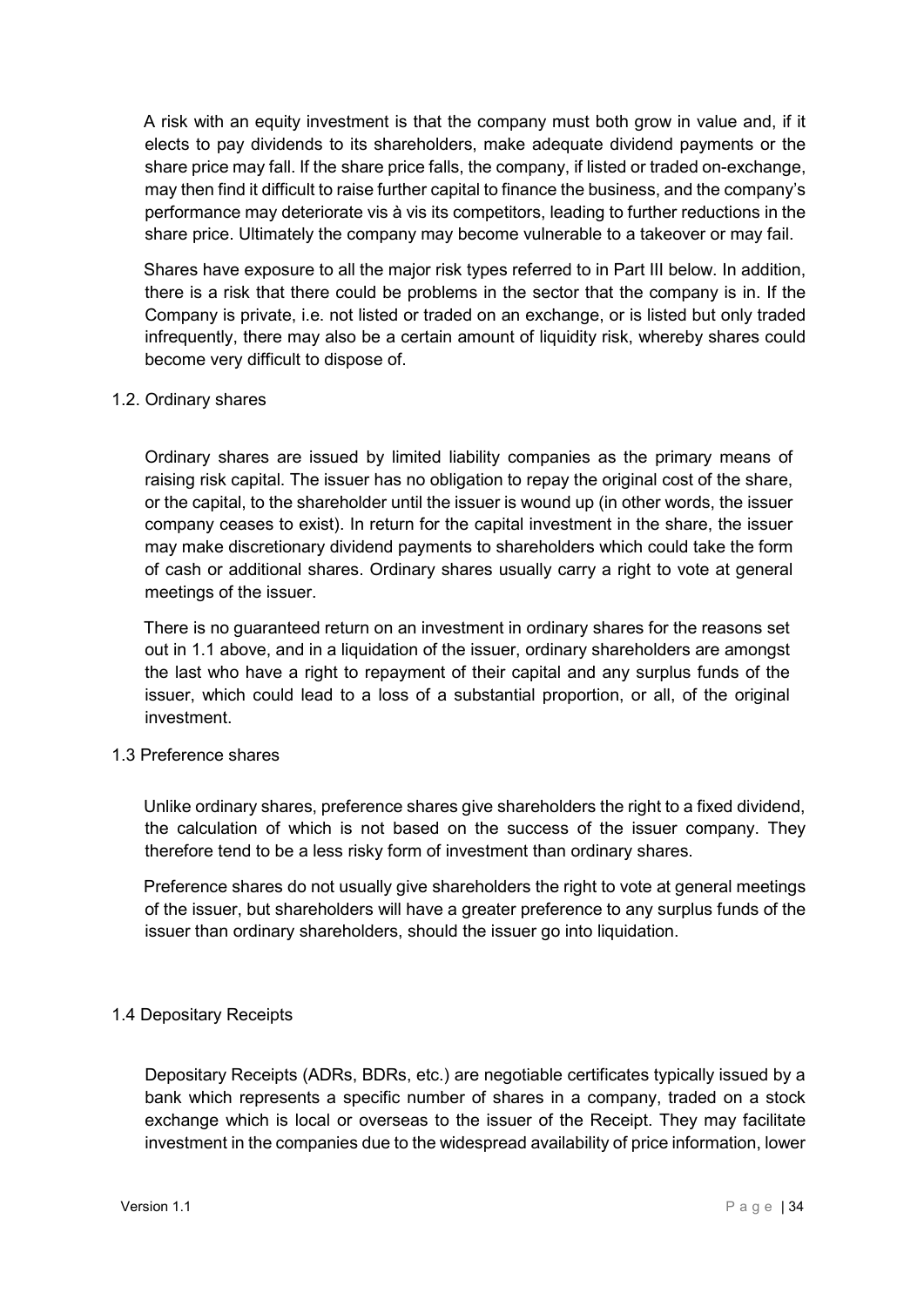A risk with an equity investment is that the company must both grow in value and, if it elects to pay dividends to its shareholders, make adequate dividend payments or the share price may fall. If the share price falls, the company, if listed or traded on-exchange, may then find it difficult to raise further capital to finance the business, and the company's performance may deteriorate vis à vis its competitors, leading to further reductions in the share price. Ultimately the company may become vulnerable to a takeover or may fail.

Shares have exposure to all the major risk types referred to in Part III below. In addition, there is a risk that there could be problems in the sector that the company is in. If the Company is private, i.e. not listed or traded on an exchange, or is listed but only traded infrequently, there may also be a certain amount of liquidity risk, whereby shares could become very difficult to dispose of.

### 1.2. Ordinary shares

Ordinary shares are issued by limited liability companies as the primary means of raising risk capital. The issuer has no obligation to repay the original cost of the share, or the capital, to the shareholder until the issuer is wound up (in other words, the issuer company ceases to exist). In return for the capital investment in the share, the issuer may make discretionary dividend payments to shareholders which could take the form of cash or additional shares. Ordinary shares usually carry a right to vote at general meetings of the issuer.

There is no guaranteed return on an investment in ordinary shares for the reasons set out in 1.1 above, and in a liquidation of the issuer, ordinary shareholders are amongst the last who have a right to repayment of their capital and any surplus funds of the issuer, which could lead to a loss of a substantial proportion, or all, of the original investment.

### 1.3 Preference shares

Unlike ordinary shares, preference shares give shareholders the right to a fixed dividend, the calculation of which is not based on the success of the issuer company. They therefore tend to be a less risky form of investment than ordinary shares.

Preference shares do not usually give shareholders the right to vote at general meetings of the issuer, but shareholders will have a greater preference to any surplus funds of the issuer than ordinary shareholders, should the issuer go into liquidation.

### 1.4 Depositary Receipts

Depositary Receipts (ADRs, BDRs, etc.) are negotiable certificates typically issued by a bank which represents a specific number of shares in a company, traded on a stock exchange which is local or overseas to the issuer of the Receipt. They may facilitate investment in the companies due to the widespread availability of price information, lower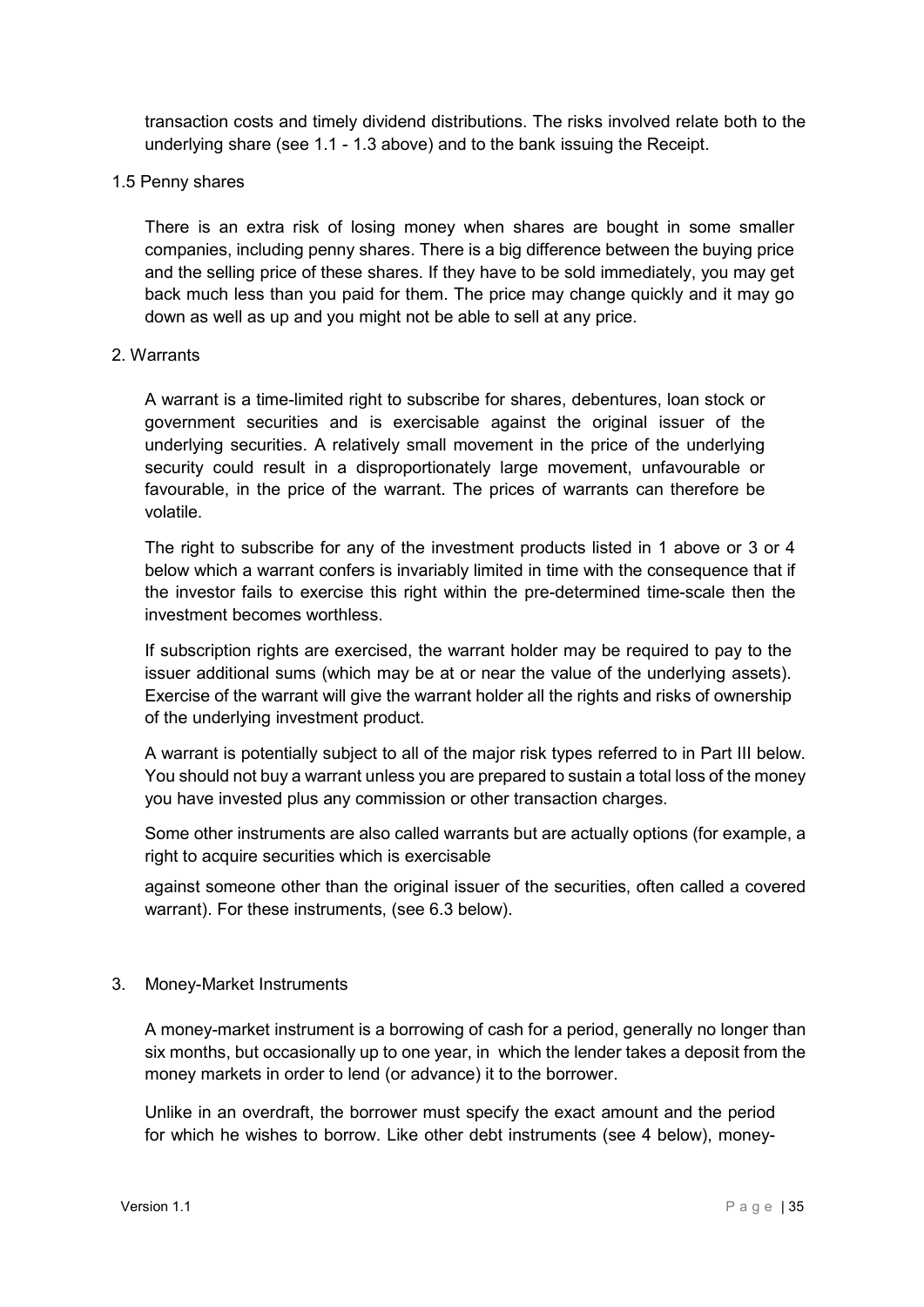transaction costs and timely dividend distributions. The risks involved relate both to the underlying share (see 1.1 - 1.3 above) and to the bank issuing the Receipt.

### 1.5 Penny shares

There is an extra risk of losing money when shares are bought in some smaller companies, including penny shares. There is a big difference between the buying price and the selling price of these shares. If they have to be sold immediately, you may get back much less than you paid for them. The price may change quickly and it may go down as well as up and you might not be able to sell at any price.

## 2. Warrants

A warrant is a time-limited right to subscribe for shares, debentures, loan stock or government securities and is exercisable against the original issuer of the underlying securities. A relatively small movement in the price of the underlying security could result in a disproportionately large movement, unfavourable or favourable, in the price of the warrant. The prices of warrants can therefore be volatile.

The right to subscribe for any of the investment products listed in 1 above or 3 or 4 below which a warrant confers is invariably limited in time with the consequence that if the investor fails to exercise this right within the pre-determined time-scale then the investment becomes worthless.

If subscription rights are exercised, the warrant holder may be required to pay to the issuer additional sums (which may be at or near the value of the underlying assets). Exercise of the warrant will give the warrant holder all the rights and risks of ownership of the underlying investment product.

A warrant is potentially subject to all of the major risk types referred to in Part III below. You should not buy a warrant unless you are prepared to sustain a total loss of the money you have invested plus any commission or other transaction charges.

Some other instruments are also called warrants but are actually options (for example, a right to acquire securities which is exercisable against someone other than the original issuer of the securities, often called a covered warrant). For these instruments, (see 6.3 below).

## 3. Money-Market Instruments

A money-market instrument is a borrowing of cash for a period, generally no longer than six months, but occasionally up to one year, in which the lender takes a deposit from the money markets in order to lend (or advance) it to the borrower.

Unlike in an overdraft, the borrower must specify the exact amount and the period for which he wishes to borrow. Like other debt instruments (see 4 below), money-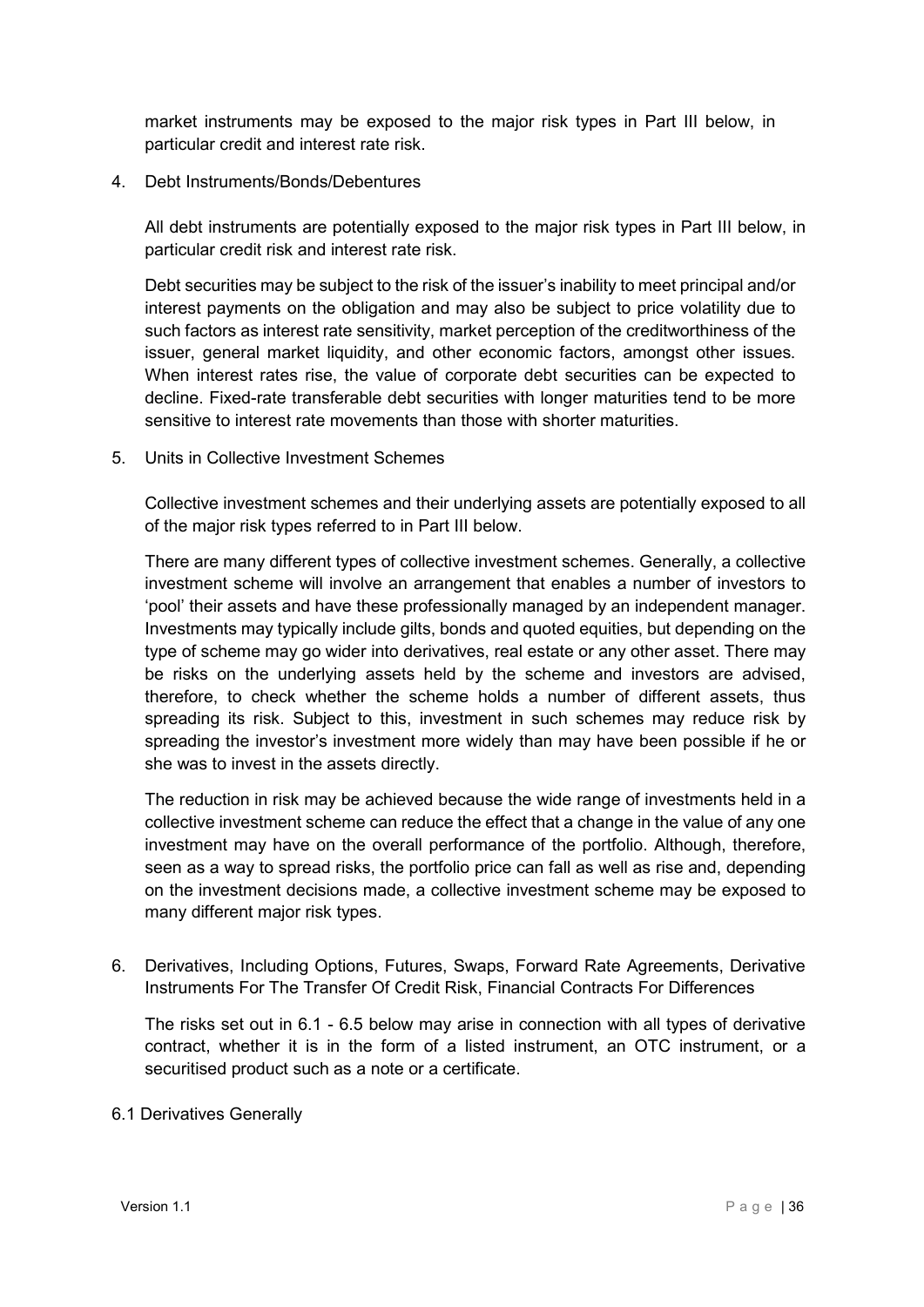market instruments may be exposed to the major risk types in Part III below, in particular credit and interest rate risk.

4. Debt Instruments/Bonds/Debentures

   All debt instruments are potentially exposed to the major risk types in Part III below, in particular credit risk and interest rate risk.

   Debt securities may be subject to the risk of the issuer's inability to meet principal and/or interest payments on the obligation and may also be subject to price volatility due to such factors as interest rate sensitivity, market perception of the creditworthiness of the issuer, general market liquidity, and other economic factors, amongst other issues. When interest rates rise, the value of corporate debt securities can be expected to decline. Fixed-rate transferable debt securities with longer maturities tend to be more sensitive to interest rate movements than those with shorter maturities.

5. Units in Collective Investment Schemes

   Collective investment schemes and their underlying assets are potentially exposed to all of the major risk types referred to in Part III below.

   There are many different types of collective investment schemes. Generally, a collective investment scheme will involve an arrangement that enables a number of investors to 'pool' their assets and have these professionally managed by an independent manager. Investments may typically include gilts, bonds and quoted equities, but depending on the type of scheme may go wider into derivatives, real estate or any other asset. There may be risks on the underlying assets held by the scheme and investors are advised, therefore, to check whether the scheme holds a number of different assets, thus spreading its risk. Subject to this, investment in such schemes may reduce risk by spreading the investor's investment more widely than may have been possible if he or she was to invest in the assets directly.

   The reduction in risk may be achieved because the wide range of investments held in a collective investment scheme can reduce the effect that a change in the value of any one investment may have on the overall performance of the portfolio. Although, therefore, seen as a way to spread risks, the portfolio price can fall as well as rise and, depending on the investment decisions made, a collective investment scheme may be exposed to many different major risk types.

6. Derivatives, Including Options, Futures, Swaps, Forward Rate Agreements, Derivative Instruments For The Transfer Of Credit Risk, Financial Contracts For Differences

   The risks set out in 6.1 - 6.5 below may arise in connection with all types of derivative contract, whether it is in the form of a listed instrument, an OTC instrument, or a securitised product such as a note or a certificate.

6.1 Derivatives Generally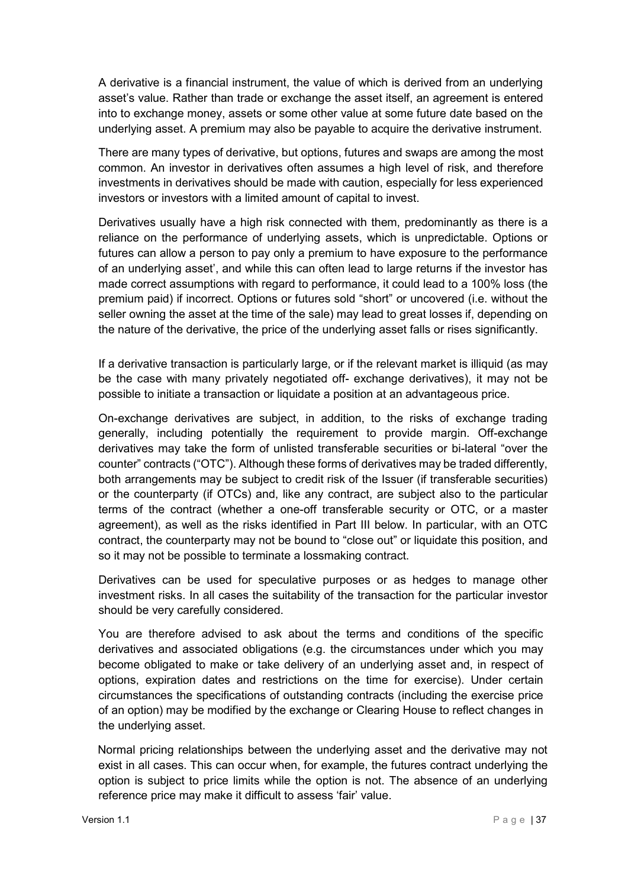A derivative is a financial instrument, the value of which is derived from an underlying asset's value. Rather than trade or exchange the asset itself, an agreement is entered into to exchange money, assets or some other value at some future date based on the underlying asset. A premium may also be payable to acquire the derivative instrument.

There are many types of derivative, but options, futures and swaps are among the most common. An investor in derivatives often assumes a high level of risk, and therefore investments in derivatives should be made with caution, especially for less experienced investors or investors with a limited amount of capital to invest.

Derivatives usually have a high risk connected with them, predominantly as there is a reliance on the performance of underlying assets, which is unpredictable. Options or futures can allow a person to pay only a premium to have exposure to the performance of an underlying asset', and while this can often lead to large returns if the investor has made correct assumptions with regard to performance, it could lead to a 100% loss (the premium paid) if incorrect. Options or futures sold "short" or uncovered (i.e. without the seller owning the asset at the time of the sale) may lead to great losses if, depending on the nature of the derivative, the price of the underlying asset falls or rises significantly.

If a derivative transaction is particularly large, or if the relevant market is illiquid (as may be the case with many privately negotiated off- exchange derivatives), it may not be possible to initiate a transaction or liquidate a position at an advantageous price.

On-exchange derivatives are subject, in addition, to the risks of exchange trading generally, including potentially the requirement to provide margin. Off-exchange derivatives may take the form of unlisted transferable securities or bi-lateral "over the counter" contracts ("OTC"). Although these forms of derivatives may be traded differently, both arrangements may be subject to credit risk of the Issuer (if transferable securities) or the counterparty (if OTCs) and, like any contract, are subject also to the particular terms of the contract (whether a one-off transferable security or OTC, or a master agreement), as well as the risks identified in Part III below. In particular, with an OTC contract, the counterparty may not be bound to "close out" or liquidate this position, and so it may not be possible to terminate a lossmaking contract.

Derivatives can be used for speculative purposes or as hedges to manage other investment risks. In all cases the suitability of the transaction for the particular investor should be very carefully considered.

You are therefore advised to ask about the terms and conditions of the specific derivatives and associated obligations (e.g. the circumstances under which you may become obligated to make or take delivery of an underlying asset and, in respect of options, expiration dates and restrictions on the time for exercise). Under certain circumstances the specifications of outstanding contracts (including the exercise price of an option) may be modified by the exchange or Clearing House to reflect changes in the underlying asset.

Normal pricing relationships between the underlying asset and the derivative may not exist in all cases. This can occur when, for example, the futures contract underlying the option is subject to price limits while the option is not. The absence of an underlying reference price may make it difficult to assess 'fair' value.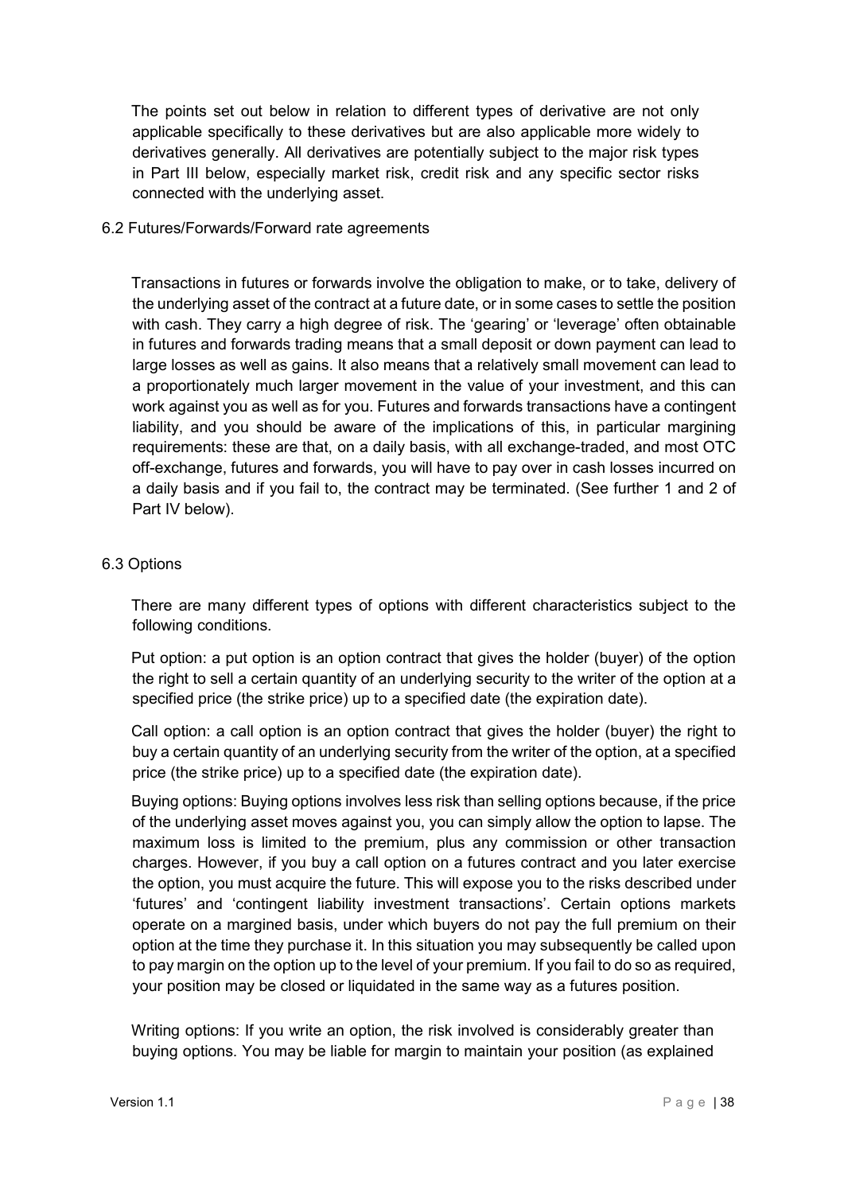The points set out below in relation to different types of derivative are not only applicable specifically to these derivatives but are also applicable more widely to derivatives generally. All derivatives are potentially subject to the major risk types in Part III below, especially market risk, credit risk and any specific sector risks connected with the underlying asset.

### 6.2 Futures/Forwards/Forward rate agreements

Transactions in futures or forwards involve the obligation to make, or to take, delivery of the underlying asset of the contract at a future date, or in some cases to settle the position with cash. They carry a high degree of risk. The 'gearing' or 'leverage' often obtainable in futures and forwards trading means that a small deposit or down payment can lead to large losses as well as gains. It also means that a relatively small movement can lead to a proportionately much larger movement in the value of your investment, and this can work against you as well as for you. Futures and forwards transactions have a contingent liability, and you should be aware of the implications of this, in particular margining requirements: these are that, on a daily basis, with all exchange-traded, and most OTC off-exchange, futures and forwards, you will have to pay over in cash losses incurred on a daily basis and if you fail to, the contract may be terminated. (See further 1 and 2 of Part IV below).

### 6.3 Options

There are many different types of options with different characteristics subject to the following conditions.

Put option: a put option is an option contract that gives the holder (buyer) of the option the right to sell a certain quantity of an underlying security to the writer of the option at a specified price (the strike price) up to a specified date (the expiration date).

Call option: a call option is an option contract that gives the holder (buyer) the right to buy a certain quantity of an underlying security from the writer of the option, at a specified price (the strike price) up to a specified date (the expiration date).

Buying options: Buying options involves less risk than selling options because, if the price of the underlying asset moves against you, you can simply allow the option to lapse. The maximum loss is limited to the premium, plus any commission or other transaction charges. However, if you buy a call option on a futures contract and you later exercise the option, you must acquire the future. This will expose you to the risks described under 'futures' and 'contingent liability investment transactions'. Certain options markets operate on a margined basis, under which buyers do not pay the full premium on their option at the time they purchase it. In this situation you may subsequently be called upon to pay margin on the option up to the level of your premium. If you fail to do so as required, your position may be closed or liquidated in the same way as a futures position.

Writing options: If you write an option, the risk involved is considerably greater than buying options. You may be liable for margin to maintain your position (as explained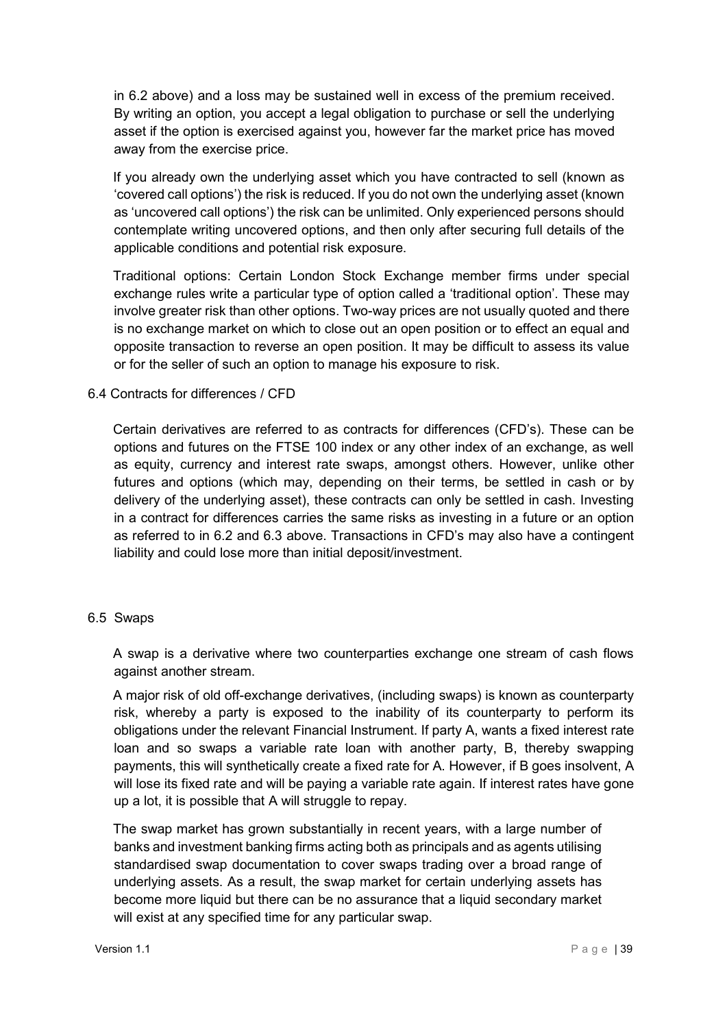in 6.2 above) and a loss may be sustained well in excess of the premium received. By writing an option, you accept a legal obligation to purchase or sell the underlying asset if the option is exercised against you, however far the market price has moved away from the exercise price.

If you already own the underlying asset which you have contracted to sell (known as 'covered call options') the risk is reduced. If you do not own the underlying asset (known as 'uncovered call options') the risk can be unlimited. Only experienced persons should contemplate writing uncovered options, and then only after securing full details of the applicable conditions and potential risk exposure.

Traditional options: Certain London Stock Exchange member firms under special exchange rules write a particular type of option called a 'traditional option'. These may involve greater risk than other options. Two-way prices are not usually quoted and there is no exchange market on which to close out an open position or to effect an equal and opposite transaction to reverse an open position. It may be difficult to assess its value or for the seller of such an option to manage his exposure to risk.

## 6.4 Contracts for differences / CFD

Certain derivatives are referred to as contracts for differences (CFD's). These can be options and futures on the FTSE 100 index or any other index of an exchange, as well as equity, currency and interest rate swaps, amongst others. However, unlike other futures and options (which may, depending on their terms, be settled in cash or by delivery of the underlying asset), these contracts can only be settled in cash. Investing in a contract for differences carries the same risks as investing in a future or an option as referred to in 6.2 and 6.3 above. Transactions in CFD's may also have a contingent liability and could lose more than initial deposit/investment.

## 6.5 Swaps

A swap is a derivative where two counterparties exchange one stream of cash flows against another stream.

A major risk of old off-exchange derivatives, (including swaps) is known as counterparty risk, whereby a party is exposed to the inability of its counterparty to perform its obligations under the relevant Financial Instrument. If party A, wants a fixed interest rate loan and so swaps a variable rate loan with another party, B, thereby swapping payments, this will synthetically create a fixed rate for A. However, if B goes insolvent, A will lose its fixed rate and will be paying a variable rate again. If interest rates have gone up a lot, it is possible that A will struggle to repay.

The swap market has grown substantially in recent years, with a large number of banks and investment banking firms acting both as principals and as agents utilising standardised swap documentation to cover swaps trading over a broad range of underlying assets. As a result, the swap market for certain underlying assets has become more liquid but there can be no assurance that a liquid secondary market will exist at any specified time for any particular swap.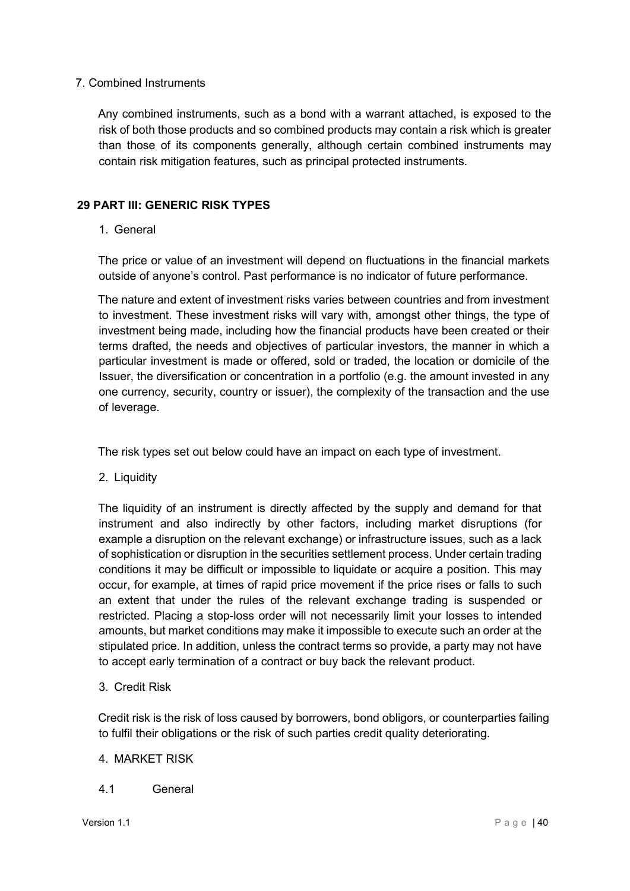7. Combined Instruments

Any combined instruments, such as a bond with a warrant attached, is exposed to the risk of both those products and so combined products may contain a risk which is greater than those of its components generally, although certain combined instruments may contain risk mitigation features, such as principal protected instruments.

## 29 PART III: GENERIC RISK TYPES

1. General

The price or value of an investment will depend on fluctuations in the financial markets outside of anyone's control. Past performance is no indicator of future performance.

The nature and extent of investment risks varies between countries and from investment to investment. These investment risks will vary with, amongst other things, the type of investment being made, including how the financial products have been created or their terms drafted, the needs and objectives of particular investors, the manner in which a particular investment is made or offered, sold or traded, the location or domicile of the Issuer, the diversification or concentration in a portfolio (e.g. the amount invested in any one currency, security, country or issuer), the complexity of the transaction and the use of leverage.

The risk types set out below could have an impact on each type of investment.

2. Liquidity

The liquidity of an instrument is directly affected by the supply and demand for that instrument and also indirectly by other factors, including market disruptions (for example a disruption on the relevant exchange) or infrastructure issues, such as a lack of sophistication or disruption in the securities settlement process. Under certain trading conditions it may be difficult or impossible to liquidate or acquire a position. This may occur, for example, at times of rapid price movement if the price rises or falls to such an extent that under the rules of the relevant exchange trading is suspended or restricted. Placing a stop-loss order will not necessarily limit your losses to intended amounts, but market conditions may make it impossible to execute such an order at the stipulated price. In addition, unless the contract terms so provide, a party may not have to accept early termination of a contract or buy back the relevant product.

3. Credit Risk

Credit risk is the risk of loss caused by borrowers, bond obligors, or counterparties failing to fulfil their obligations or the risk of such parties credit quality deteriorating.

4. MARKET RISK

4.1 General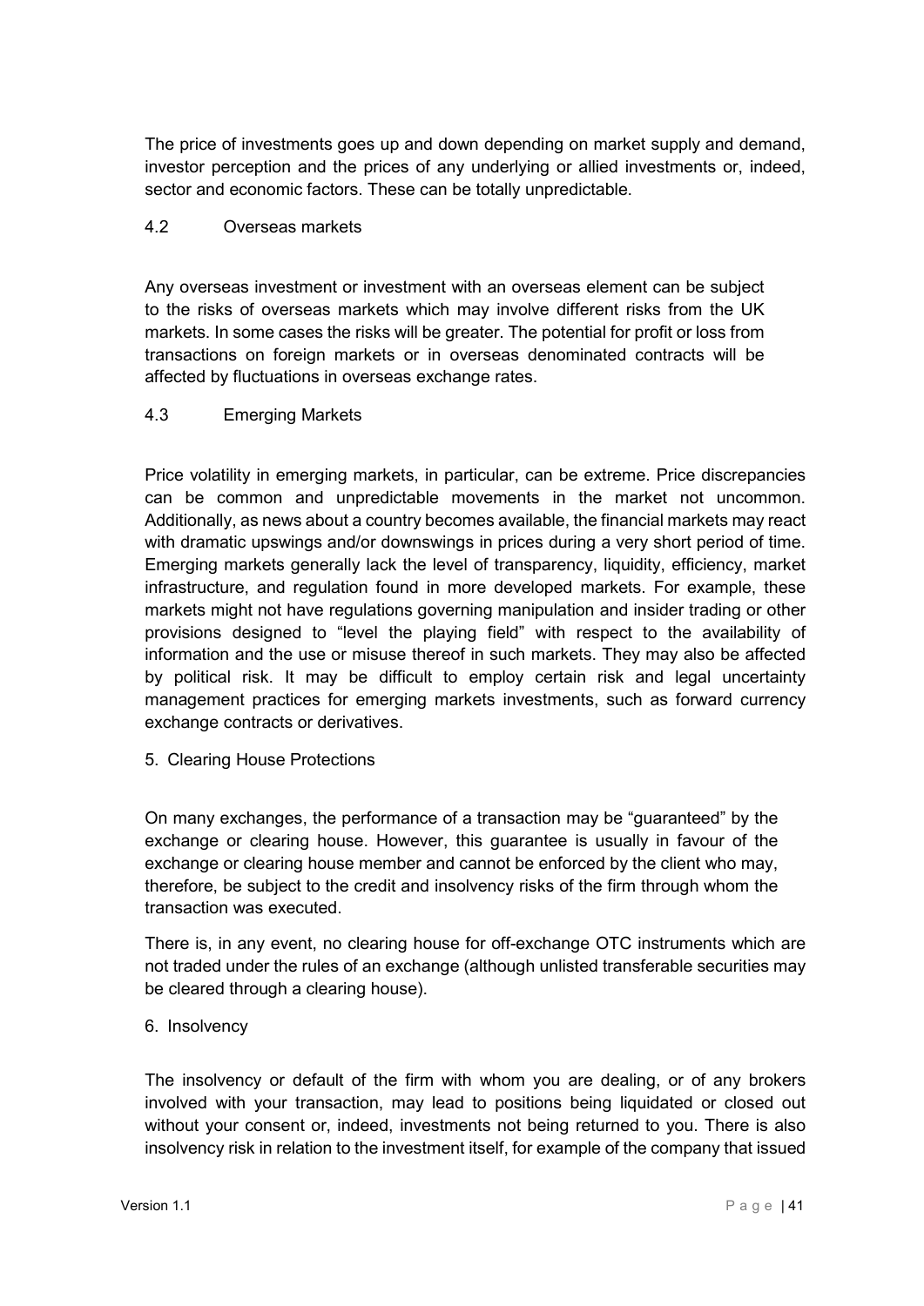The price of investments goes up and down depending on market supply and demand, investor perception and the prices of any underlying or allied investments or, indeed, sector and economic factors. These can be totally unpredictable.

### 4.2 Overseas markets

Any overseas investment or investment with an overseas element can be subject to the risks of overseas markets which may involve different risks from the UK markets. In some cases the risks will be greater. The potential for profit or loss from transactions on foreign markets or in overseas denominated contracts will be affected by fluctuations in overseas exchange rates.

### 4.3 Emerging Markets

Price volatility in emerging markets, in particular, can be extreme. Price discrepancies can be common and unpredictable movements in the market not uncommon. Additionally, as news about a country becomes available, the financial markets may react with dramatic upswings and/or downswings in prices during a very short period of time. Emerging markets generally lack the level of transparency, liquidity, efficiency, market infrastructure, and regulation found in more developed markets. For example, these markets might not have regulations governing manipulation and insider trading or other provisions designed to "level the playing field" with respect to the availability of information and the use or misuse thereof in such markets. They may also be affected by political risk. It may be difficult to employ certain risk and legal uncertainty management practices for emerging markets investments, such as forward currency exchange contracts or derivatives.

## 5. Clearing House Protections

On many exchanges, the performance of a transaction may be "guaranteed" by the exchange or clearing house. However, this guarantee is usually in favour of the exchange or clearing house member and cannot be enforced by the client who may, therefore, be subject to the credit and insolvency risks of the firm through whom the transaction was executed.

There is, in any event, no clearing house for off-exchange OTC instruments which are not traded under the rules of an exchange (although unlisted transferable securities may be cleared through a clearing house).

## 6. Insolvency

The insolvency or default of the firm with whom you are dealing, or of any brokers involved with your transaction, may lead to positions being liquidated or closed out without your consent or, indeed, investments not being returned to you. There is also insolvency risk in relation to the investment itself, for example of the company that issued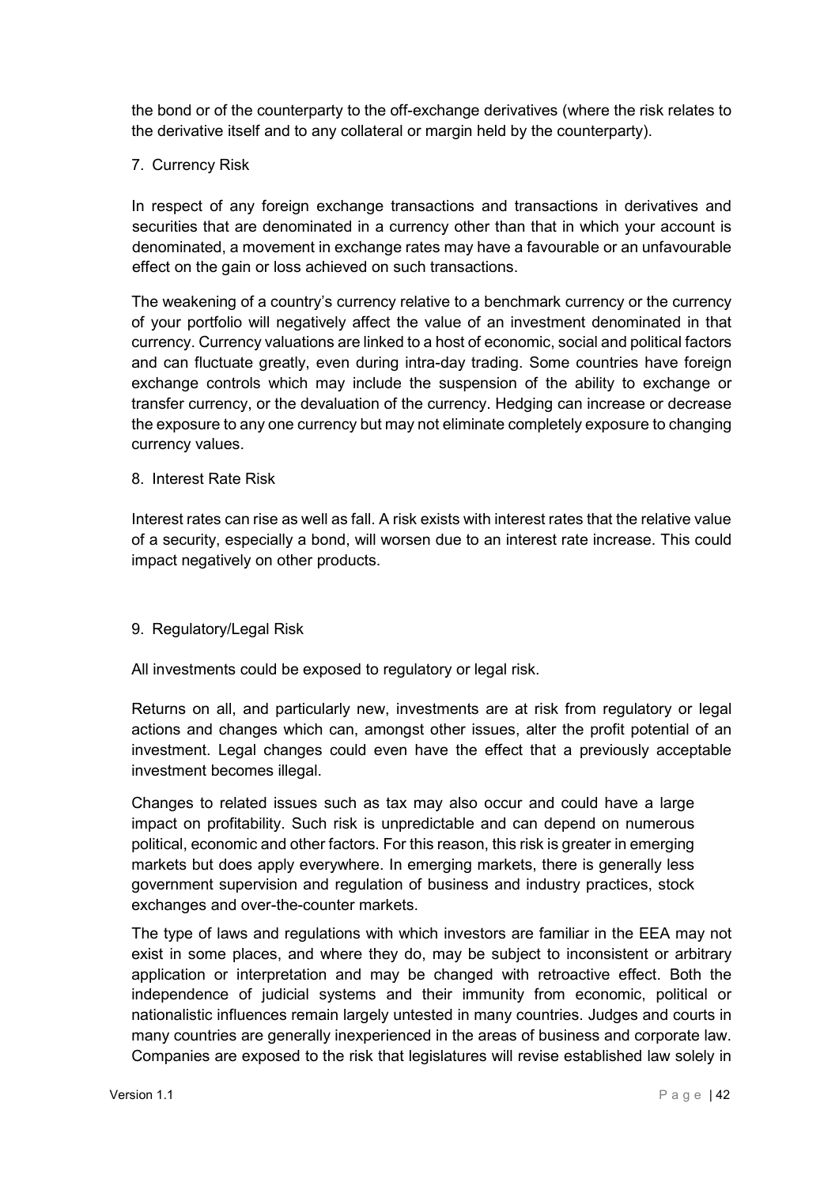the bond or of the counterparty to the off-exchange derivatives (where the risk relates to the derivative itself and to any collateral or margin held by the counterparty).

7. Currency Risk

In respect of any foreign exchange transactions and transactions in derivatives and securities that are denominated in a currency other than that in which your account is denominated, a movement in exchange rates may have a favourable or an unfavourable effect on the gain or loss achieved on such transactions.

The weakening of a country's currency relative to a benchmark currency or the currency of your portfolio will negatively affect the value of an investment denominated in that currency. Currency valuations are linked to a host of economic, social and political factors and can fluctuate greatly, even during intra-day trading. Some countries have foreign exchange controls which may include the suspension of the ability to exchange or transfer currency, or the devaluation of the currency. Hedging can increase or decrease the exposure to any one currency but may not eliminate completely exposure to changing currency values.

8. Interest Rate Risk

Interest rates can rise as well as fall. A risk exists with interest rates that the relative value of a security, especially a bond, will worsen due to an interest rate increase. This could impact negatively on other products.

9. Regulatory/Legal Risk

All investments could be exposed to regulatory or legal risk.

Returns on all, and particularly new, investments are at risk from regulatory or legal actions and changes which can, amongst other issues, alter the profit potential of an investment. Legal changes could even have the effect that a previously acceptable investment becomes illegal.

Changes to related issues such as tax may also occur and could have a large impact on profitability. Such risk is unpredictable and can depend on numerous political, economic and other factors. For this reason, this risk is greater in emerging markets but does apply everywhere. In emerging markets, there is generally less government supervision and regulation of business and industry practices, stock exchanges and over-the-counter markets.

The type of laws and regulations with which investors are familiar in the EEA may not exist in some places, and where they do, may be subject to inconsistent or arbitrary application or interpretation and may be changed with retroactive effect. Both the independence of judicial systems and their immunity from economic, political or nationalistic influences remain largely untested in many countries. Judges and courts in many countries are generally inexperienced in the areas of business and corporate law. Companies are exposed to the risk that legislatures will revise established law solely in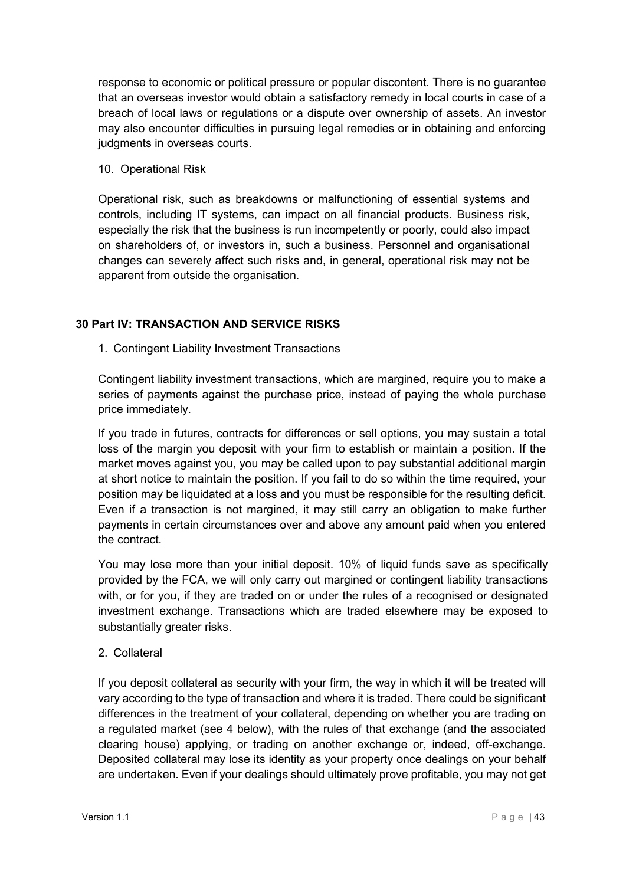response to economic or political pressure or popular discontent. There is no guarantee that an overseas investor would obtain a satisfactory remedy in local courts in case of a breach of local laws or regulations or a dispute over ownership of assets. An investor may also encounter difficulties in pursuing legal remedies or in obtaining and enforcing judgments in overseas courts.

10. Operational Risk

Operational risk, such as breakdowns or malfunctioning of essential systems and controls, including IT systems, can impact on all financial products. Business risk, especially the risk that the business is run incompetently or poorly, could also impact on shareholders of, or investors in, such a business. Personnel and organisational changes can severely affect such risks and, in general, operational risk may not be apparent from outside the organisation.

## 30 Part IV: TRANSACTION AND SERVICE RISKS

1. Contingent Liability Investment Transactions

Contingent liability investment transactions, which are margined, require you to make a series of payments against the purchase price, instead of paying the whole purchase price immediately.

If you trade in futures, contracts for differences or sell options, you may sustain a total loss of the margin you deposit with your firm to establish or maintain a position. If the market moves against you, you may be called upon to pay substantial additional margin at short notice to maintain the position. If you fail to do so within the time required, your position may be liquidated at a loss and you must be responsible for the resulting deficit. Even if a transaction is not margined, it may still carry an obligation to make further payments in certain circumstances over and above any amount paid when you entered the contract.

You may lose more than your initial deposit. 10% of liquid funds save as specifically provided by the FCA, we will only carry out margined or contingent liability transactions with, or for you, if they are traded on or under the rules of a recognised or designated investment exchange. Transactions which are traded elsewhere may be exposed to substantially greater risks.

2. Collateral

If you deposit collateral as security with your firm, the way in which it will be treated will vary according to the type of transaction and where it is traded. There could be significant differences in the treatment of your collateral, depending on whether you are trading on a regulated market (see 4 below), with the rules of that exchange (and the associated clearing house) applying, or trading on another exchange or, indeed, off-exchange. Deposited collateral may lose its identity as your property once dealings on your behalf are undertaken. Even if your dealings should ultimately prove profitable, you may not get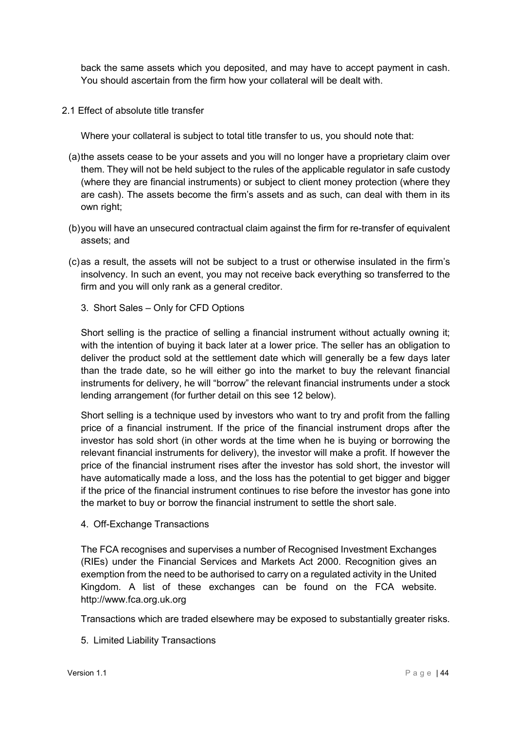back the same assets which you deposited, and may have to accept payment in cash. You should ascertain from the firm how your collateral will be dealt with.

2.1 Effect of absolute title transfer

Where your collateral is subject to total title transfer to us, you should note that:

(a) the assets cease to be your assets and you will no longer have a proprietary claim over them. They will not be held subject to the rules of the applicable regulator in safe custody (where they are financial instruments) or subject to client money protection (where they are cash). The assets become the firm's assets and as such, can deal with them in its own right;

(b) you will have an unsecured contractual claim against the firm for re-transfer of equivalent assets; and

(c) as a result, the assets will not be subject to a trust or otherwise insulated in the firm's insolvency. In such an event, you may not receive back everything so transferred to the firm and you will only rank as a general creditor.

3. Short Sales – Only for CFD Options

Short selling is the practice of selling a financial instrument without actually owning it; with the intention of buying it back later at a lower price. The seller has an obligation to deliver the product sold at the settlement date which will generally be a few days later than the trade date, so he will either go into the market to buy the relevant financial instruments for delivery, he will "borrow" the relevant financial instruments under a stock lending arrangement (for further detail on this see 12 below).

Short selling is a technique used by investors who want to try and profit from the falling price of a financial instrument. If the price of the financial instrument drops after the investor has sold short (in other words at the time when he is buying or borrowing the relevant financial instruments for delivery), the investor will make a profit. If however the price of the financial instrument rises after the investor has sold short, the investor will have automatically made a loss, and the loss has the potential to get bigger and bigger if the price of the financial instrument continues to rise before the investor has gone into the market to buy or borrow the financial instrument to settle the short sale.

4. Off-Exchange Transactions

The FCA recognises and supervises a number of Recognised Investment Exchanges (RIEs) under the Financial Services and Markets Act 2000. Recognition gives an exemption from the need to be authorised to carry on a regulated activity in the United Kingdom. A list of these exchanges can be found on the FCA website. http://www.fca.org.uk.org

Transactions which are traded elsewhere may be exposed to substantially greater risks.

5. Limited Liability Transactions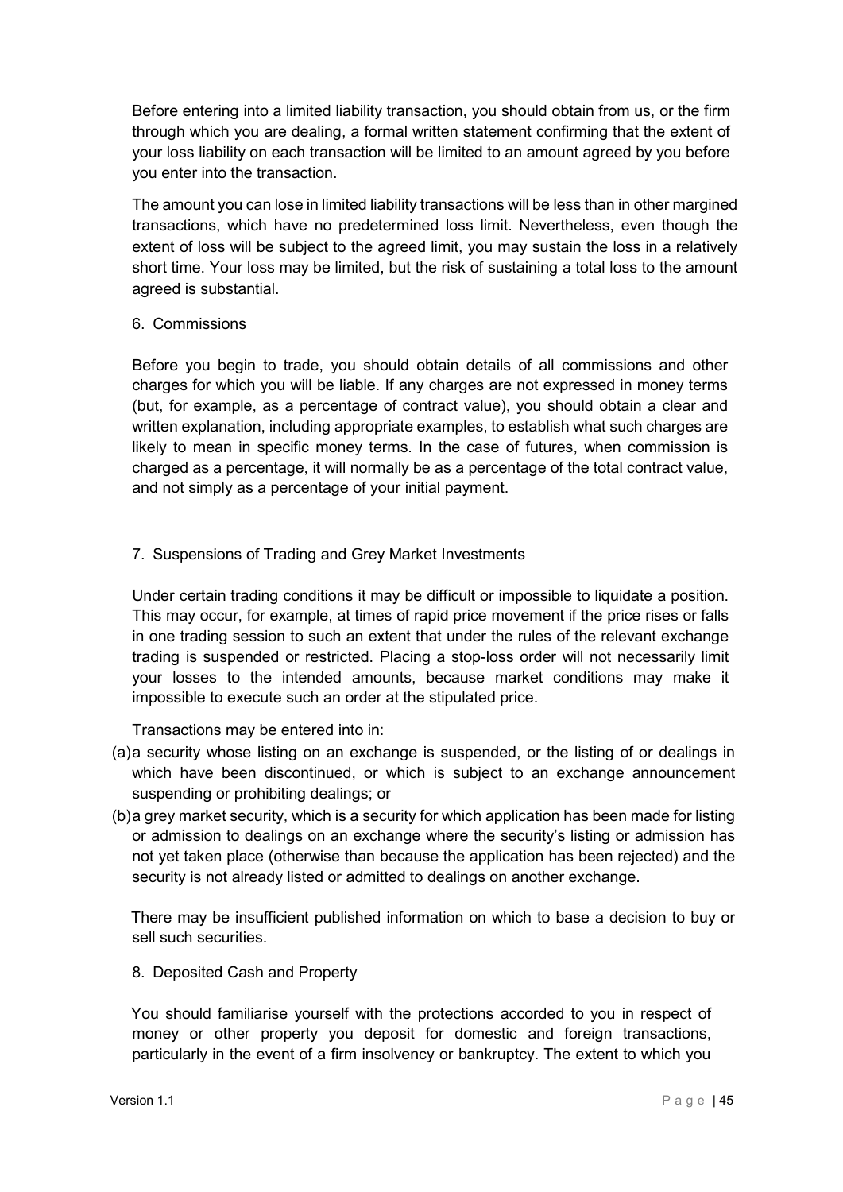Before entering into a limited liability transaction, you should obtain from us, or the firm through which you are dealing, a formal written statement confirming that the extent of your loss liability on each transaction will be limited to an amount agreed by you before you enter into the transaction.

The amount you can lose in limited liability transactions will be less than in other margined transactions, which have no predetermined loss limit. Nevertheless, even though the extent of loss will be subject to the agreed limit, you may sustain the loss in a relatively short time. Your loss may be limited, but the risk of sustaining a total loss to the amount agreed is substantial.

6. Commissions

Before you begin to trade, you should obtain details of all commissions and other charges for which you will be liable. If any charges are not expressed in money terms (but, for example, as a percentage of contract value), you should obtain a clear and written explanation, including appropriate examples, to establish what such charges are likely to mean in specific money terms. In the case of futures, when commission is charged as a percentage, it will normally be as a percentage of the total contract value, and not simply as a percentage of your initial payment.

7. Suspensions of Trading and Grey Market Investments

Under certain trading conditions it may be difficult or impossible to liquidate a position. This may occur, for example, at times of rapid price movement if the price rises or falls in one trading session to such an extent that under the rules of the relevant exchange trading is suspended or restricted. Placing a stop-loss order will not necessarily limit your losses to the intended amounts, because market conditions may make it impossible to execute such an order at the stipulated price.

Transactions may be entered into in:

(a) a security whose listing on an exchange is suspended, or the listing of or dealings in which have been discontinued, or which is subject to an exchange announcement suspending or prohibiting dealings; or

(b) a grey market security, which is a security for which application has been made for listing or admission to dealings on an exchange where the security's listing or admission has not yet taken place (otherwise than because the application has been rejected) and the security is not already listed or admitted to dealings on another exchange.

There may be insufficient published information on which to base a decision to buy or sell such securities.

8. Deposited Cash and Property

You should familiarise yourself with the protections accorded to you in respect of money or other property you deposit for domestic and foreign transactions, particularly in the event of a firm insolvency or bankruptcy. The extent to which you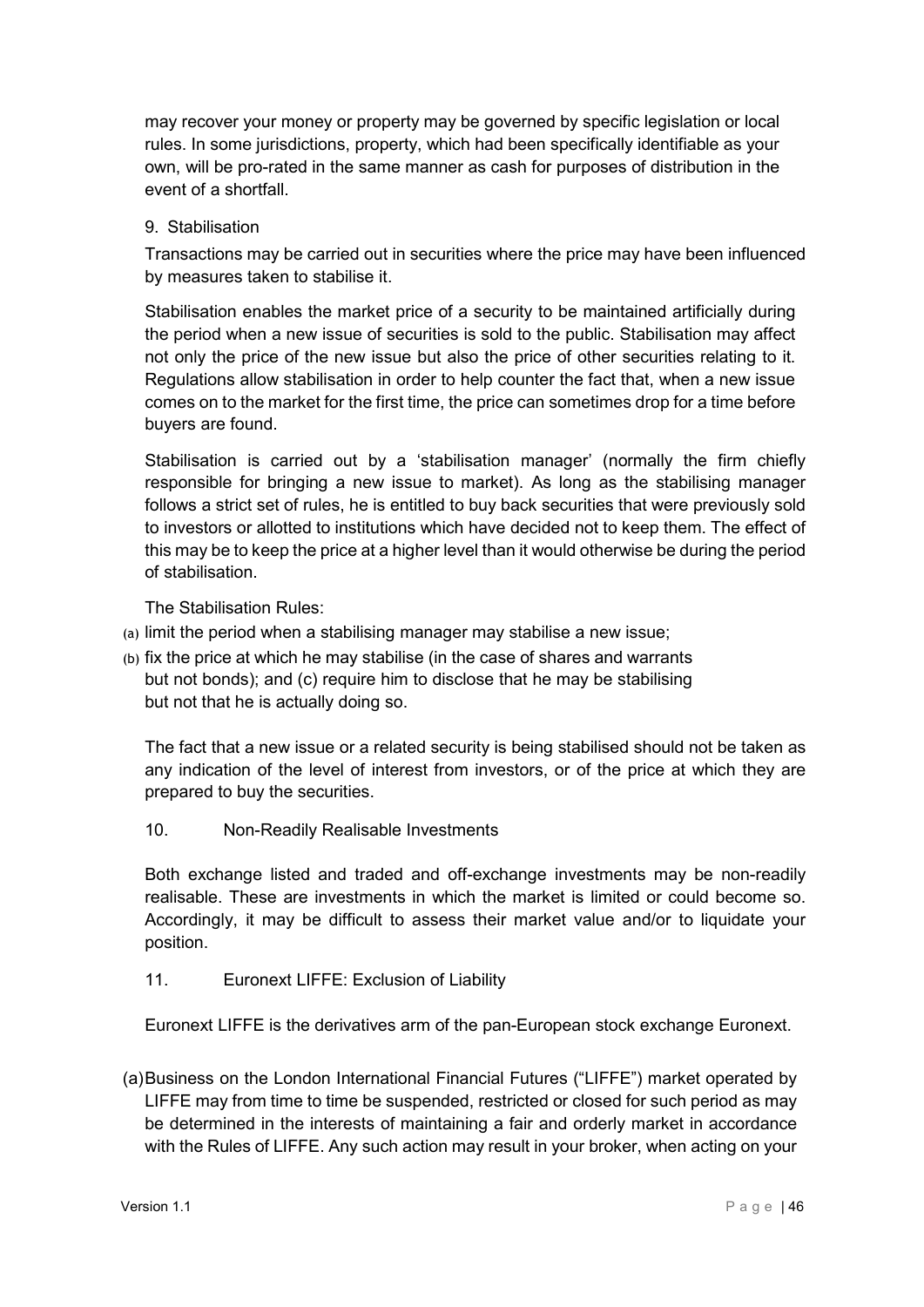may recover your money or property may be governed by specific legislation or local rules. In some jurisdictions, property, which had been specifically identifiable as your own, will be pro-rated in the same manner as cash for purposes of distribution in the event of a shortfall.

9. Stabilisation

Transactions may be carried out in securities where the price may have been influenced by measures taken to stabilise it.

Stabilisation enables the market price of a security to be maintained artificially during the period when a new issue of securities is sold to the public. Stabilisation may affect not only the price of the new issue but also the price of other securities relating to it. Regulations allow stabilisation in order to help counter the fact that, when a new issue comes on to the market for the first time, the price can sometimes drop for a time before buyers are found.

Stabilisation is carried out by a 'stabilisation manager' (normally the firm chiefly responsible for bringing a new issue to market). As long as the stabilising manager follows a strict set of rules, he is entitled to buy back securities that were previously sold to investors or allotted to institutions which have decided not to keep them. The effect of this may be to keep the price at a higher level than it would otherwise be during the period of stabilisation.

The Stabilisation Rules:

(a) limit the period when a stabilising manager may stabilise a new issue;

(b) fix the price at which he may stabilise (in the case of shares and warrants but not bonds); and (c) require him to disclose that he may be stabilising but not that he is actually doing so.

The fact that a new issue or a related security is being stabilised should not be taken as any indication of the level of interest from investors, or of the price at which they are prepared to buy the securities.

10. Non-Readily Realisable Investments

Both exchange listed and traded and off-exchange investments may be non-readily realisable. These are investments in which the market is limited or could become so. Accordingly, it may be difficult to assess their market value and/or to liquidate your position.

11. Euronext LIFFE: Exclusion of Liability

Euronext LIFFE is the derivatives arm of the pan-European stock exchange Euronext.

(a) Business on the London International Financial Futures ("LIFFE") market operated by LIFFE may from time to time be suspended, restricted or closed for such period as may be determined in the interests of maintaining a fair and orderly market in accordance with the Rules of LIFFE. Any such action may result in your broker, when acting on your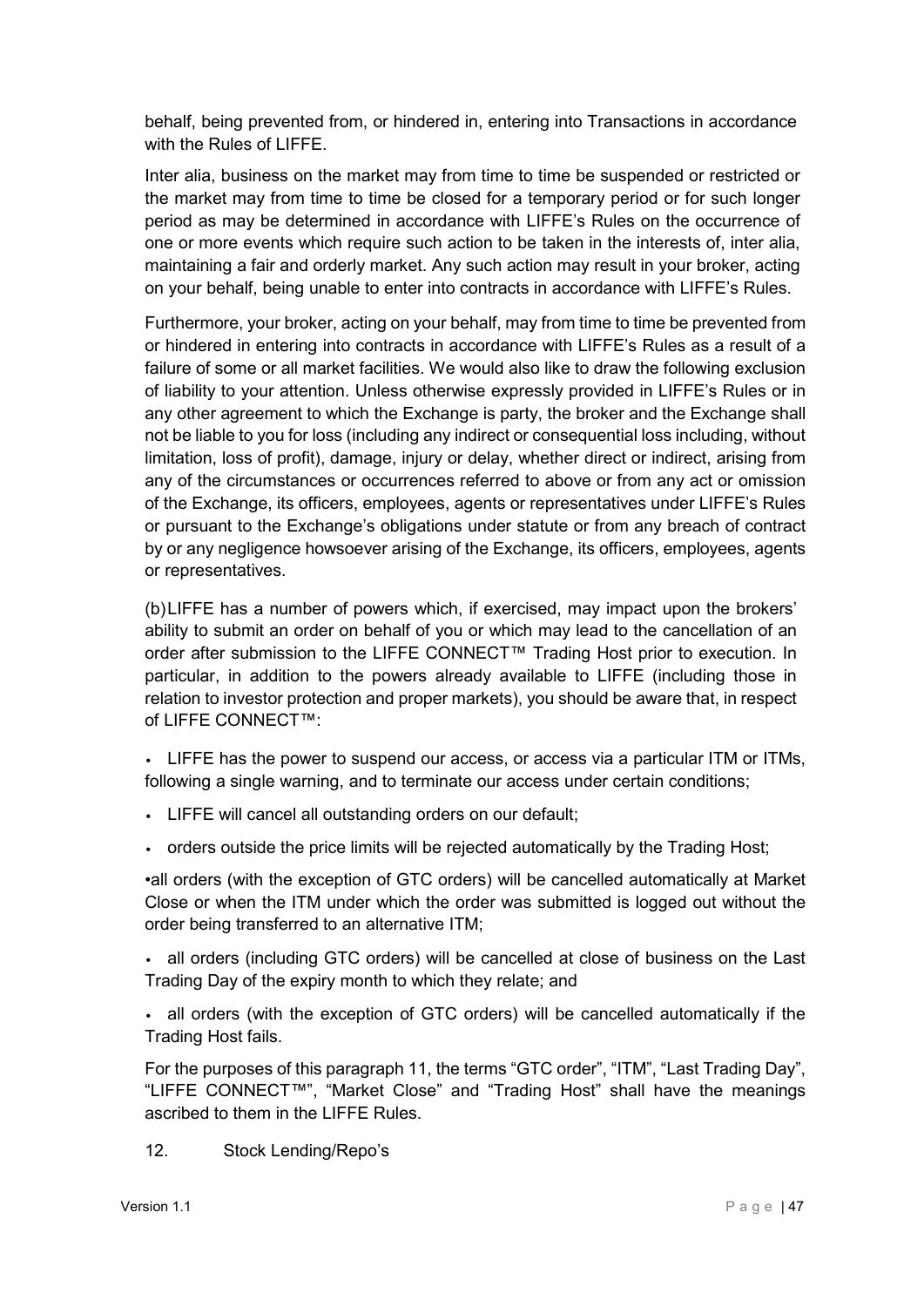behalf, being prevented from, or hindered in, entering into Transactions in accordance with the Rules of LIFFE.

Inter alia, business on the market may from time to time be suspended or restricted or the market may from time to time be closed for a temporary period or for such longer period as may be determined in accordance with LIFFE's Rules on the occurrence of one or more events which require such action to be taken in the interests of, inter alia, maintaining a fair and orderly market. Any such action may result in your broker, acting on your behalf, being unable to enter into contracts in accordance with LIFFE's Rules.

Furthermore, your broker, acting on your behalf, may from time to time be prevented from or hindered in entering into contracts in accordance with LIFFE's Rules as a result of a failure of some or all market facilities. We would also like to draw the following exclusion of liability to your attention. Unless otherwise expressly provided in LIFFE's Rules or in any other agreement to which the Exchange is party, the broker and the Exchange shall not be liable to you for loss (including any indirect or consequential loss including, without limitation, loss of profit), damage, injury or delay, whether direct or indirect, arising from any of the circumstances or occurrences referred to above or from any act or omission of the Exchange, its officers, employees, agents or representatives under LIFFE's Rules or pursuant to the Exchange's obligations under statute or from any breach of contract by or any negligence howsoever arising of the Exchange, its officers, employees, agents or representatives.

(b) LIFFE has a number of powers which, if exercised, may impact upon the brokers' ability to submit an order on behalf of you or which may lead to the cancellation of an order after submission to the LIFFE CONNECT™ Trading Host prior to execution. In particular, in addition to the powers already available to LIFFE (including those in relation to investor protection and proper markets), you should be aware that, in respect of LIFFE CONNECT™:

- LIFFE has the power to suspend our access, or access via a particular ITM or ITMs, following a single warning, and to terminate our access under certain conditions;
- LIFFE will cancel all outstanding orders on our default;
- orders outside the price limits will be rejected automatically by the Trading Host;
- all orders (with the exception of GTC orders) will be cancelled automatically at Market Close or when the ITM under which the order was submitted is logged out without the order being transferred to an alternative ITM;
- all orders (including GTC orders) will be cancelled at close of business on the Last Trading Day of the expiry month to which they relate; and
- all orders (with the exception of GTC orders) will be cancelled automatically if the Trading Host fails.

For the purposes of this paragraph 11, the terms "GTC order", "ITM", "Last Trading Day", "LIFFE CONNECT™", "Market Close" and "Trading Host" shall have the meanings ascribed to them in the LIFFE Rules.

12. Stock Lending/Repo's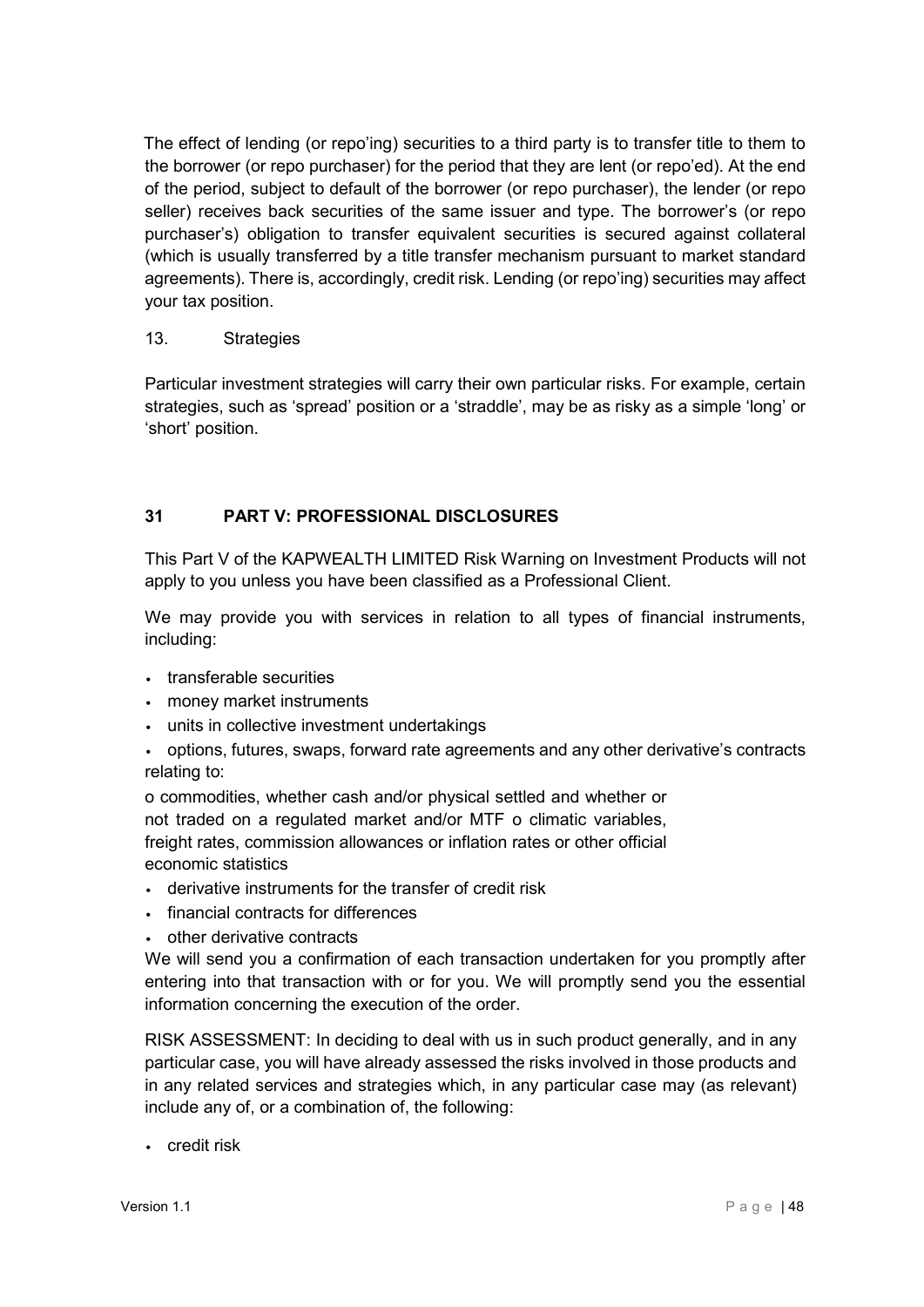The effect of lending (or repo'ing) securities to a third party is to transfer title to them to the borrower (or repo purchaser) for the period that they are lent (or repo'ed). At the end of the period, subject to default of the borrower (or repo purchaser), the lender (or repo seller) receives back securities of the same issuer and type. The borrower's (or repo purchaser's) obligation to transfer equivalent securities is secured against collateral (which is usually transferred by a title transfer mechanism pursuant to market standard agreements). There is, accordingly, credit risk. Lending (or repo'ing) securities may affect your tax position.

13. Strategies

Particular investment strategies will carry their own particular risks. For example, certain strategies, such as 'spread' position or a 'straddle', may be as risky as a simple 'long' or 'short' position.

## 31 PART V: PROFESSIONAL DISCLOSURES

This Part V of the KAPWEALTH LIMITED Risk Warning on Investment Products will not apply to you unless you have been classified as a Professional Client.

We may provide you with services in relation to all types of financial instruments, including:

- transferable securities
- money market instruments
- units in collective investment undertakings
- options, futures, swaps, forward rate agreements and any other derivative's contracts relating to:

o commodities, whether cash and/or physical settled and whether or not traded on a regulated market and/or MTF o climatic variables, freight rates, commission allowances or inflation rates or other official economic statistics

- derivative instruments for the transfer of credit risk
- financial contracts for differences
- other derivative contracts

We will send you a confirmation of each transaction undertaken for you promptly after entering into that transaction with or for you. We will promptly send you the essential information concerning the execution of the order.

RISK ASSESSMENT: In deciding to deal with us in such product generally, and in any particular case, you will have already assessed the risks involved in those products and in any related services and strategies which, in any particular case may (as relevant) include any of, or a combination of, the following:

- credit risk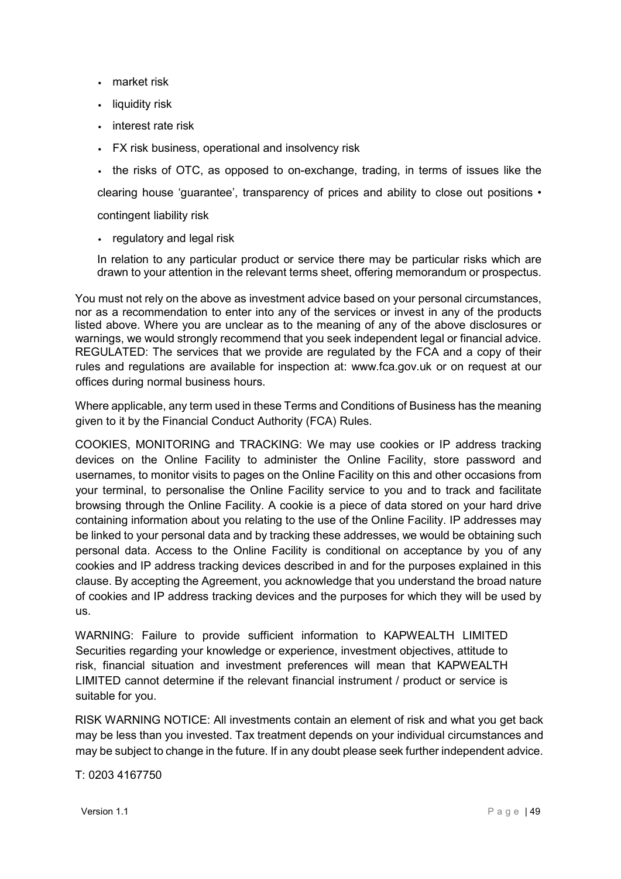- market risk
- liquidity risk
- interest rate risk
- FX risk business, operational and insolvency risk
- the risks of OTC, as opposed to on-exchange, trading, in terms of issues like the clearing house 'guarantee', transparency of prices and ability to close out positions • contingent liability risk
- regulatory and legal risk

In relation to any particular product or service there may be particular risks which are drawn to your attention in the relevant terms sheet, offering memorandum or prospectus.

You must not rely on the above as investment advice based on your personal circumstances, nor as a recommendation to enter into any of the services or invest in any of the products listed above. Where you are unclear as to the meaning of any of the above disclosures or warnings, we would strongly recommend that you seek independent legal or financial advice. REGULATED: The services that we provide are regulated by the FCA and a copy of their rules and regulations are available for inspection at: www.fca.gov.uk or on request at our offices during normal business hours.

Where applicable, any term used in these Terms and Conditions of Business has the meaning given to it by the Financial Conduct Authority (FCA) Rules.

COOKIES, MONITORING and TRACKING: We may use cookies or IP address tracking devices on the Online Facility to administer the Online Facility, store password and usernames, to monitor visits to pages on the Online Facility on this and other occasions from your terminal, to personalise the Online Facility service to you and to track and facilitate browsing through the Online Facility. A cookie is a piece of data stored on your hard drive containing information about you relating to the use of the Online Facility. IP addresses may be linked to your personal data and by tracking these addresses, we would be obtaining such personal data. Access to the Online Facility is conditional on acceptance by you of any cookies and IP address tracking devices described in and for the purposes explained in this clause. By accepting the Agreement, you acknowledge that you understand the broad nature of cookies and IP address tracking devices and the purposes for which they will be used by us.

WARNING: Failure to provide sufficient information to KAPWEALTH LIMITED Securities regarding your knowledge or experience, investment objectives, attitude to risk, financial situation and investment preferences will mean that KAPWEALTH LIMITED cannot determine if the relevant financial instrument / product or service is suitable for you.

RISK WARNING NOTICE: All investments contain an element of risk and what you get back may be less than you invested. Tax treatment depends on your individual circumstances and may be subject to change in the future. If in any doubt please seek further independent advice.

T: 0203 4167750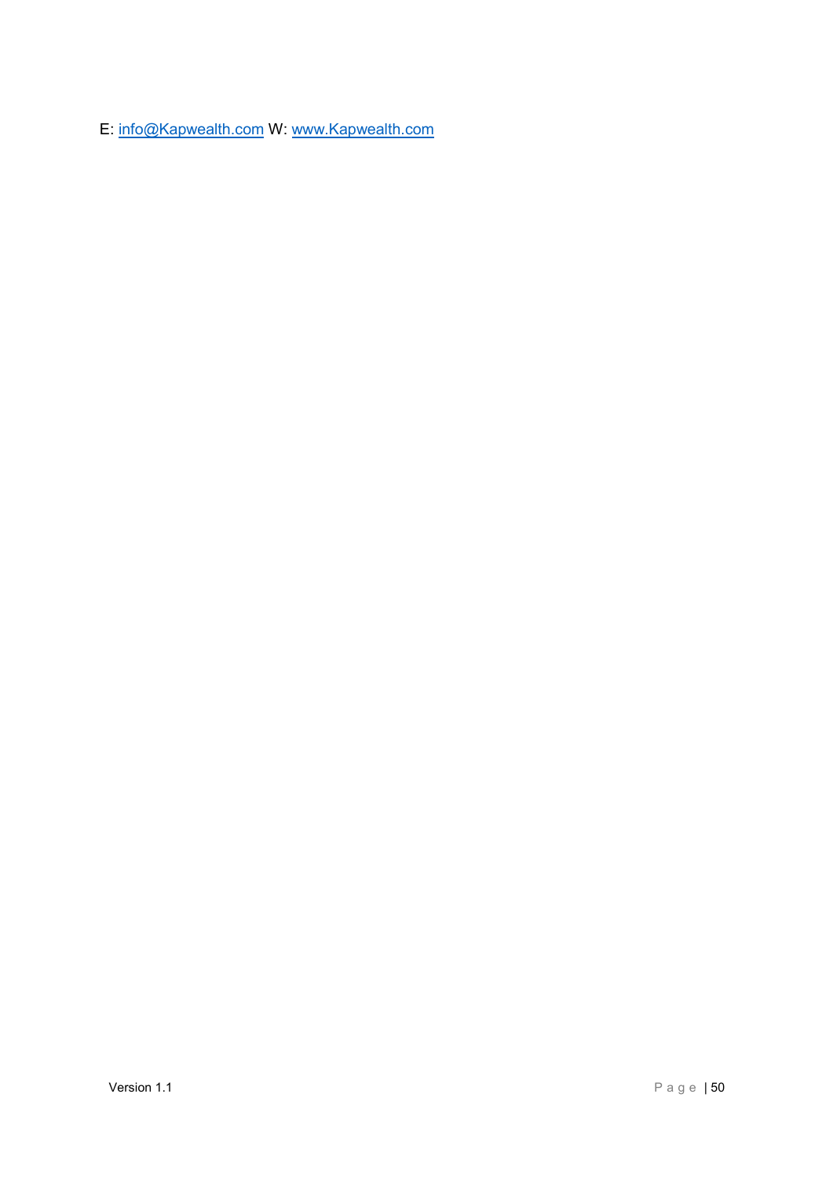E: info@Kapwealth.com W: www.Kapwealth.com